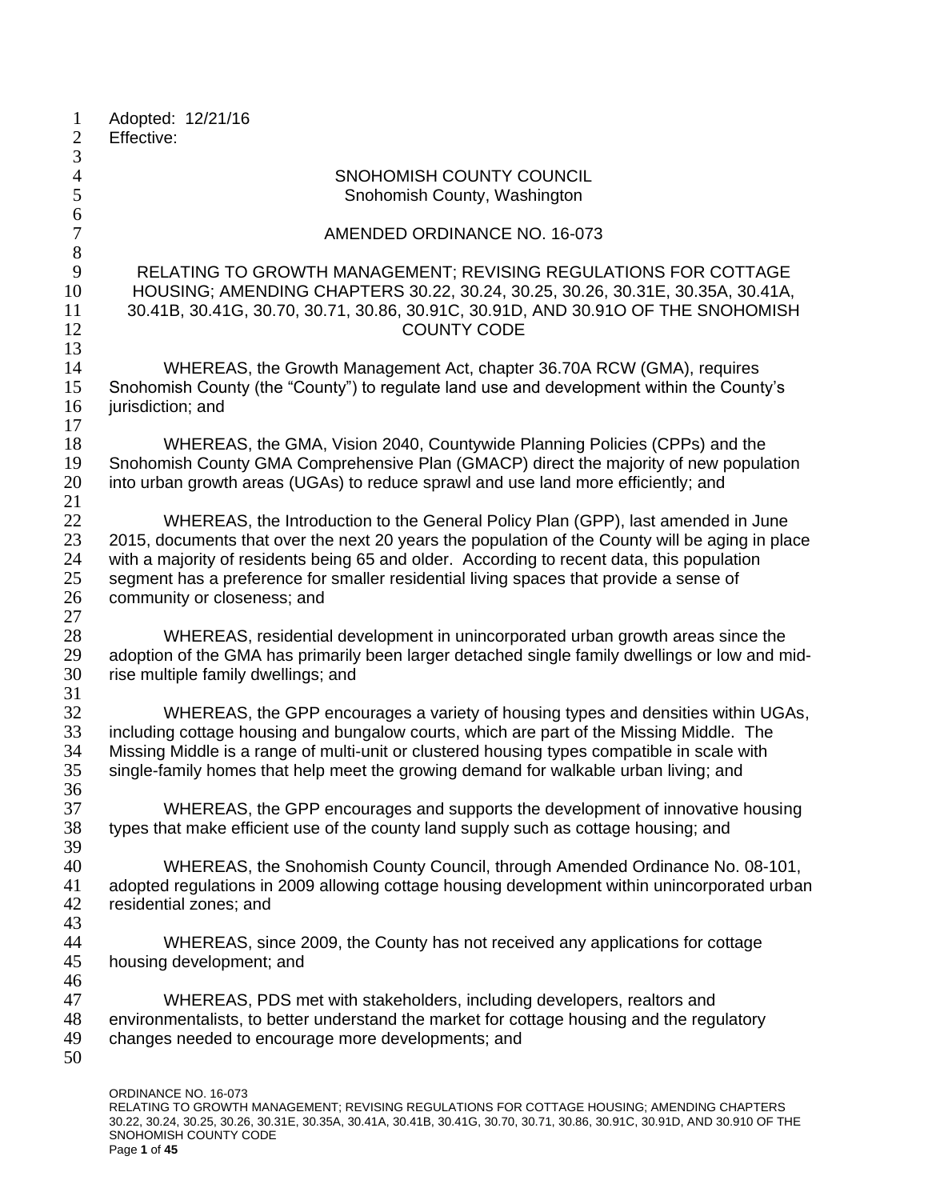Adopted: 12/21/16
Effective:

SNOHOMISH COUNTY COUNCIL
Snohomish County, Washington

AMENDED ORDINANCE NO. 16-073

RELATING TO GROWTH MANAGEMENT; REVISING REGULATIONS FOR COTTAGE HOUSING; AMENDING CHAPTERS 30.22, 30.24, 30.25, 30.26, 30.31E, 30.35A, 30.41A, 30.41B, 30.41G, 30.70, 30.71, 30.86, 30.91C, 30.91D, AND 30.91O OF THE SNOHOMISH COUNTY CODE

WHEREAS, the Growth Management Act, chapter 36.70A RCW (GMA), requires Snohomish County (the "County") to regulate land use and development within the County's jurisdiction; and

WHEREAS, the GMA, Vision 2040, Countywide Planning Policies (CPPs) and the Snohomish County GMA Comprehensive Plan (GMACP) direct the majority of new population into urban growth areas (UGAs) to reduce sprawl and use land more efficiently; and

WHEREAS, the Introduction to the General Policy Plan (GPP), last amended in June 2015, documents that over the next 20 years the population of the County will be aging in place with a majority of residents being 65 and older. According to recent data, this population segment has a preference for smaller residential living spaces that provide a sense of community or closeness; and

WHEREAS, residential development in unincorporated urban growth areas since the adoption of the GMA has primarily been larger detached single family dwellings or low and mid-rise multiple family dwellings; and

WHEREAS, the GPP encourages a variety of housing types and densities within UGAs, including cottage housing and bungalow courts, which are part of the Missing Middle. The Missing Middle is a range of multi-unit or clustered housing types compatible in scale with single-family homes that help meet the growing demand for walkable urban living; and

WHEREAS, the GPP encourages and supports the development of innovative housing types that make efficient use of the county land supply such as cottage housing; and

WHEREAS, the Snohomish County Council, through Amended Ordinance No. 08-101, adopted regulations in 2009 allowing cottage housing development within unincorporated urban residential zones; and

WHEREAS, since 2009, the County has not received any applications for cottage housing development; and

WHEREAS, PDS met with stakeholders, including developers, realtors and environmentalists, to better understand the market for cottage housing and the regulatory changes needed to encourage more developments; and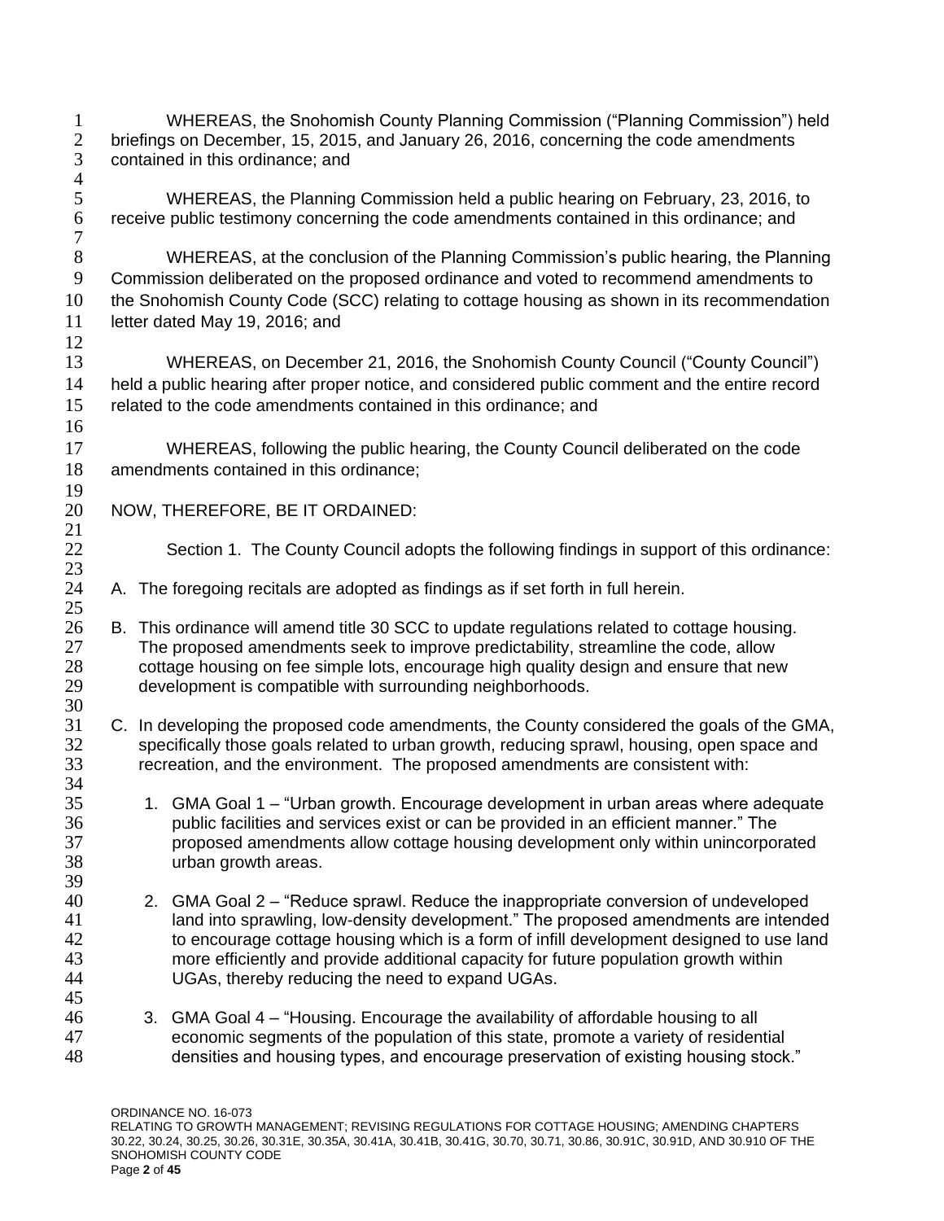WHEREAS, the Snohomish County Planning Commission ("Planning Commission") held briefings on December, 15, 2015, and January 26, 2016, concerning the code amendments contained in this ordinance; and

WHEREAS, the Planning Commission held a public hearing on February, 23, 2016, to receive public testimony concerning the code amendments contained in this ordinance; and

WHEREAS, at the conclusion of the Planning Commission's public hearing, the Planning Commission deliberated on the proposed ordinance and voted to recommend amendments to the Snohomish County Code (SCC) relating to cottage housing as shown in its recommendation letter dated May 19, 2016; and

WHEREAS, on December 21, 2016, the Snohomish County Council ("County Council") held a public hearing after proper notice, and considered public comment and the entire record related to the code amendments contained in this ordinance; and

WHEREAS, following the public hearing, the County Council deliberated on the code amendments contained in this ordinance;

NOW, THEREFORE, BE IT ORDAINED:

Section 1. The County Council adopts the following findings in support of this ordinance:

A. The foregoing recitals are adopted as findings as if set forth in full herein.

B. This ordinance will amend title 30 SCC to update regulations related to cottage housing. The proposed amendments seek to improve predictability, streamline the code, allow cottage housing on fee simple lots, encourage high quality design and ensure that new development is compatible with surrounding neighborhoods.

C. In developing the proposed code amendments, the County considered the goals of the GMA, specifically those goals related to urban growth, reducing sprawl, housing, open space and recreation, and the environment. The proposed amendments are consistent with:

   1. GMA Goal 1 – "Urban growth. Encourage development in urban areas where adequate public facilities and services exist or can be provided in an efficient manner." The proposed amendments allow cottage housing development only within unincorporated urban growth areas.

   2. GMA Goal 2 – "Reduce sprawl. Reduce the inappropriate conversion of undeveloped land into sprawling, low-density development." The proposed amendments are intended to encourage cottage housing which is a form of infill development designed to use land more efficiently and provide additional capacity for future population growth within UGAs, thereby reducing the need to expand UGAs.

   3. GMA Goal 4 – "Housing. Encourage the availability of affordable housing to all economic segments of the population of this state, promote a variety of residential densities and housing types, and encourage preservation of existing housing stock."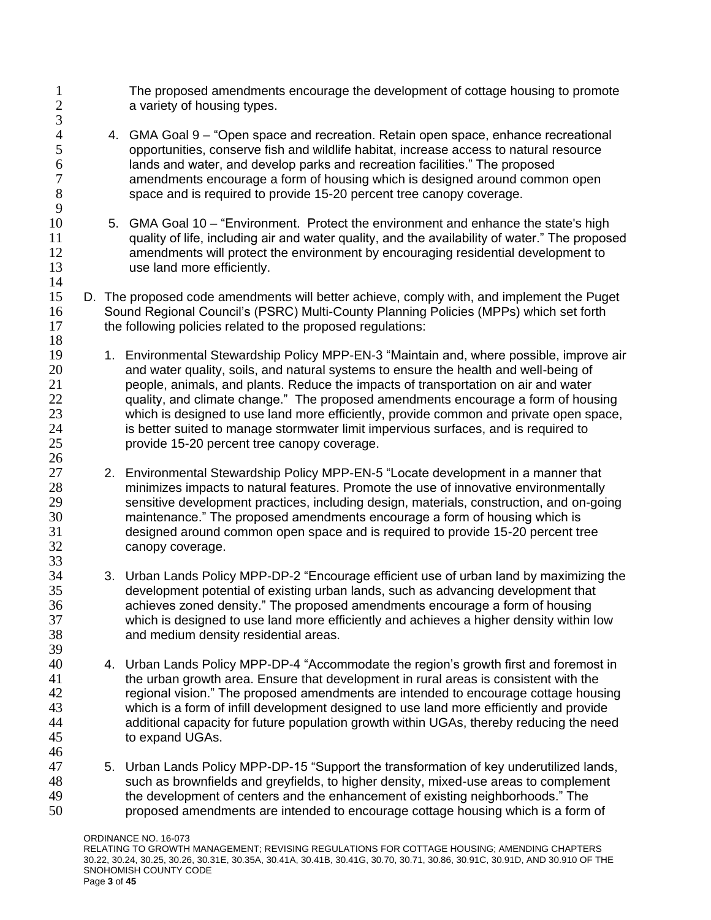The proposed amendments encourage the development of cottage housing to promote a variety of housing types.

4. GMA Goal 9 – "Open space and recreation. Retain open space, enhance recreational opportunities, conserve fish and wildlife habitat, increase access to natural resource lands and water, and develop parks and recreation facilities." The proposed amendments encourage a form of housing which is designed around common open space and is required to provide 15-20 percent tree canopy coverage.

5. GMA Goal 10 – "Environment. Protect the environment and enhance the state's high quality of life, including air and water quality, and the availability of water." The proposed amendments will protect the environment by encouraging residential development to use land more efficiently.

D. The proposed code amendments will better achieve, comply with, and implement the Puget Sound Regional Council's (PSRC) Multi-County Planning Policies (MPPs) which set forth the following policies related to the proposed regulations:

1. Environmental Stewardship Policy MPP-EN-3 "Maintain and, where possible, improve air and water quality, soils, and natural systems to ensure the health and well-being of people, animals, and plants. Reduce the impacts of transportation on air and water quality, and climate change." The proposed amendments encourage a form of housing which is designed to use land more efficiently, provide common and private open space, is better suited to manage stormwater limit impervious surfaces, and is required to provide 15-20 percent tree canopy coverage.

2. Environmental Stewardship Policy MPP-EN-5 "Locate development in a manner that minimizes impacts to natural features. Promote the use of innovative environmentally sensitive development practices, including design, materials, construction, and on-going maintenance." The proposed amendments encourage a form of housing which is designed around common open space and is required to provide 15-20 percent tree canopy coverage.

3. Urban Lands Policy MPP-DP-2 "Encourage efficient use of urban land by maximizing the development potential of existing urban lands, such as advancing development that achieves zoned density." The proposed amendments encourage a form of housing which is designed to use land more efficiently and achieves a higher density within low and medium density residential areas.

4. Urban Lands Policy MPP-DP-4 "Accommodate the region's growth first and foremost in the urban growth area. Ensure that development in rural areas is consistent with the regional vision." The proposed amendments are intended to encourage cottage housing which is a form of infill development designed to use land more efficiently and provide additional capacity for future population growth within UGAs, thereby reducing the need to expand UGAs.

5. Urban Lands Policy MPP-DP-15 "Support the transformation of key underutilized lands, such as brownfields and greyfields, to higher density, mixed-use areas to complement the development of centers and the enhancement of existing neighborhoods." The proposed amendments are intended to encourage cottage housing which is a form of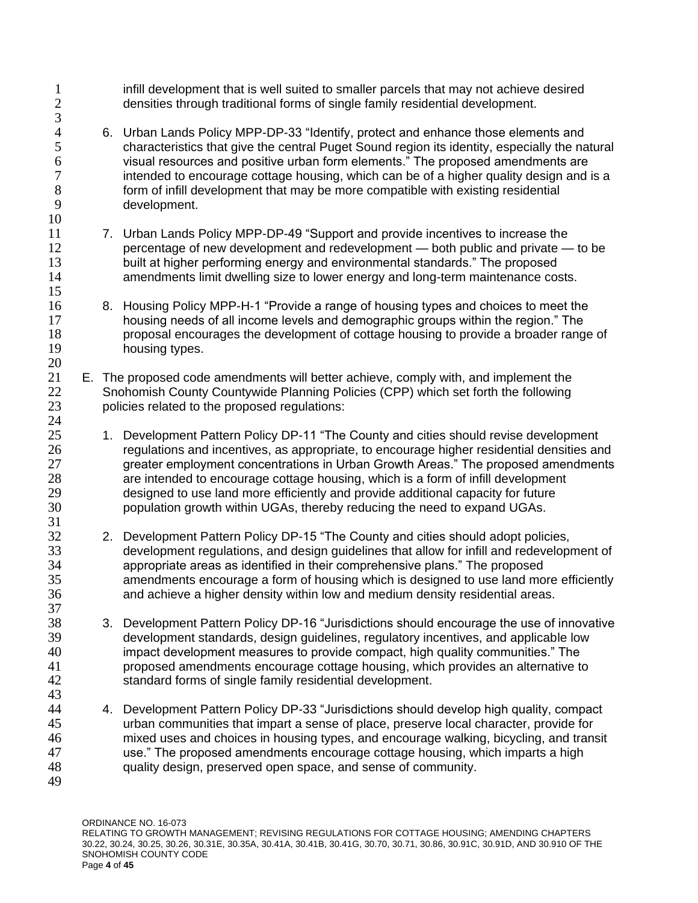infill development that is well suited to smaller parcels that may not achieve desired densities through traditional forms of single family residential development.

6. Urban Lands Policy MPP-DP-33 "Identify, protect and enhance those elements and characteristics that give the central Puget Sound region its identity, especially the natural visual resources and positive urban form elements." The proposed amendments are intended to encourage cottage housing, which can be of a higher quality design and is a form of infill development that may be more compatible with existing residential development.

7. Urban Lands Policy MPP-DP-49 "Support and provide incentives to increase the percentage of new development and redevelopment — both public and private — to be built at higher performing energy and environmental standards." The proposed amendments limit dwelling size to lower energy and long-term maintenance costs.

8. Housing Policy MPP-H-1 "Provide a range of housing types and choices to meet the housing needs of all income levels and demographic groups within the region." The proposal encourages the development of cottage housing to provide a broader range of housing types.

E. The proposed code amendments will better achieve, comply with, and implement the Snohomish County Countywide Planning Policies (CPP) which set forth the following policies related to the proposed regulations:

1. Development Pattern Policy DP-11 "The County and cities should revise development regulations and incentives, as appropriate, to encourage higher residential densities and greater employment concentrations in Urban Growth Areas." The proposed amendments are intended to encourage cottage housing, which is a form of infill development designed to use land more efficiently and provide additional capacity for future population growth within UGAs, thereby reducing the need to expand UGAs.

2. Development Pattern Policy DP-15 "The County and cities should adopt policies, development regulations, and design guidelines that allow for infill and redevelopment of appropriate areas as identified in their comprehensive plans." The proposed amendments encourage a form of housing which is designed to use land more efficiently and achieve a higher density within low and medium density residential areas.

3. Development Pattern Policy DP-16 "Jurisdictions should encourage the use of innovative development standards, design guidelines, regulatory incentives, and applicable low impact development measures to provide compact, high quality communities." The proposed amendments encourage cottage housing, which provides an alternative to standard forms of single family residential development.

4. Development Pattern Policy DP-33 "Jurisdictions should develop high quality, compact urban communities that impart a sense of place, preserve local character, provide for mixed uses and choices in housing types, and encourage walking, bicycling, and transit use." The proposed amendments encourage cottage housing, which imparts a high quality design, preserved open space, and sense of community.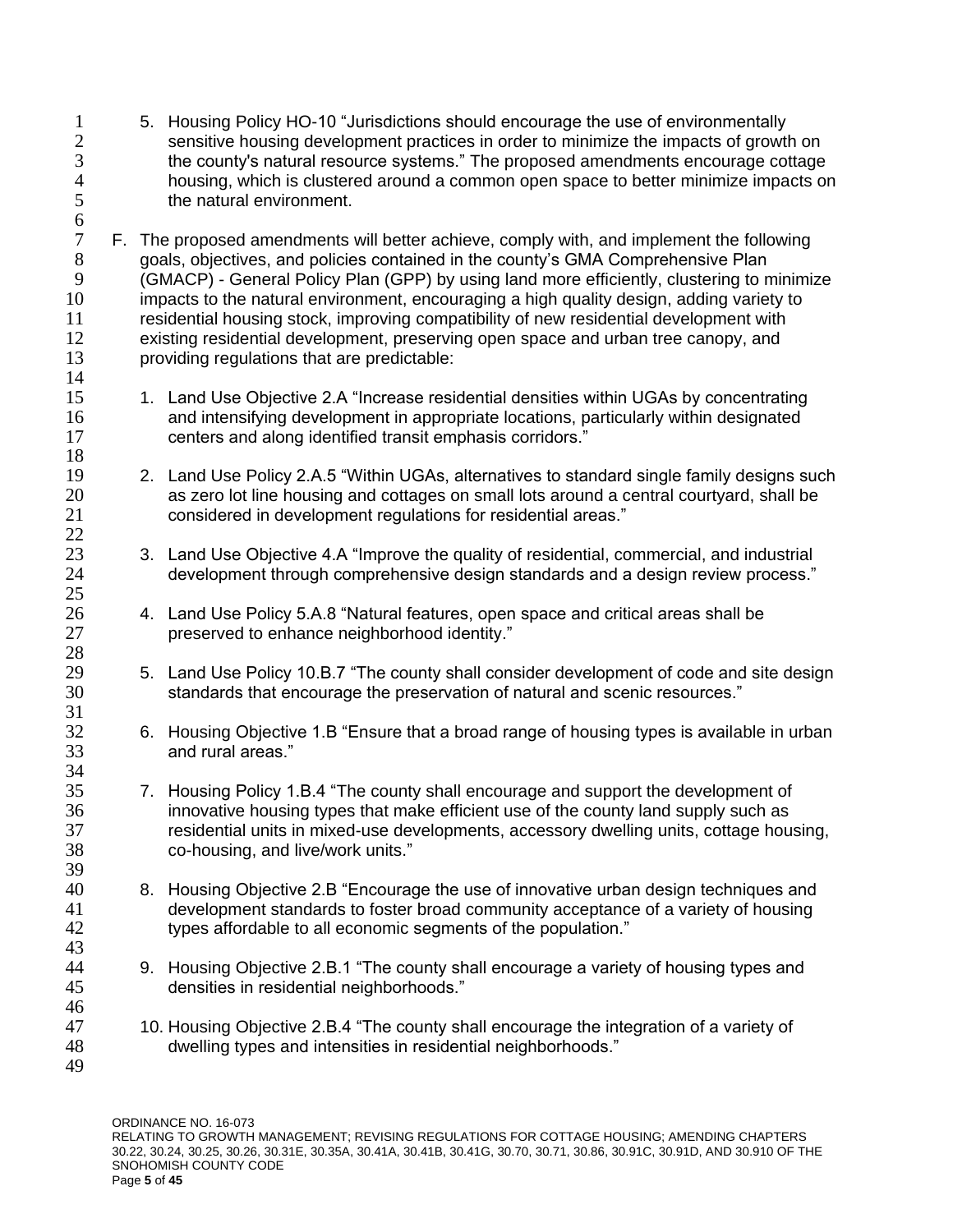5. Housing Policy HO-10 “Jurisdictions should encourage the use of environmentally sensitive housing development practices in order to minimize the impacts of growth on the county's natural resource systems.” The proposed amendments encourage cottage housing, which is clustered around a common open space to better minimize impacts on the natural environment.

F. The proposed amendments will better achieve, comply with, and implement the following goals, objectives, and policies contained in the county’s GMA Comprehensive Plan (GMACP) - General Policy Plan (GPP) by using land more efficiently, clustering to minimize impacts to the natural environment, encouraging a high quality design, adding variety to residential housing stock, improving compatibility of new residential development with existing residential development, preserving open space and urban tree canopy, and providing regulations that are predictable:

   1. Land Use Objective 2.A “Increase residential densities within UGAs by concentrating and intensifying development in appropriate locations, particularly within designated centers and along identified transit emphasis corridors.”

   2. Land Use Policy 2.A.5 “Within UGAs, alternatives to standard single family designs such as zero lot line housing and cottages on small lots around a central courtyard, shall be considered in development regulations for residential areas.”

   3. Land Use Objective 4.A “Improve the quality of residential, commercial, and industrial development through comprehensive design standards and a design review process.”

   4. Land Use Policy 5.A.8 “Natural features, open space and critical areas shall be preserved to enhance neighborhood identity.”

   5. Land Use Policy 10.B.7 “The county shall consider development of code and site design standards that encourage the preservation of natural and scenic resources.”

   6. Housing Objective 1.B “Ensure that a broad range of housing types is available in urban and rural areas.”

   7. Housing Policy 1.B.4 “The county shall encourage and support the development of innovative housing types that make efficient use of the county land supply such as residential units in mixed-use developments, accessory dwelling units, cottage housing, co-housing, and live/work units.”

   8. Housing Objective 2.B “Encourage the use of innovative urban design techniques and development standards to foster broad community acceptance of a variety of housing types affordable to all economic segments of the population.”

   9. Housing Objective 2.B.1 “The county shall encourage a variety of housing types and densities in residential neighborhoods.”

   10. Housing Objective 2.B.4 “The county shall encourage the integration of a variety of dwelling types and intensities in residential neighborhoods.”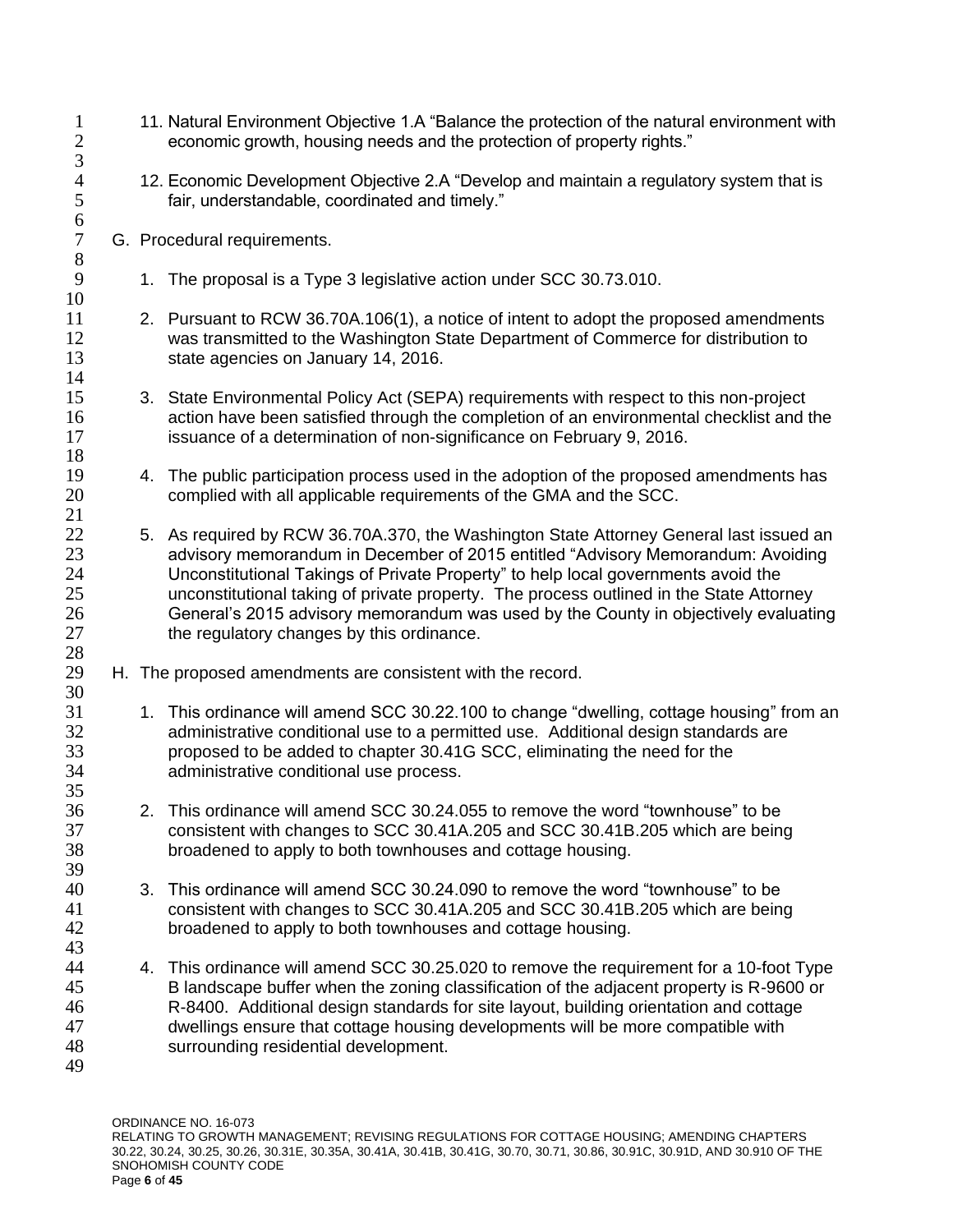11. Natural Environment Objective 1.A "Balance the protection of the natural environment with economic growth, housing needs and the protection of property rights."

12. Economic Development Objective 2.A "Develop and maintain a regulatory system that is fair, understandable, coordinated and timely."

G. Procedural requirements.

1. The proposal is a Type 3 legislative action under SCC 30.73.010.

2. Pursuant to RCW 36.70A.106(1), a notice of intent to adopt the proposed amendments was transmitted to the Washington State Department of Commerce for distribution to state agencies on January 14, 2016.

3. State Environmental Policy Act (SEPA) requirements with respect to this non-project action have been satisfied through the completion of an environmental checklist and the issuance of a determination of non-significance on February 9, 2016.

4. The public participation process used in the adoption of the proposed amendments has complied with all applicable requirements of the GMA and the SCC.

5. As required by RCW 36.70A.370, the Washington State Attorney General last issued an advisory memorandum in December of 2015 entitled "Advisory Memorandum: Avoiding Unconstitutional Takings of Private Property" to help local governments avoid the unconstitutional taking of private property. The process outlined in the State Attorney General's 2015 advisory memorandum was used by the County in objectively evaluating the regulatory changes by this ordinance.

H. The proposed amendments are consistent with the record.

1. This ordinance will amend SCC 30.22.100 to change "dwelling, cottage housing" from an administrative conditional use to a permitted use. Additional design standards are proposed to be added to chapter 30.41G SCC, eliminating the need for the administrative conditional use process.

2. This ordinance will amend SCC 30.24.055 to remove the word "townhouse" to be consistent with changes to SCC 30.41A.205 and SCC 30.41B.205 which are being broadened to apply to both townhouses and cottage housing.

3. This ordinance will amend SCC 30.24.090 to remove the word "townhouse" to be consistent with changes to SCC 30.41A.205 and SCC 30.41B.205 which are being broadened to apply to both townhouses and cottage housing.

4. This ordinance will amend SCC 30.25.020 to remove the requirement for a 10-foot Type B landscape buffer when the zoning classification of the adjacent property is R-9600 or R-8400. Additional design standards for site layout, building orientation and cottage dwellings ensure that cottage housing developments will be more compatible with surrounding residential development.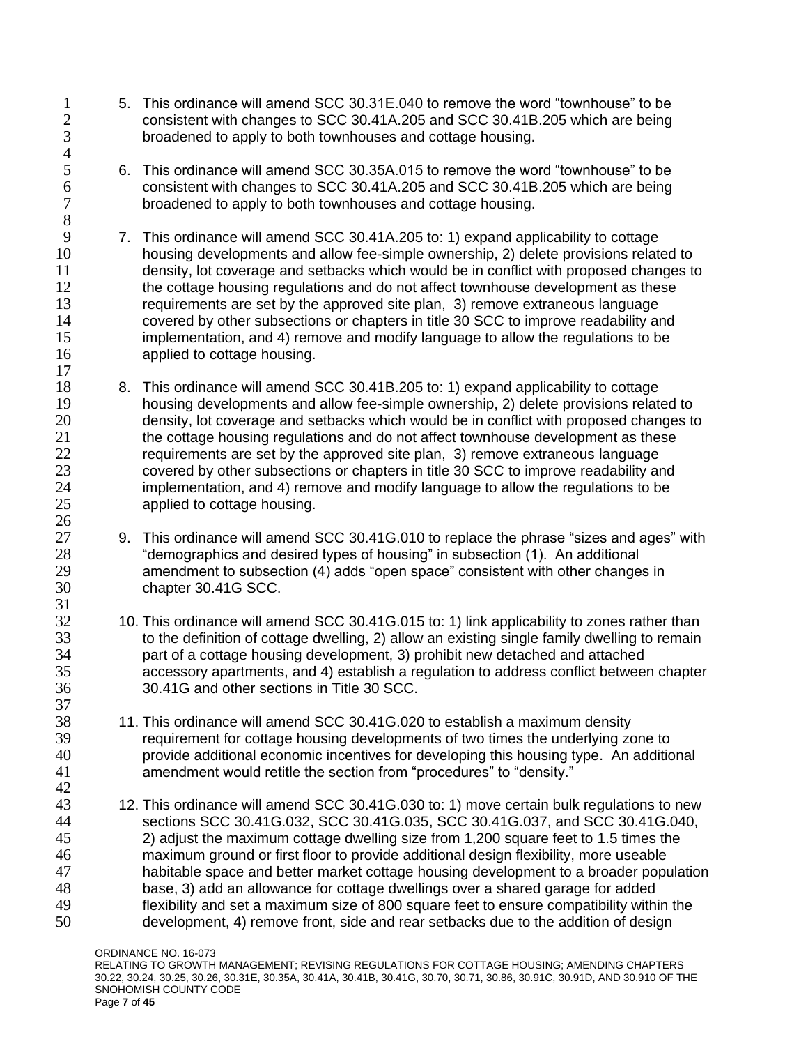5. This ordinance will amend SCC 30.31E.040 to remove the word “townhouse” to be consistent with changes to SCC 30.41A.205 and SCC 30.41B.205 which are being broadened to apply to both townhouses and cottage housing.

6. This ordinance will amend SCC 30.35A.015 to remove the word “townhouse” to be consistent with changes to SCC 30.41A.205 and SCC 30.41B.205 which are being broadened to apply to both townhouses and cottage housing.

7. This ordinance will amend SCC 30.41A.205 to: 1) expand applicability to cottage housing developments and allow fee-simple ownership, 2) delete provisions related to density, lot coverage and setbacks which would be in conflict with proposed changes to the cottage housing regulations and do not affect townhouse development as these requirements are set by the approved site plan, 3) remove extraneous language covered by other subsections or chapters in title 30 SCC to improve readability and implementation, and 4) remove and modify language to allow the regulations to be applied to cottage housing.

8. This ordinance will amend SCC 30.41B.205 to: 1) expand applicability to cottage housing developments and allow fee-simple ownership, 2) delete provisions related to density, lot coverage and setbacks which would be in conflict with proposed changes to the cottage housing regulations and do not affect townhouse development as these requirements are set by the approved site plan, 3) remove extraneous language covered by other subsections or chapters in title 30 SCC to improve readability and implementation, and 4) remove and modify language to allow the regulations to be applied to cottage housing.

9. This ordinance will amend SCC 30.41G.010 to replace the phrase “sizes and ages” with “demographics and desired types of housing” in subsection (1). An additional amendment to subsection (4) adds “open space” consistent with other changes in chapter 30.41G SCC.

10. This ordinance will amend SCC 30.41G.015 to: 1) link applicability to zones rather than to the definition of cottage dwelling, 2) allow an existing single family dwelling to remain part of a cottage housing development, 3) prohibit new detached and attached accessory apartments, and 4) establish a regulation to address conflict between chapter 30.41G and other sections in Title 30 SCC.

11. This ordinance will amend SCC 30.41G.020 to establish a maximum density requirement for cottage housing developments of two times the underlying zone to provide additional economic incentives for developing this housing type. An additional amendment would retitle the section from “procedures” to “density.”

12. This ordinance will amend SCC 30.41G.030 to: 1) move certain bulk regulations to new sections SCC 30.41G.032, SCC 30.41G.035, SCC 30.41G.037, and SCC 30.41G.040, 2) adjust the maximum cottage dwelling size from 1,200 square feet to 1.5 times the maximum ground or first floor to provide additional design flexibility, more useable habitable space and better market cottage housing development to a broader population base, 3) add an allowance for cottage dwellings over a shared garage for added flexibility and set a maximum size of 800 square feet to ensure compatibility within the development, 4) remove front, side and rear setbacks due to the addition of design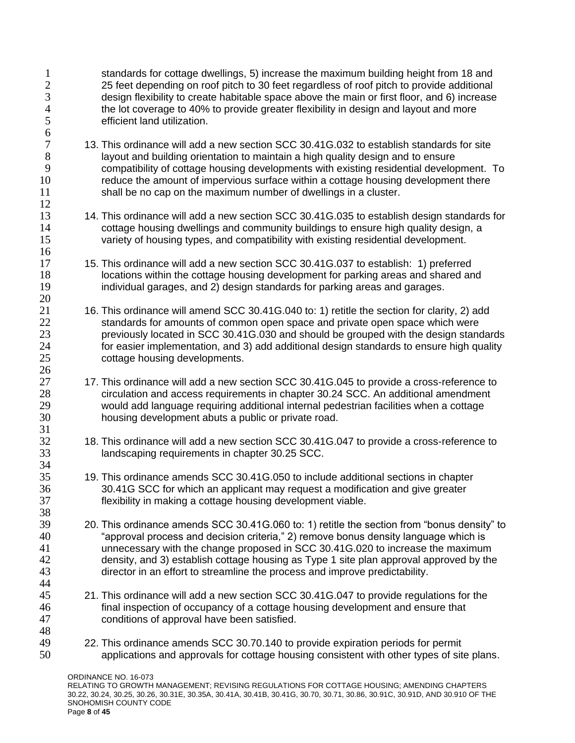standards for cottage dwellings, 5) increase the maximum building height from 18 and 25 feet depending on roof pitch to 30 feet regardless of roof pitch to provide additional design flexibility to create habitable space above the main or first floor, and 6) increase the lot coverage to 40% to provide greater flexibility in design and layout and more efficient land utilization.

13. This ordinance will add a new section SCC 30.41G.032 to establish standards for site layout and building orientation to maintain a high quality design and to ensure compatibility of cottage housing developments with existing residential development. To reduce the amount of impervious surface within a cottage housing development there shall be no cap on the maximum number of dwellings in a cluster.

14. This ordinance will add a new section SCC 30.41G.035 to establish design standards for cottage housing dwellings and community buildings to ensure high quality design, a variety of housing types, and compatibility with existing residential development.

15. This ordinance will add a new section SCC 30.41G.037 to establish: 1) preferred locations within the cottage housing development for parking areas and shared and individual garages, and 2) design standards for parking areas and garages.

16. This ordinance will amend SCC 30.41G.040 to: 1) retitle the section for clarity, 2) add standards for amounts of common open space and private open space which were previously located in SCC 30.41G.030 and should be grouped with the design standards for easier implementation, and 3) add additional design standards to ensure high quality cottage housing developments.

17. This ordinance will add a new section SCC 30.41G.045 to provide a cross-reference to circulation and access requirements in chapter 30.24 SCC. An additional amendment would add language requiring additional internal pedestrian facilities when a cottage housing development abuts a public or private road.

18. This ordinance will add a new section SCC 30.41G.047 to provide a cross-reference to landscaping requirements in chapter 30.25 SCC.

19. This ordinance amends SCC 30.41G.050 to include additional sections in chapter 30.41G SCC for which an applicant may request a modification and give greater flexibility in making a cottage housing development viable.

20. This ordinance amends SCC 30.41G.060 to: 1) retitle the section from "bonus density" to "approval process and decision criteria," 2) remove bonus density language which is unnecessary with the change proposed in SCC 30.41G.020 to increase the maximum density, and 3) establish cottage housing as Type 1 site plan approval approved by the director in an effort to streamline the process and improve predictability.

21. This ordinance will add a new section SCC 30.41G.047 to provide regulations for the final inspection of occupancy of a cottage housing development and ensure that conditions of approval have been satisfied.

22. This ordinance amends SCC 30.70.140 to provide expiration periods for permit applications and approvals for cottage housing consistent with other types of site plans.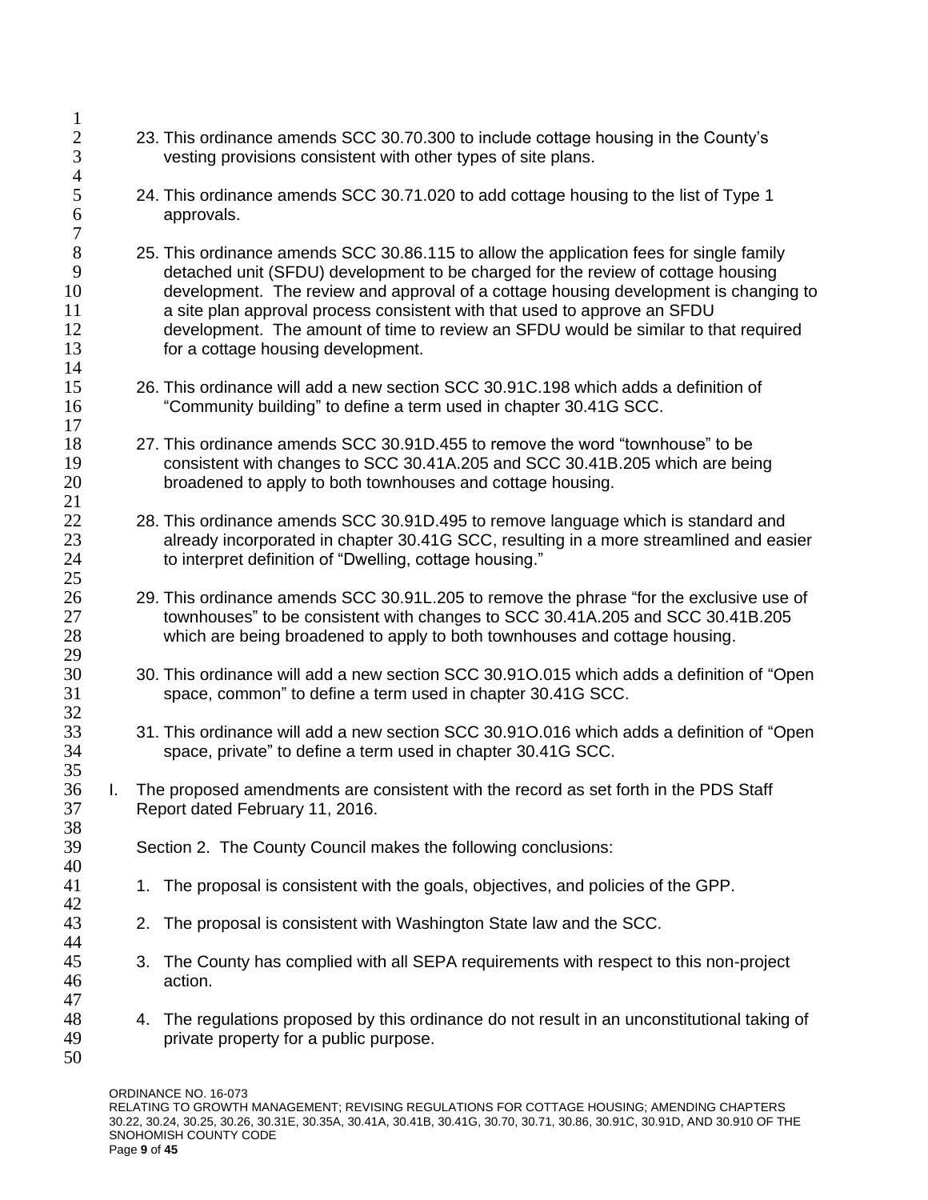23. This ordinance amends SCC 30.70.300 to include cottage housing in the County's vesting provisions consistent with other types of site plans.

24. This ordinance amends SCC 30.71.020 to add cottage housing to the list of Type 1 approvals.

25. This ordinance amends SCC 30.86.115 to allow the application fees for single family detached unit (SFDU) development to be charged for the review of cottage housing development. The review and approval of a cottage housing development is changing to a site plan approval process consistent with that used to approve an SFDU development. The amount of time to review an SFDU would be similar to that required for a cottage housing development.

26. This ordinance will add a new section SCC 30.91C.198 which adds a definition of "Community building" to define a term used in chapter 30.41G SCC.

27. This ordinance amends SCC 30.91D.455 to remove the word "townhouse" to be consistent with changes to SCC 30.41A.205 and SCC 30.41B.205 which are being broadened to apply to both townhouses and cottage housing.

28. This ordinance amends SCC 30.91D.495 to remove language which is standard and already incorporated in chapter 30.41G SCC, resulting in a more streamlined and easier to interpret definition of "Dwelling, cottage housing."

29. This ordinance amends SCC 30.91L.205 to remove the phrase "for the exclusive use of townhouses" to be consistent with changes to SCC 30.41A.205 and SCC 30.41B.205 which are being broadened to apply to both townhouses and cottage housing.

30. This ordinance will add a new section SCC 30.91O.015 which adds a definition of "Open space, common" to define a term used in chapter 30.41G SCC.

31. This ordinance will add a new section SCC 30.91O.016 which adds a definition of "Open space, private" to define a term used in chapter 30.41G SCC.

I. The proposed amendments are consistent with the record as set forth in the PDS Staff Report dated February 11, 2016.

Section 2. The County Council makes the following conclusions:

1. The proposal is consistent with the goals, objectives, and policies of the GPP.

2. The proposal is consistent with Washington State law and the SCC.

3. The County has complied with all SEPA requirements with respect to this non-project action.

4. The regulations proposed by this ordinance do not result in an unconstitutional taking of private property for a public purpose.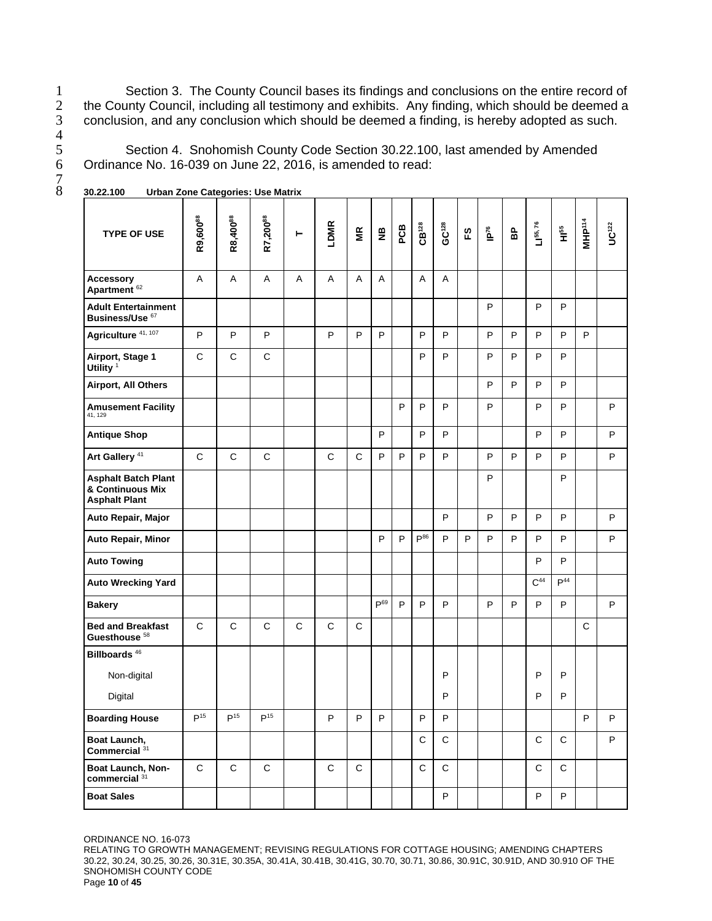Section 3. The County Council bases its findings and conclusions on the entire record of the County Council, including all testimony and exhibits. Any finding, which should be deemed a conclusion, and any conclusion which should be deemed a finding, is hereby adopted as such.

Section 4. Snohomish County Code Section 30.22.100, last amended by Amended Ordinance No. 16-039 on June 22, 2016, is amended to read:

**30.22.100 Urban Zone Categories: Use Matrix**

| TYPE OF USE | R9,600[88] | R8,400[88] | R7,200[88] | T | LDMR | MR | NB | PCB | CB[128] | GC[128] | FS | IP[76] | BP | LI[55, 76] | HI[55] | MHP[114] | UC[122] |
|---|---|---|---|---|---|---|---|---|---|---|---|---|---|---|---|---|---|
| **Accessory Apartment** [62] | A | A | A | A | A | A | A | | A | A | | | | | | | |
| **Adult Entertainment Business/Use** [67] | | | | | | | | | | | | P | | P | P | | |
| **Agriculture** [41, 107] | P | P | P | | P | P | P | | P | P | | P | P | P | P | P | |
| **Airport, Stage 1 Utility** [1] | C | C | C | | | | | | P | P | | P | P | P | P | | |
| **Airport, All Others** | | | | | | | | | | | | P | P | P | P | | |
| **Amusement Facility** [41, 129] | | | | | | | | P | P | P | | P | | P | P | | P |
| **Antique Shop** | | | | | | | P | | P | P | | | | P | P | | P |
| **Art Gallery** [41] | C | C | C | | C | C | P | P | P | P | | P | P | P | P | | P |
| **Asphalt Batch Plant & Continuous Mix Asphalt Plant** | | | | | | | | | | | | P | | | P | | |
| **Auto Repair, Major** | | | | | | | | | | P | | P | P | P | P | | P |
| **Auto Repair, Minor** | | | | | | | P | P | P[86] | P | P | P | P | P | P | | P |
| **Auto Towing** | | | | | | | | | | | | | | P | P | | |
| **Auto Wrecking Yard** | | | | | | | | | | | | | | C[44] | P[44] | | |
| **Bakery** | | | | | | | P[69] | P | P | P | | P | P | P | P | | P |
| **Bed and Breakfast Guesthouse** [58] | C | C | C | C | C | C | | | | | | | | | | C | |
| **Billboards** [46] | | | | | | | | | | | | | | | | | |
| Non-digital | | | | | | | | | | P | | | | P | P | | |
| Digital | | | | | | | | | | P | | | | P | P | | |
| **Boarding House** | P[15] | P[15] | P[15] | | P | P | P | | P | P | | | | | | P | P |
| **Boat Launch, Commercial** [31] | | | | | | | | | C | C | | | | C | C | | P |
| **Boat Launch, Non-commercial** [31] | C | C | C | | C | C | | | C | C | | | | C | C | | |
| **Boat Sales** | | | | | | | | | | P | | | | P | P | | |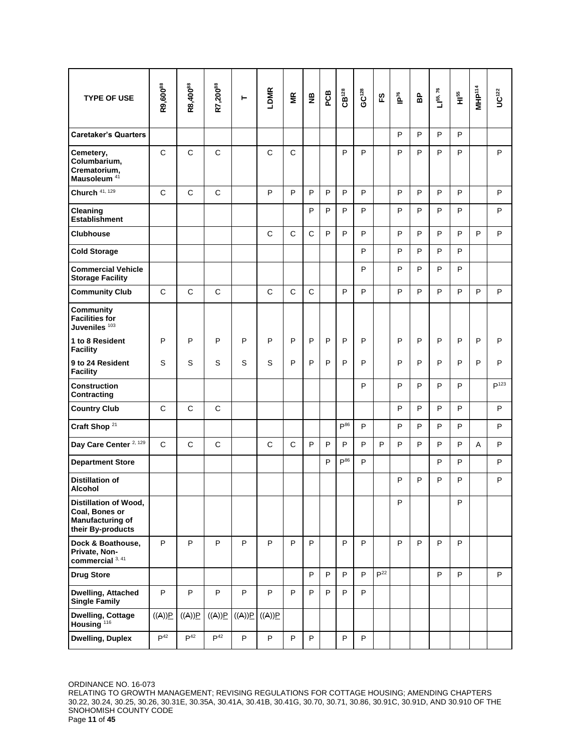| TYPE OF USE | R9,600[88] | R8,400[88] | R7,200[88] | T | LDMR | MR | NB | PCB | CB[128] | GC[128] | FS | IP[76] | BP | LI[55, 76] | HI[55] | MHP[114] | UC[122] |
|---|---|---|---|---|---|---|---|---|---|---|---|---|---|---|---|---|---|
| **Caretaker's Quarters** | | | | | | | | | | | | P | P | P | P | | |
| **Cemetery, Columbarium, Crematorium, Mausoleum** [41] | C | C | C | | C | C | | | P | P | | P | P | P | P | | P |
| **Church** [41, 129] | C | C | C | | P | P | P | P | P | P | | P | P | P | P | | P |
| **Cleaning Establishment** | | | | | | | P | P | P | P | | P | P | P | P | | P |
| **Clubhouse** | | | | | C | C | C | P | P | P | | P | P | P | P | P | P |
| **Cold Storage** | | | | | | | | | | P | | P | P | P | P | | |
| **Commercial Vehicle Storage Facility** | | | | | | | | | | P | | P | P | P | P | | |
| **Community Club** | C | C | C | | C | C | C | | P | P | | P | P | P | P | P | P |
| **Community Facilities for Juveniles** [103] | | | | | | | | | | | | | | | | | |
| **1 to 8 Resident Facility** | P | P | P | P | P | P | P | P | P | P | | P | P | P | P | P | P |
| **9 to 24 Resident Facility** | S | S | S | S | S | P | P | P | P | P | | P | P | P | P | P | P |
| **Construction Contracting** | | | | | | | | | | P | | P | P | P | P | | P[123] |
| **Country Club** | C | C | C | | | | | | | | | P | P | P | P | | P |
| **Craft Shop** [21] | | | | | | | | | P[86] | P | | P | P | P | P | | P |
| **Day Care Center** [2, 129] | C | C | C | | C | C | P | P | P | P | P | P | P | P | P | A | P |
| **Department Store** | | | | | | | | P | P[86] | P | | | | P | P | | P |
| **Distillation of Alcohol** | | | | | | | | | | | | P | P | P | P | | P |
| **Distillation of Wood, Coal, Bones or Manufacturing of their By-products** | | | | | | | | | | | | P | | | P | | |
| **Dock & Boathouse, Private, Non-commercial** [3, 41] | P | P | P | P | P | P | P | | P | P | | P | P | P | P | | |
| **Drug Store** | | | | | | | P | P | P | P | P[22] | | | P | P | | P |
| **Dwelling, Attached Single Family** | P | P | P | P | P | P | P | P | P | P | | | | | | | |
| **Dwelling, Cottage Housing** [116] | ((A))P | ((A))P | ((A))P | ((A))P | ((A))P | | | | | | | | | | | | |
| **Dwelling, Duplex** | P[42] | P[42] | P[42] | P | P | P | P | | P | P | | | | | | | |

ORDINANCE NO. 16-073
RELATING TO GROWTH MANAGEMENT; REVISING REGULATIONS FOR COTTAGE HOUSING; AMENDING CHAPTERS 30.22, 30.24, 30.25, 30.26, 30.31E, 30.35A, 30.41A, 30.41B, 30.41G, 30.70, 30.71, 30.86, 30.91C, 30.91D, AND 30.910 OF THE SNOHOMISH COUNTY CODE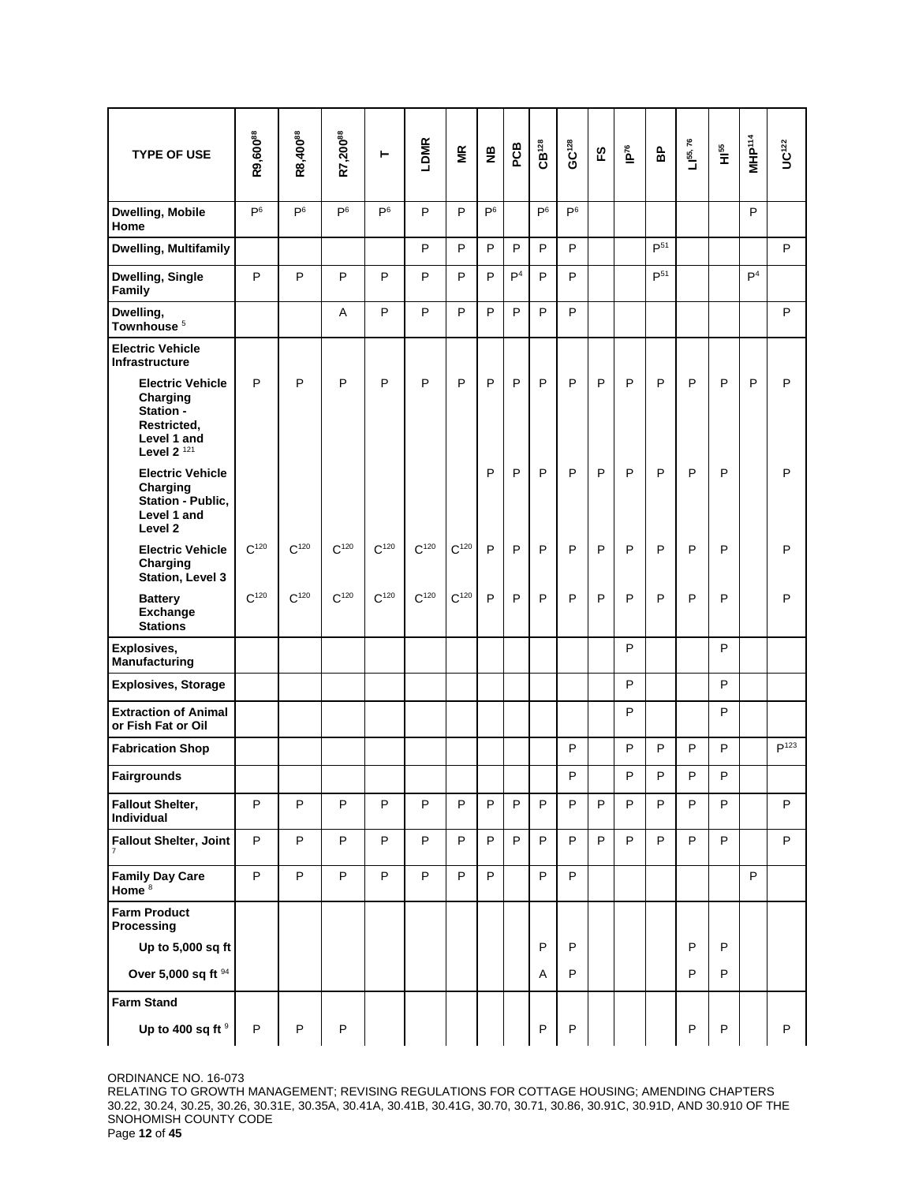| TYPE OF USE | R9,600[88] | R8,400[88] | R7,200[88] | T | LDMR | MR | NB | PCB | CB[128] | GC[128] | FS | IP[76] | BP | LI[55, 76] | HI[55] | MHP[114] | UC[122] |
|---|---|---|---|---|---|---|---|---|---|---|---|---|---|---|---|---|---|
| **Dwelling, Mobile Home** | P[6] | P[6] | P[6] | P[6] | P | P | P[6] | | P[6] | P[6] | | | | | | P | |
| **Dwelling, Multifamily** | | | | | P | P | P | P | P | P | | | P[51] | | | | P |
| **Dwelling, Single Family** | P | P | P | P | P | P | P | P[4] | P | P | | | P[51] | | | P[4] | |
| **Dwelling, Townhouse** [5] | | | A | P | P | P | P | P | P | P | | | | | | | P |
| **Electric Vehicle Infrastructure** | | | | | | | | | | | | | | | | | |
| **Electric Vehicle Charging Station - Restricted, Level 1 and Level 2** [121] | P | P | P | P | P | P | P | P | P | P | P | P | P | P | P | P | P |
| **Electric Vehicle Charging Station - Public, Level 1 and Level 2** | | | | | | | P | P | P | P | P | P | P | P | P | | P |
| **Electric Vehicle Charging Station, Level 3** | C[120] | C[120] | C[120] | C[120] | C[120] | C[120] | P | P | P | P | P | P | P | P | P | | P |
| **Battery Exchange Stations** | C[120] | C[120] | C[120] | C[120] | C[120] | C[120] | P | P | P | P | P | P | P | P | P | | P |
| **Explosives, Manufacturing** | | | | | | | | | | | | P | | | P | | |
| **Explosives, Storage** | | | | | | | | | | | | P | | | P | | |
| **Extraction of Animal or Fish Fat or Oil** | | | | | | | | | | | | P | | | P | | |
| **Fabrication Shop** | | | | | | | | | | P | | P | P | P | P | | P[123] |
| **Fairgrounds** | | | | | | | | | | P | | P | P | P | P | | |
| **Fallout Shelter, Individual** | P | P | P | P | P | P | P | P | P | P | P | P | P | P | P | | P |
| **Fallout Shelter, Joint** [7] | P | P | P | P | P | P | P | P | P | P | P | P | P | P | P | | P |
| **Family Day Care Home** [8] | P | P | P | P | P | P | P | | P | P | | | | | | P | |
| **Farm Product Processing** | | | | | | | | | | | | | | | | | |
| **Up to 5,000 sq ft** | | | | | | | | | P | P | | | | P | P | | |
| **Over 5,000 sq ft** [94] | | | | | | | | | A | P | | | | P | P | | |
| **Farm Stand** | | | | | | | | | | | | | | | | | |
| **Up to 400 sq ft** [9] | P | P | P | | | | | | P | P | | | | P | P | | P |

ORDINANCE NO. 16-073
RELATING TO GROWTH MANAGEMENT; REVISING REGULATIONS FOR COTTAGE HOUSING; AMENDING CHAPTERS 30.22, 30.24, 30.25, 30.26, 30.31E, 30.35A, 30.41A, 30.41B, 30.41G, 30.70, 30.71, 30.86, 30.91C, 30.91D, AND 30.910 OF THE SNOHOMISH COUNTY CODE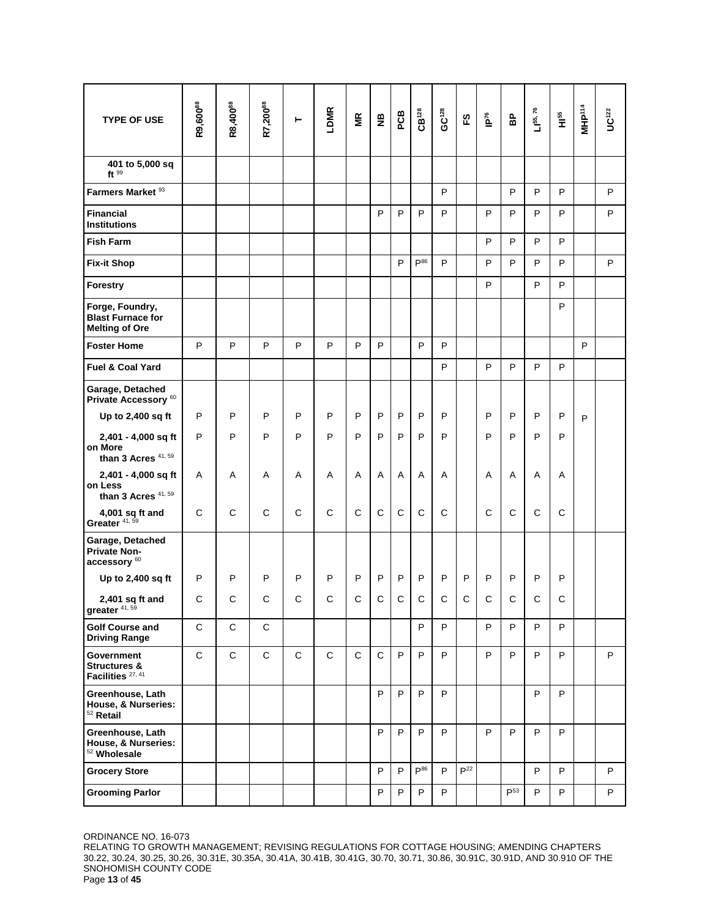| TYPE OF USE | R9,600[88] | R8,400[88] | R7,200[88] | T | LDMR | MR | NB | PCB | CB[128] | GC[128] | FS | IP[76] | BP | LI[55, 76] | HI[55] | MHP[114] | UC[122] |
|---|---|---|---|---|---|---|---|---|---|---|---|---|---|---|---|---|---|
| 401 to 5,000 sq ft [99] | | | | | | | | | | | | | | | | | |
| **Farmers Market** [93] | | | | | | | | | | P | | | P | P | P | | P |
| **Financial Institutions** | | | | | | | P | P | P | P | | P | P | P | P | | P |
| **Fish Farm** | | | | | | | | | | | | P | P | P | P | | |
| **Fix-it Shop** | | | | | | | | P | P[86] | P | | P | P | P | P | | P |
| **Forestry** | | | | | | | | | | | | P | | P | P | | |
| **Forge, Foundry, Blast Furnace for Melting of Ore** | | | | | | | | | | | | | | | P | | |
| **Foster Home** | P | P | P | P | P | P | P | | P | P | | | | | | P | |
| **Fuel & Coal Yard** | | | | | | | | | | P | | P | P | P | P | | |
| **Garage, Detached Private Accessory** [60] | | | | | | | | | | | | | | | | | |
| Up to 2,400 sq ft | P | P | P | P | P | P | P | P | P | P | | P | P | P | P | P | |
| 2,401 - 4,000 sq ft on More than 3 Acres [41, 59] | P | P | P | P | P | P | P | P | P | P | | P | P | P | P | | |
| 2,401 - 4,000 sq ft on Less than 3 Acres [41, 59] | A | A | A | A | A | A | A | A | A | A | | A | A | A | A | | |
| 4,001 sq ft and Greater [41, 59] | C | C | C | C | C | C | C | C | C | C | | C | C | C | C | | |
| **Garage, Detached Private Non-accessory** [60] | | | | | | | | | | | | | | | | | |
| Up to 2,400 sq ft | P | P | P | P | P | P | P | P | P | P | P | P | P | P | P | | |
| 2,401 sq ft and greater [41, 59] | C | C | C | C | C | C | C | C | C | C | C | C | C | C | C | | |
| **Golf Course and Driving Range** | C | C | C | | | | | | P | P | | P | P | P | P | | |
| **Government Structures & Facilities** [27, 41] | C | C | C | C | C | C | C | P | P | P | | P | P | P | P | | P |
| **Greenhouse, Lath House, & Nurseries:** [52] **Retail** | | | | | | | P | P | P | P | | | | P | P | | |
| **Greenhouse, Lath House, & Nurseries:** [52] **Wholesale** | | | | | | | P | P | P | P | | P | P | P | P | | |
| **Grocery Store** | | | | | | | P | P | P[86] | P | P[22] | | | P | P | | P |
| **Grooming Parlor** | | | | | | | P | P | P | P | | | P[53] | P | P | | P |

ORDINANCE NO. 16-073
RELATING TO GROWTH MANAGEMENT; REVISING REGULATIONS FOR COTTAGE HOUSING; AMENDING CHAPTERS 30.22, 30.24, 30.25, 30.26, 30.31E, 30.35A, 30.41A, 30.41B, 30.41G, 30.70, 30.71, 30.86, 30.91C, 30.91D, AND 30.910 OF THE SNOHOMISH COUNTY CODE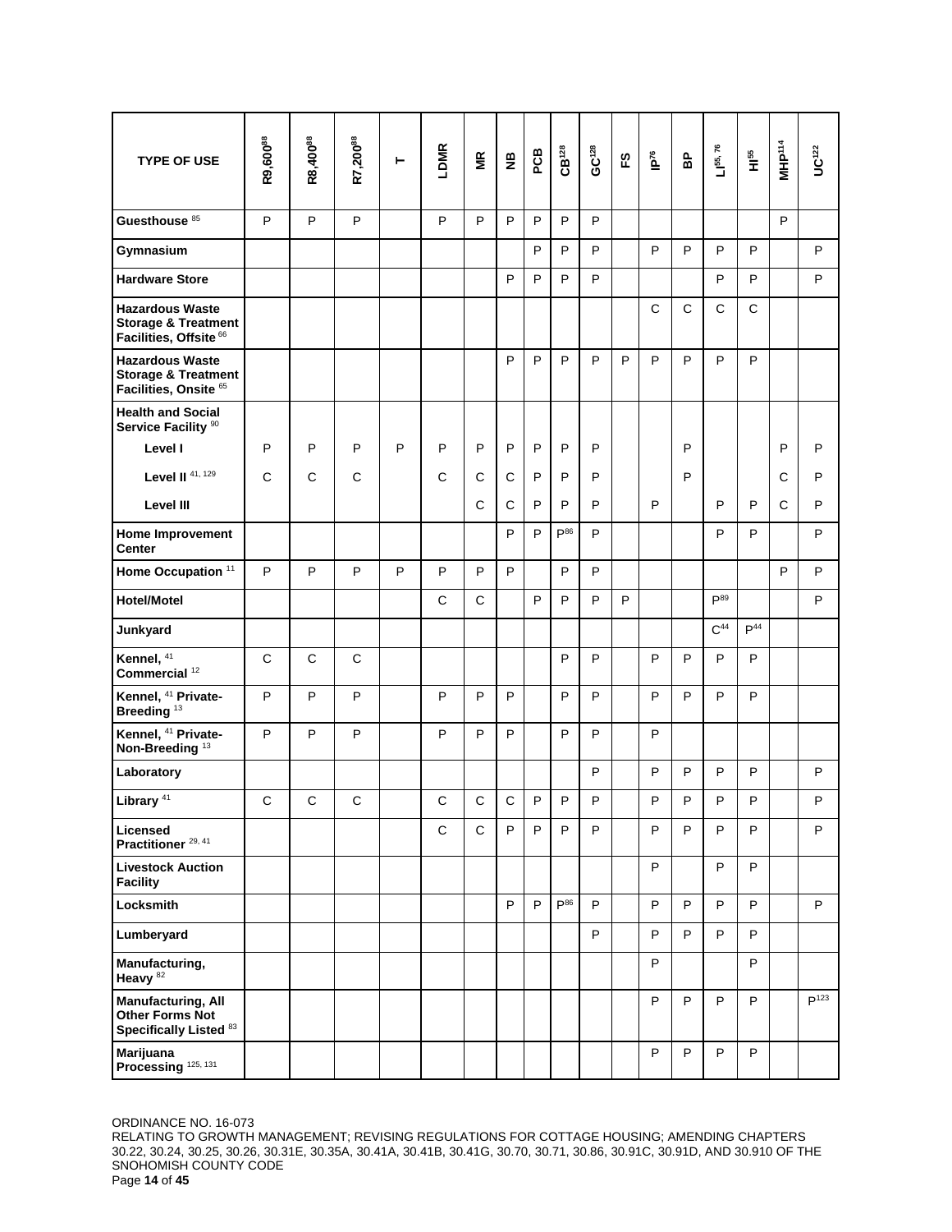| TYPE OF USE | R9,600[88] | R8,400[88] | R7,200[88] | T | LDMR | MR | NB | PCB | CB[128] | GC[128] | FS | IP[76] | BP | LI[55, 76] | HI[55] | MHP[114] | UC[122] |
|---|---|---|---|---|---|---|---|---|---|---|---|---|---|---|---|---|---|
| **Guesthouse** [85] | P | P | P | | P | P | P | P | P | P | | | | | | P | |
| **Gymnasium** | | | | | | | | P | P | P | | P | P | P | P | | P |
| **Hardware Store** | | | | | | | P | P | P | P | | | | P | P | | P |
| **Hazardous Waste Storage & Treatment Facilities, Offsite** [66] | | | | | | | | | | | | C | C | C | C | | |
| **Hazardous Waste Storage & Treatment Facilities, Onsite** [65] | | | | | | | P | P | P | P | P | P | P | P | P | | |
| **Health and Social Service Facility** [90] | | | | | | | | | | | | | | | | | |
| **Level I** | P | P | P | P | P | P | P | P | P | P | | | P | | | P | P |
| **Level II** [41, 129] | C | C | C | | C | C | C | P | P | P | | | P | | | C | P |
| **Level III** | | | | | | C | C | P | P | P | | P | | P | P | C | P |
| **Home Improvement Center** | | | | | | | P | P | P[86] | P | | | | P | P | | P |
| **Home Occupation** [11] | P | P | P | P | P | P | P | | P | P | | | | | | P | P |
| **Hotel/Motel** | | | | | C | C | | P | P | P | P | | | P[89] | | | P |
| **Junkyard** | | | | | | | | | | | | | | C[44] | P[44] | | |
| **Kennel,** [41] **Commercial** [12] | C | C | C | | | | | | P | P | | P | P | P | P | | |
| **Kennel,** [41] **Private-Breeding** [13] | P | P | P | | P | P | P | | P | P | | P | P | P | P | | |
| **Kennel,** [41] **Private-Non-Breeding** [13] | P | P | P | | P | P | P | | P | P | | P | | | | | |
| **Laboratory** | | | | | | | | | | P | | P | P | P | P | | P |
| **Library** [41] | C | C | C | | C | C | C | P | P | P | | P | P | P | P | | P |
| **Licensed Practitioner** [29, 41] | | | | | C | C | P | P | P | P | | P | P | P | P | | P |
| **Livestock Auction Facility** | | | | | | | | | | | | P | | P | P | | |
| **Locksmith** | | | | | | | P | P | P[86] | P | | P | P | P | P | | P |
| **Lumberyard** | | | | | | | | | | P | | P | P | P | P | | |
| **Manufacturing, Heavy** [82] | | | | | | | | | | | | P | | | P | | |
| **Manufacturing, All Other Forms Not Specifically Listed** [83] | | | | | | | | | | | | P | P | P | P | | P[123] |
| **Marijuana Processing** [125, 131] | | | | | | | | | | | | P | P | P | P | | |

ORDINANCE NO. 16-073
RELATING TO GROWTH MANAGEMENT; REVISING REGULATIONS FOR COTTAGE HOUSING; AMENDING CHAPTERS 30.22, 30.24, 30.25, 30.26, 30.31E, 30.35A, 30.41A, 30.41B, 30.41G, 30.70, 30.71, 30.86, 30.91C, 30.91D, AND 30.910 OF THE SNOHOMISH COUNTY CODE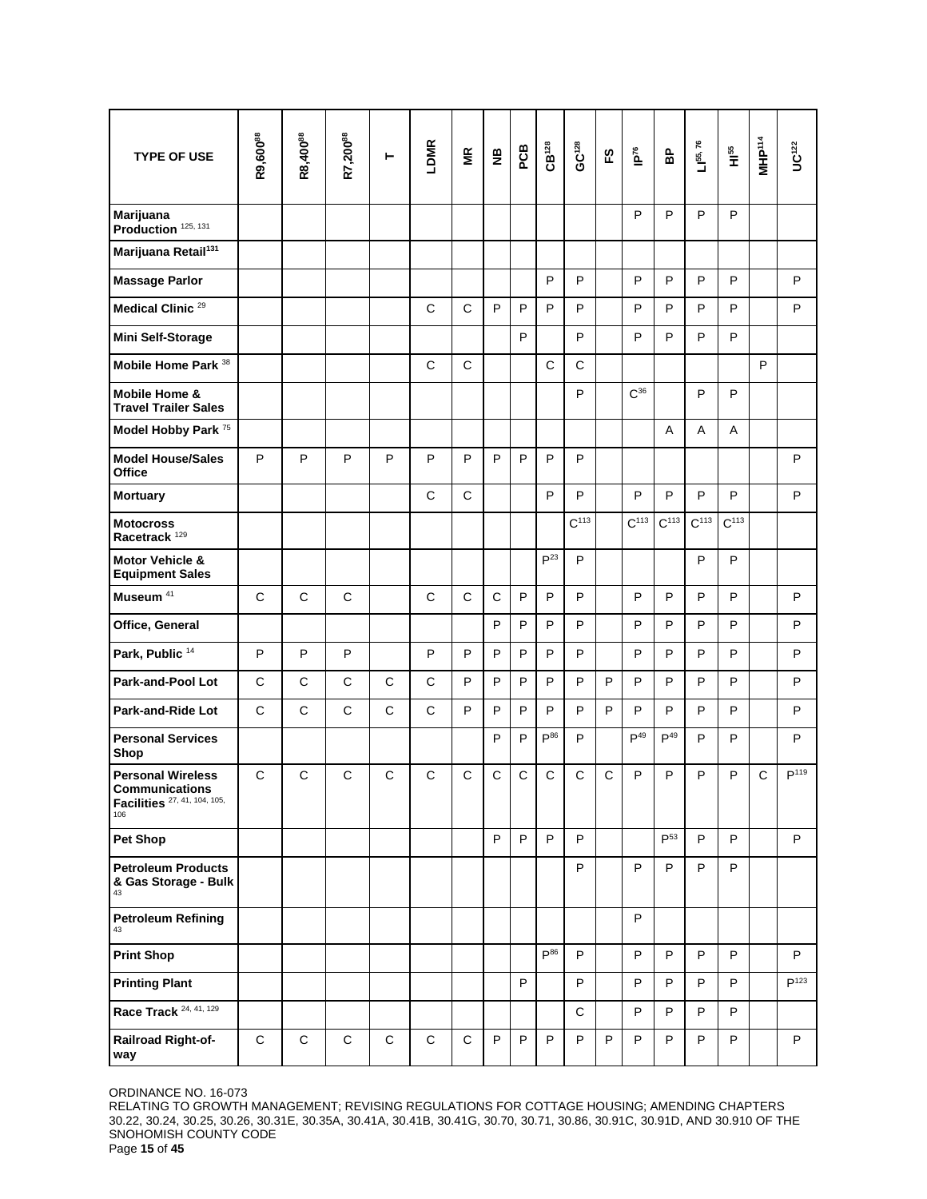| TYPE OF USE | R9,600[88] | R8,400[88] | R7,200[88] | T | LDMR | MR | NB | PCB | CB[128] | GC[128] | FS | IP[76] | BP | LI[55, 76] | HI[55] | MHP[114] | UC[122] |
|---|---|---|---|---|---|---|---|---|---|---|---|---|---|---|---|---|---|
| **Marijuana Production** [125, 131] | | | | | | | | | | | | P | P | P | P | | |
| **Marijuana Retail**[131] | | | | | | | | | | | | | | | | | |
| **Massage Parlor** | | | | | | | | | P | P | | P | P | P | P | | P |
| **Medical Clinic** [29] | | | | | C | C | P | P | P | P | | P | P | P | P | | P |
| **Mini Self-Storage** | | | | | | | | P | | P | | P | P | P | P | | |
| **Mobile Home Park** [38] | | | | | C | C | | | C | C | | | | | | P | |
| **Mobile Home & Travel Trailer Sales** | | | | | | | | | | P | | C[36] | | P | P | | |
| **Model Hobby Park** [75] | | | | | | | | | | | | | A | A | A | | |
| **Model House/Sales Office** | P | P | P | P | P | P | P | P | P | P | | | | | | | P |
| **Mortuary** | | | | | C | C | | | P | P | | P | P | P | P | | P |
| **Motocross Racetrack** [129] | | | | | | | | | | C[113] | | C[113] | C[113] | C[113] | C[113] | | |
| **Motor Vehicle & Equipment Sales** | | | | | | | | | P[23] | P | | | | P | P | | |
| **Museum** [41] | C | C | C | | C | C | C | P | P | P | | P | P | P | P | | P |
| **Office, General** | | | | | | | P | P | P | P | | P | P | P | P | | P |
| **Park, Public** [14] | P | P | P | | P | P | P | P | P | P | | P | P | P | P | | P |
| **Park-and-Pool Lot** | C | C | C | C | C | P | P | P | P | P | P | P | P | P | P | | P |
| **Park-and-Ride Lot** | C | C | C | C | C | P | P | P | P | P | P | P | P | P | P | | P |
| **Personal Services Shop** | | | | | | | P | P | P[86] | P | | P[49] | P[49] | P | P | | P |
| **Personal Wireless Communications Facilities** [27, 41, 104, 105, 106] | C | C | C | C | C | C | C | C | C | C | C | P | P | P | P | C | P[119] |
| **Pet Shop** | | | | | | | P | P | P | P | | | P[53] | P | P | | P |
| **Petroleum Products & Gas Storage - Bulk** [43] | | | | | | | | | | P | | P | P | P | P | | |
| **Petroleum Refining** [43] | | | | | | | | | | | | P | | | | | |
| **Print Shop** | | | | | | | | | P[86] | P | | P | P | P | P | | P |
| **Printing Plant** | | | | | | | | P | | P | | P | P | P | P | | P[123] |
| **Race Track** [24, 41, 129] | | | | | | | | | | C | | P | P | P | P | | |
| **Railroad Right-of-way** | C | C | C | C | C | C | P | P | P | P | P | P | P | P | P | | P |

ORDINANCE NO. 16-073
RELATING TO GROWTH MANAGEMENT; REVISING REGULATIONS FOR COTTAGE HOUSING; AMENDING CHAPTERS 30.22, 30.24, 30.25, 30.26, 30.31E, 30.35A, 30.41A, 30.41B, 30.41G, 30.70, 30.71, 30.86, 30.91C, 30.91D, AND 30.910 OF THE SNOHOMISH COUNTY CODE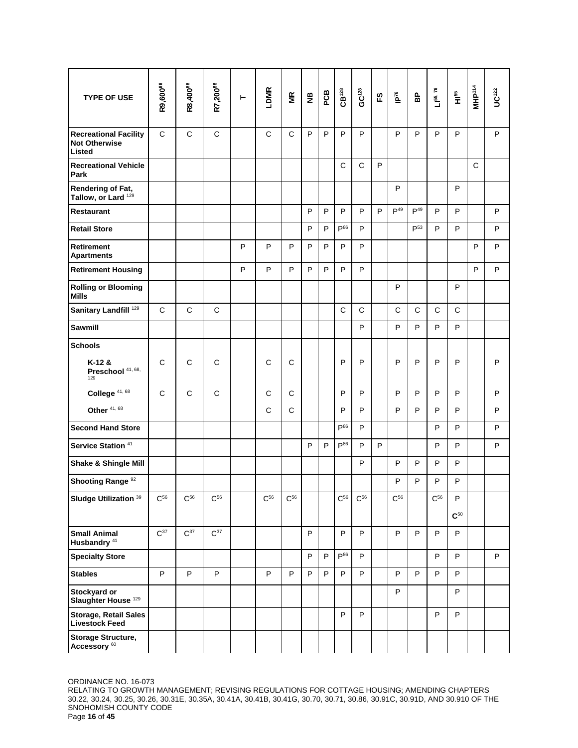| TYPE OF USE | R9,600[88] | R8,400[88] | R7,200[88] | T | LDMR | MR | NB | PCB | CB[128] | GC[128] | FS | IP[76] | BP | LI[55, 76] | HI[55] | MHP[114] | UC[122] |
|---|---|---|---|---|---|---|---|---|---|---|---|---|---|---|---|---|---|
| **Recreational Facility Not Otherwise Listed** | C | C | C | | C | C | P | P | P | P | | P | P | P | P | | P |
| **Recreational Vehicle Park** | | | | | | | | | C | C | P | | | | | C | |
| **Rendering of Fat, Tallow, or Lard** [129] | | | | | | | | | | | | P | | | P | | |
| **Restaurant** | | | | | | | P | P | P | P | P | P[49] | P[49] | P | P | | P |
| **Retail Store** | | | | | | | P | P | P[86] | P | | | P[53] | P | P | | P |
| **Retirement Apartments** | | | | P | P | P | P | P | P | P | | | | | | P | P |
| **Retirement Housing** | | | | P | P | P | P | P | P | P | | | | | | P | P |
| **Rolling or Blooming Mills** | | | | | | | | | | | | P | | | P | | |
| **Sanitary Landfill** [129] | C | C | C | | | | | | C | C | | C | C | C | C | | |
| **Sawmill** | | | | | | | | | | P | | P | P | P | P | | |
| **Schools** | | | | | | | | | | | | | | | | | |
| K-12 & Preschool [41, 68, 129] | C | C | C | | C | C | | | P | P | | P | P | P | P | | P |
| College [41, 68] | C | C | C | | C | C | | | P | P | | P | P | P | P | | P |
| Other [41, 68] | | | | | C | C | | | P | P | | P | P | P | P | | P |
| **Second Hand Store** | | | | | | | | | P[86] | P | | | | P | P | | P |
| **Service Station** [41] | | | | | | | P | P | P[86] | P | P | | | P | P | | P |
| **Shake & Shingle Mill** | | | | | | | | | | P | | P | P | P | P | | |
| **Shooting Range** [92] | | | | | | | | | | | | P | P | P | P | | |
| **Sludge Utilization** [39] | C[56] | C[56] | C[56] | | C[56] | C[56] | | | C[56] | C[56] | | C[56] | | C[56] | P<br>C[50] | | |
| **Small Animal Husbandry** [41] | C[37] | C[37] | C[37] | | | | P | | P | P | | P | P | P | P | | |
| **Specialty Store** | | | | | | | P | P | P[86] | P | | | | P | P | | P |
| **Stables** | P | P | P | | P | P | P | P | P | P | | P | P | P | P | | |
| **Stockyard or Slaughter House** [129] | | | | | | | | | | | | P | | | P | | |
| **Storage, Retail Sales Livestock Feed** | | | | | | | | | P | P | | | | P | P | | |
| **Storage Structure, Accessory** [60] | | | | | | | | | | | | | | | | | |

ORDINANCE NO. 16-073
RELATING TO GROWTH MANAGEMENT; REVISING REGULATIONS FOR COTTAGE HOUSING; AMENDING CHAPTERS 30.22, 30.24, 30.25, 30.26, 30.31E, 30.35A, 30.41A, 30.41B, 30.41G, 30.70, 30.71, 30.86, 30.91C, 30.91D, AND 30.910 OF THE SNOHOMISH COUNTY CODE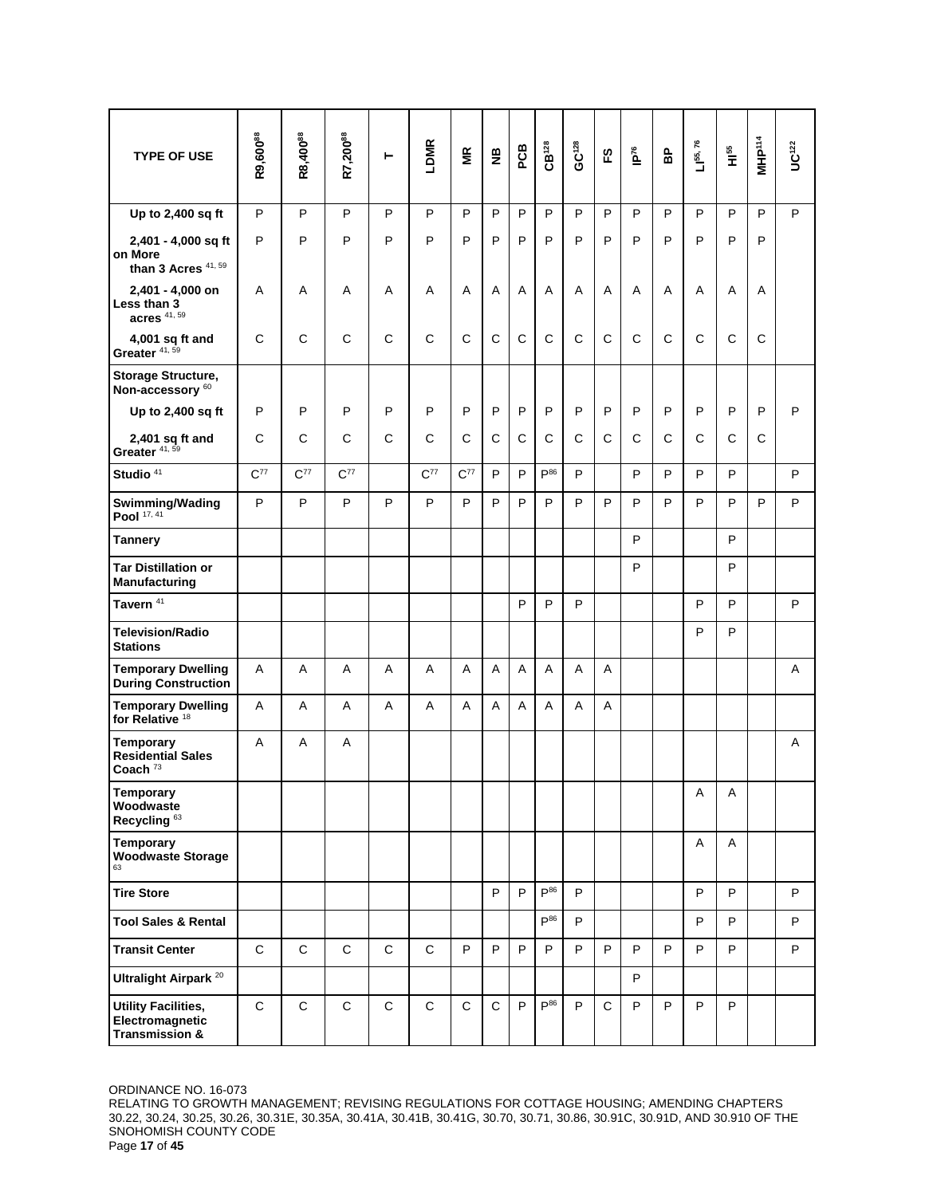| TYPE OF USE | R9,600[88] | R8,400[88] | R7,200[88] | T | LDMR | MR | NB | PCB | CB[128] | GC[128] | FS | IP[76] | BP | LI[55, 76] | HI[55] | MHP[114] | UC[122] |
|---|---|---|---|---|---|---|---|---|---|---|---|---|---|---|---|---|---|
| **Up to 2,400 sq ft** | P | P | P | P | P | P | P | P | P | P | P | P | P | P | P | P | P |
| **2,401 - 4,000 sq ft on More than 3 Acres** [41, 59] | P | P | P | P | P | P | P | P | P | P | P | P | P | P | P | P | |
| **2,401 - 4,000 on Less than 3 acres** [41, 59] | A | A | A | A | A | A | A | A | A | A | A | A | A | A | A | A | |
| **4,001 sq ft and Greater** [41, 59] | C | C | C | C | C | C | C | C | C | C | C | C | C | C | C | C | |
| **Storage Structure, Non-accessory** [60] | | | | | | | | | | | | | | | | | |
| **Up to 2,400 sq ft** | P | P | P | P | P | P | P | P | P | P | P | P | P | P | P | P | P |
| **2,401 sq ft and Greater** [41, 59] | C | C | C | C | C | C | C | C | C | C | C | C | C | C | C | C | |
| **Studio** [41] | C[77] | C[77] | C[77] | | C[77] | C[77] | P | P | P[86] | P | | P | P | P | P | | P |
| **Swimming/Wading Pool** [17, 41] | P | P | P | P | P | P | P | P | P | P | P | P | P | P | P | P | P |
| **Tannery** | | | | | | | | | | | | P | | | P | | |
| **Tar Distillation or Manufacturing** | | | | | | | | | | | | P | | | P | | |
| **Tavern** [41] | | | | | | | | P | P | P | | | | P | P | | P |
| **Television/Radio Stations** | | | | | | | | | | | | | | P | P | | |
| **Temporary Dwelling During Construction** | A | A | A | A | A | A | A | A | A | A | A | | | | | | A |
| **Temporary Dwelling for Relative** [18] | A | A | A | A | A | A | A | A | A | A | A | | | | | | |
| **Temporary Residential Sales Coach** [73] | A | A | A | | | | | | | | | | | | | | A |
| **Temporary Woodwaste Recycling** [63] | | | | | | | | | | | | | | A | A | | |
| **Temporary Woodwaste Storage** [63] | | | | | | | | | | | | | | A | A | | |
| **Tire Store** | | | | | | | P | P | P[86] | P | | | | P | P | | P |
| **Tool Sales & Rental** | | | | | | | | | P[86] | P | | | | P | P | | P |
| **Transit Center** | C | C | C | C | C | P | P | P | P | P | P | P | P | P | P | | P |
| **Ultralight Airpark** [20] | | | | | | | | | | | | P | | | | | |
| **Utility Facilities, Electromagnetic Transmission &** | C | C | C | C | C | C | C | P | P[86] | P | C | P | P | P | P | | |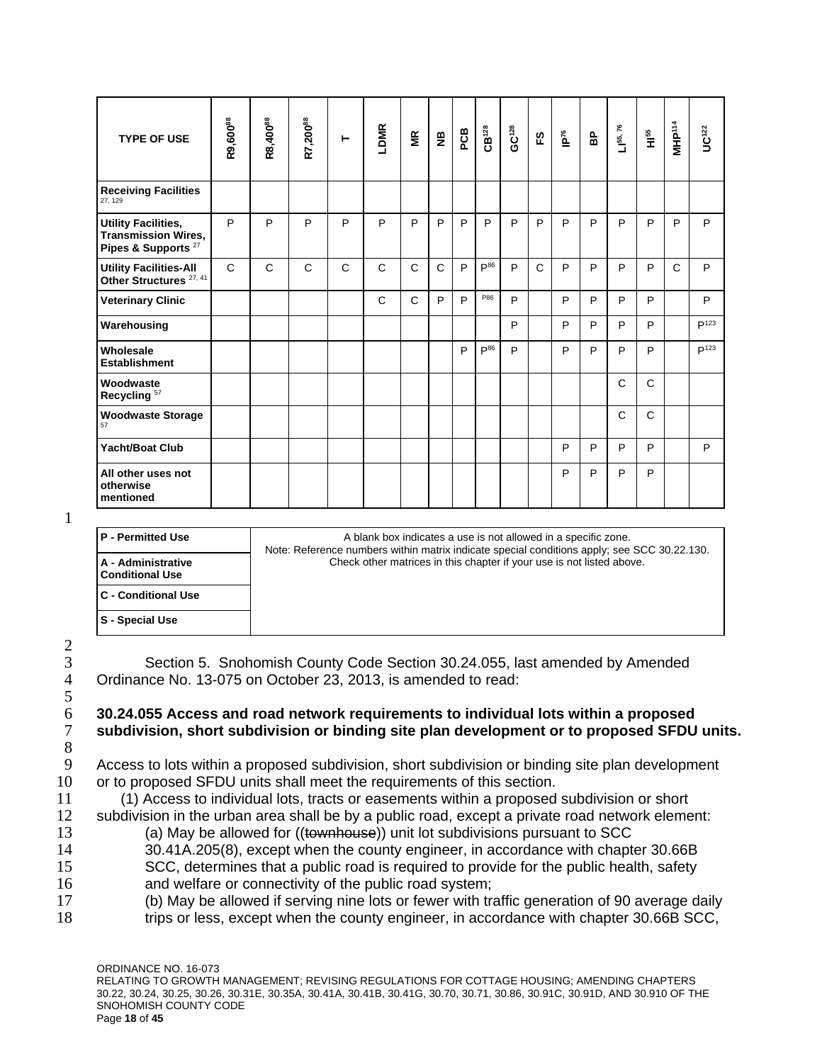| TYPE OF USE | R9,600[88] | R8,400[88] | R7,200[88] | T | LDMR | MR | NB | PCB | CB[128] | GC[128] | FS | IP[76] | BP | LI[55, 76] | HI[55] | MHP[114] | UC[122] |
|---|---|---|---|---|---|---|---|---|---|---|---|---|---|---|---|---|---|
| Receiving Facilities [27, 129] | | | | | | | | | | | | | | | | | |
| Utility Facilities, Transmission Wires, Pipes & Supports [27] | P | P | P | P | P | P | P | P | P | P | P | P | P | P | P | P | P |
| Utility Facilities-All Other Structures [27, 41] | C | C | C | C | C | C | C | P | P[86] | P | C | P | P | P | P | C | P |
| Veterinary Clinic | | | | | C | C | P | P | P86 | P | | P | P | P | P | | P |
| Warehousing | | | | | | | | | | P | | P | P | P | P | | P[123] |
| Wholesale Establishment | | | | | | | | P | P[86] | P | | P | P | P | P | | P[123] |
| Woodwaste Recycling [57] | | | | | | | | | | | | | | C | C | | |
| Woodwaste Storage [57] | | | | | | | | | | | | | | C | C | | |
| Yacht/Boat Club | | | | | | | | | | | | P | P | P | P | | P |
| All other uses not otherwise mentioned | | | | | | | | | | | | P | P | P | P | | |

| | |
|---|---|
| P - Permitted Use | A blank box indicates a use is not allowed in a specific zone. Note: Reference numbers within matrix indicate special conditions apply; see SCC 30.22.130. Check other matrices in this chapter if your use is not listed above. |
| A - Administrative Conditional Use | |
| C - Conditional Use | |
| S - Special Use | |

Section 5. Snohomish County Code Section 30.24.055, last amended by Amended Ordinance No. 13-075 on October 23, 2013, is amended to read:

**30.24.055 Access and road network requirements to individual lots within a proposed subdivision, short subdivision or binding site plan development or to proposed SFDU units.**

Access to lots within a proposed subdivision, short subdivision or binding site plan development or to proposed SFDU units shall meet the requirements of this section.

(1) Access to individual lots, tracts or easements within a proposed subdivision or short subdivision in the urban area shall be by a public road, except a private road network element:

(a) May be allowed for ((~~townhouse~~)) unit lot subdivisions pursuant to SCC 30.41A.205(8), except when the county engineer, in accordance with chapter 30.66B SCC, determines that a public road is required to provide for the public health, safety and welfare or connectivity of the public road system;

(b) May be allowed if serving nine lots or fewer with traffic generation of 90 average daily trips or less, except when the county engineer, in accordance with chapter 30.66B SCC,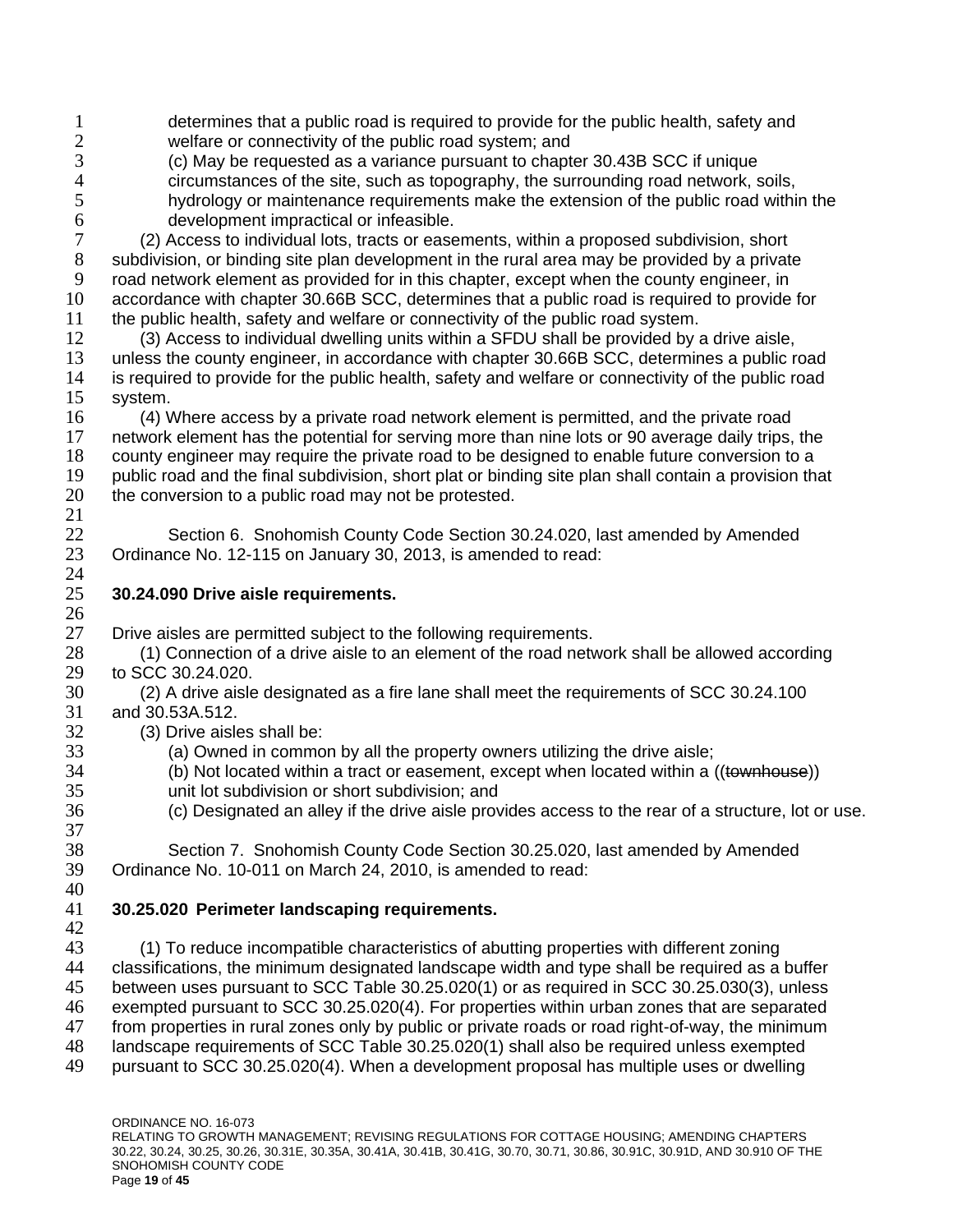determines that a public road is required to provide for the public health, safety and welfare or connectivity of the public road system; and

(c) May be requested as a variance pursuant to chapter 30.43B SCC if unique circumstances of the site, such as topography, the surrounding road network, soils, hydrology or maintenance requirements make the extension of the public road within the development impractical or infeasible.

(2) Access to individual lots, tracts or easements, within a proposed subdivision, short subdivision, or binding site plan development in the rural area may be provided by a private road network element as provided for in this chapter, except when the county engineer, in accordance with chapter 30.66B SCC, determines that a public road is required to provide for the public health, safety and welfare or connectivity of the public road system.

(3) Access to individual dwelling units within a SFDU shall be provided by a drive aisle, unless the county engineer, in accordance with chapter 30.66B SCC, determines a public road is required to provide for the public health, safety and welfare or connectivity of the public road system.

(4) Where access by a private road network element is permitted, and the private road network element has the potential for serving more than nine lots or 90 average daily trips, the county engineer may require the private road to be designed to enable future conversion to a public road and the final subdivision, short plat or binding site plan shall contain a provision that the conversion to a public road may not be protested.

Section 6. Snohomish County Code Section 30.24.020, last amended by Amended Ordinance No. 12-115 on January 30, 2013, is amended to read:

**30.24.090 Drive aisle requirements.**

Drive aisles are permitted subject to the following requirements.

(1) Connection of a drive aisle to an element of the road network shall be allowed according to SCC 30.24.020.

(2) A drive aisle designated as a fire lane shall meet the requirements of SCC 30.24.100 and 30.53A.512.

(3) Drive aisles shall be:

(a) Owned in common by all the property owners utilizing the drive aisle;

(b) Not located within a tract or easement, except when located within a ((~~townhouse~~)) unit lot subdivision or short subdivision; and

(c) Designated an alley if the drive aisle provides access to the rear of a structure, lot or use.

Section 7. Snohomish County Code Section 30.25.020, last amended by Amended Ordinance No. 10-011 on March 24, 2010, is amended to read:

**30.25.020 Perimeter landscaping requirements.**

(1) To reduce incompatible characteristics of abutting properties with different zoning classifications, the minimum designated landscape width and type shall be required as a buffer between uses pursuant to SCC Table 30.25.020(1) or as required in SCC 30.25.030(3), unless exempted pursuant to SCC 30.25.020(4). For properties within urban zones that are separated from properties in rural zones only by public or private roads or road right-of-way, the minimum landscape requirements of SCC Table 30.25.020(1) shall also be required unless exempted pursuant to SCC 30.25.020(4). When a development proposal has multiple uses or dwelling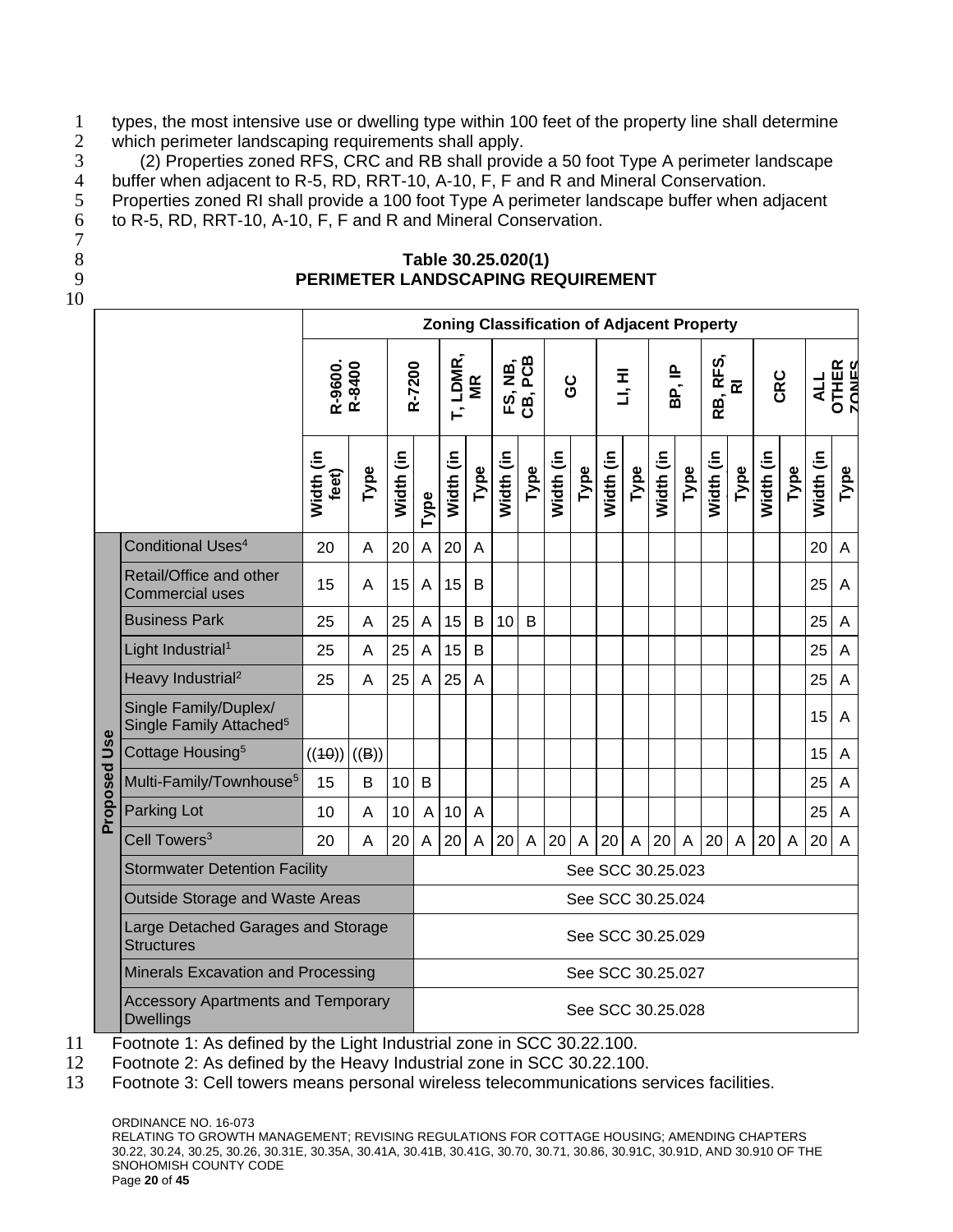types, the most intensive use or dwelling type within 100 feet of the property line shall determine which perimeter landscaping requirements shall apply.

(2) Properties zoned RFS, CRC and RB shall provide a 50 foot Type A perimeter landscape buffer when adjacent to R-5, RD, RRT-10, A-10, F, F and R and Mineral Conservation. Properties zoned RI shall provide a 100 foot Type A perimeter landscape buffer when adjacent to R-5, RD, RRT-10, A-10, F, F and R and Mineral Conservation.

**Table 30.25.020(1)**
**PERIMETER LANDSCAPING REQUIREMENT**

| | | Zoning Classification of Adjacent Property | | | | | | | | | | | | | | | | | | | | | |
|---|---|---|---|---|---|---|---|---|---|---|---|---|---|---|---|---|---|---|---|---|---|---|---|
| | | R-9600. R-8400 | | R-7200 | | T, LDMR, MR | | FS, NB, CB, PCB | | GC | | LI, HI | | BP, IP | | RB, RFS, RI | | CRC | | ALL OTHER ZONES | |
| | | Width (in feet) | Type | Width (in | Type | Width (in | Type | Width (in | Type | Width (in | Type | Width (in | Type | Width (in | Type | Width (in | Type | Width (in | Type | Width (in | Type |
| Proposed Use | Conditional Uses[4] | 20 | A | 20 | A | 20 | A | | | | | | | | | | | | | 20 | A |
| | Retail/Office and other Commercial uses | 15 | A | 15 | A | 15 | B | | | | | | | | | | | | | 25 | A |
| | Business Park | 25 | A | 25 | A | 15 | B | 10 | B | | | | | | | | | | | 25 | A |
| | Light Industrial[1] | 25 | A | 25 | A | 15 | B | | | | | | | | | | | | | 25 | A |
| | Heavy Industrial[2] | 25 | A | 25 | A | 25 | A | | | | | | | | | | | | | 25 | A |
| | Single Family/Duplex/ Single Family Attached[5] | | | | | | | | | | | | | | | | | | | 15 | A |
| | Cottage Housing[5] | ((~~10~~)) | ((~~B~~)) | | | | | | | | | | | | | | | | | 15 | A |
| | Multi-Family/Townhouse[5] | 15 | B | 10 | B | | | | | | | | | | | | | | | 25 | A |
| | Parking Lot | 10 | A | 10 | A | 10 | A | | | | | | | | | | | | | 25 | A |
| | Cell Towers[3] | 20 | A | 20 | A | 20 | A | 20 | A | 20 | A | 20 | A | 20 | A | 20 | A | 20 | A | 20 | A |
| | Stormwater Detention Facility | | | | | See SCC 30.25.023 | | | | | | | | | | | | | | | |
| | Outside Storage and Waste Areas | | | | | See SCC 30.25.024 | | | | | | | | | | | | | | | |
| | Large Detached Garages and Storage Structures | | | | | See SCC 30.25.029 | | | | | | | | | | | | | | | |
| | Minerals Excavation and Processing | | | | | See SCC 30.25.027 | | | | | | | | | | | | | | | |
| | Accessory Apartments and Temporary Dwellings | | | | | See SCC 30.25.028 | | | | | | | | | | | | | | | |

Footnote 1: As defined by the Light Industrial zone in SCC 30.22.100.
Footnote 2: As defined by the Heavy Industrial zone in SCC 30.22.100.
Footnote 3: Cell towers means personal wireless telecommunications services facilities.

ORDINANCE NO. 16-073
RELATING TO GROWTH MANAGEMENT; REVISING REGULATIONS FOR COTTAGE HOUSING; AMENDING CHAPTERS 30.22, 30.24, 30.25, 30.26, 30.31E, 30.35A, 30.41A, 30.41B, 30.41G, 30.70, 30.71, 30.86, 30.91C, 30.91D, AND 30.910 OF THE SNOHOMISH COUNTY CODE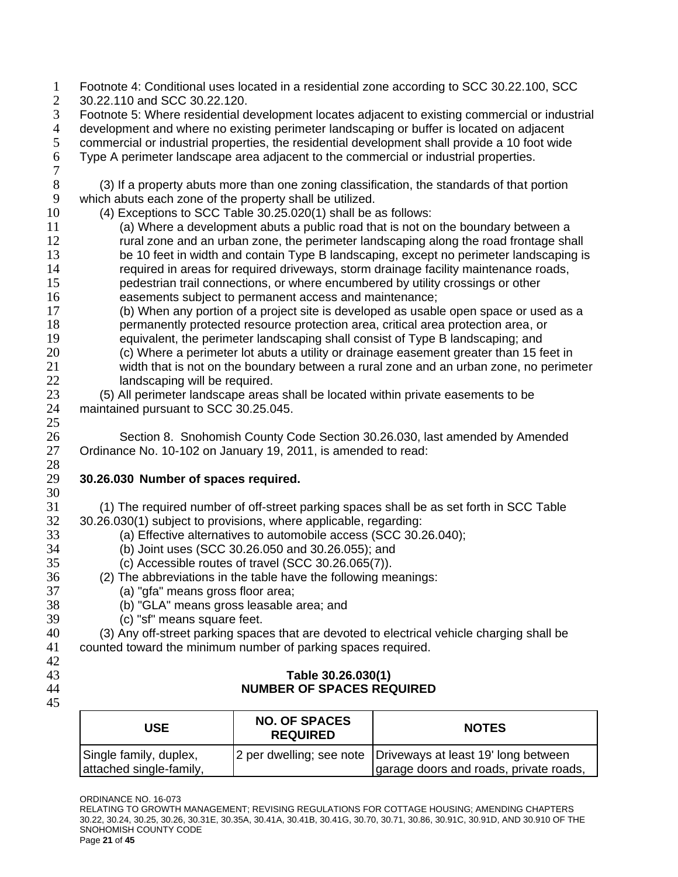Footnote 4: Conditional uses located in a residential zone according to SCC 30.22.100, SCC 30.22.110 and SCC 30.22.120.

Footnote 5: Where residential development locates adjacent to existing commercial or industrial development and where no existing perimeter landscaping or buffer is located on adjacent commercial or industrial properties, the residential development shall provide a 10 foot wide Type A perimeter landscape area adjacent to the commercial or industrial properties.

(3) If a property abuts more than one zoning classification, the standards of that portion which abuts each zone of the property shall be utilized.

(4) Exceptions to SCC Table 30.25.020(1) shall be as follows:

(a) Where a development abuts a public road that is not on the boundary between a rural zone and an urban zone, the perimeter landscaping along the road frontage shall be 10 feet in width and contain Type B landscaping, except no perimeter landscaping is required in areas for required driveways, storm drainage facility maintenance roads, pedestrian trail connections, or where encumbered by utility crossings or other easements subject to permanent access and maintenance;

(b) When any portion of a project site is developed as usable open space or used as a permanently protected resource protection area, critical area protection area, or equivalent, the perimeter landscaping shall consist of Type B landscaping; and

(c) Where a perimeter lot abuts a utility or drainage easement greater than 15 feet in width that is not on the boundary between a rural zone and an urban zone, no perimeter landscaping will be required.

(5) All perimeter landscape areas shall be located within private easements to be maintained pursuant to SCC 30.25.045.

Section 8. Snohomish County Code Section 30.26.030, last amended by Amended Ordinance No. 10-102 on January 19, 2011, is amended to read:

**30.26.030 Number of spaces required.**

(1) The required number of off-street parking spaces shall be as set forth in SCC Table 30.26.030(1) subject to provisions, where applicable, regarding:

(a) Effective alternatives to automobile access (SCC 30.26.040);

(b) Joint uses (SCC 30.26.050 and 30.26.055); and

(c) Accessible routes of travel (SCC 30.26.065(7)).

(2) The abbreviations in the table have the following meanings:

(a) "gfa" means gross floor area;

(b) "GLA" means gross leasable area; and

(c) "sf" means square feet.

(3) Any off-street parking spaces that are devoted to electrical vehicle charging shall be counted toward the minimum number of parking spaces required.

**Table 30.26.030(1)**
**NUMBER OF SPACES REQUIRED**

| USE | NO. OF SPACES REQUIRED | NOTES |
|---|---|---|
| Single family, duplex, attached single-family, | 2 per dwelling; see note | Driveways at least 19' long between garage doors and roads, private roads, |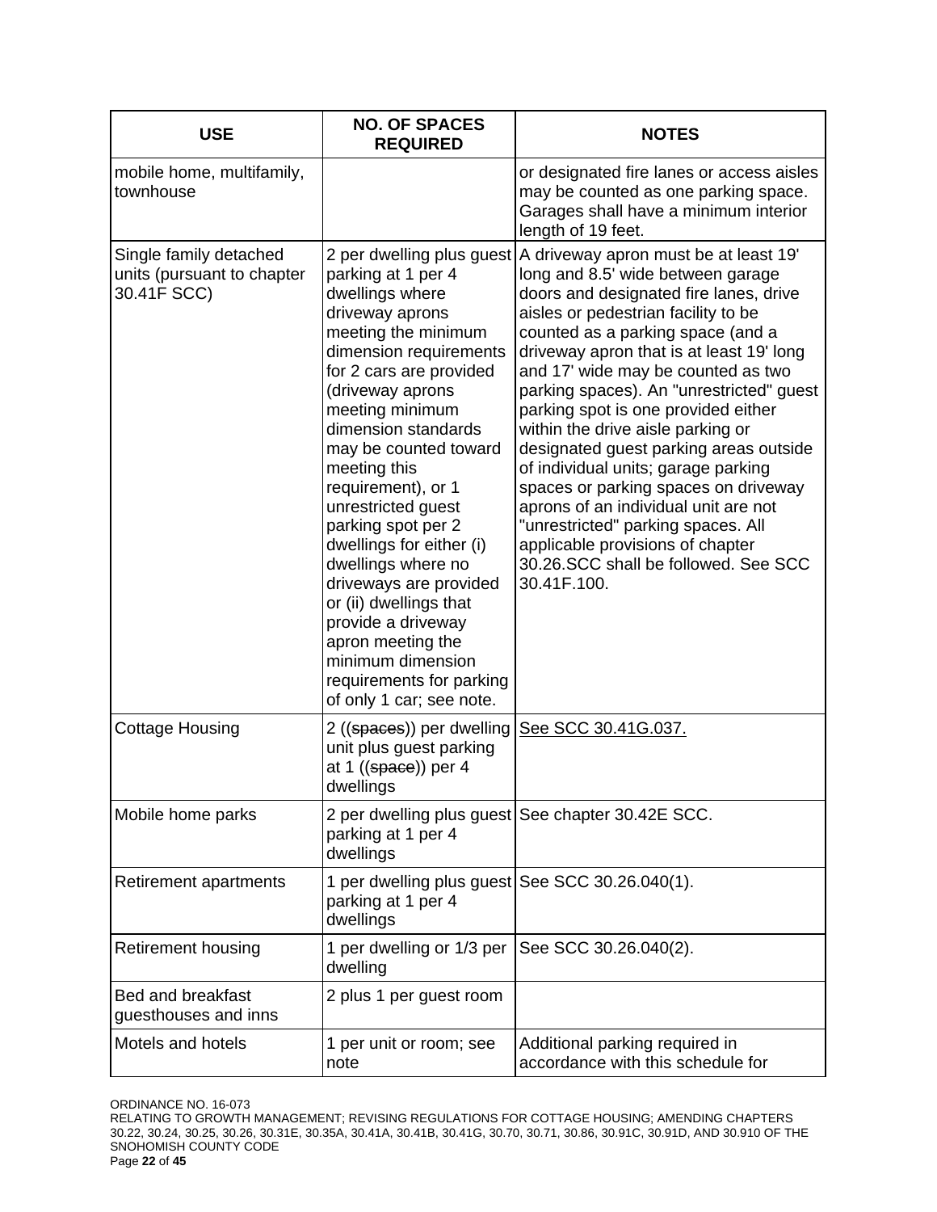| USE | NO. OF SPACES REQUIRED | NOTES |
|---|---|---|
| mobile home, multifamily, townhouse | | or designated fire lanes or access aisles may be counted as one parking space. Garages shall have a minimum interior length of 19 feet. |
| Single family detached units (pursuant to chapter 30.41F SCC) | 2 per dwelling plus guest parking at 1 per 4 dwellings where driveway aprons meeting the minimum dimension requirements for 2 cars are provided (driveway aprons meeting minimum dimension standards may be counted toward meeting this requirement), or 1 unrestricted guest parking spot per 2 dwellings for either (i) dwellings where no driveways are provided or (ii) dwellings that provide a driveway apron meeting the minimum dimension requirements for parking of only 1 car; see note. | A driveway apron must be at least 19' long and 8.5' wide between garage doors and designated fire lanes, drive aisles or pedestrian facility to be counted as a parking space (and a driveway apron that is at least 19' long and 17' wide may be counted as two parking spaces). An "unrestricted" guest parking spot is one provided either within the drive aisle parking or designated guest parking areas outside of individual units; garage parking spaces or parking spaces on driveway aprons of an individual unit are not "unrestricted" parking spaces. All applicable provisions of chapter 30.26.SCC shall be followed. See SCC 30.41F.100. |
| Cottage Housing | 2 ((~~spaces~~)) per dwelling unit plus guest parking at 1 ((~~space~~)) per 4 dwellings | <u>See SCC 30.41G.037.</u> |
| Mobile home parks | 2 per dwelling plus guest parking at 1 per 4 dwellings | See chapter 30.42E SCC. |
| Retirement apartments | 1 per dwelling plus guest parking at 1 per 4 dwellings | See SCC 30.26.040(1). |
| Retirement housing | 1 per dwelling or 1/3 per dwelling | See SCC 30.26.040(2). |
| Bed and breakfast guesthouses and inns | 2 plus 1 per guest room | |
| Motels and hotels | 1 per unit or room; see note | Additional parking required in accordance with this schedule for |

ORDINANCE NO. 16-073
RELATING TO GROWTH MANAGEMENT; REVISING REGULATIONS FOR COTTAGE HOUSING; AMENDING CHAPTERS 30.22, 30.24, 30.25, 30.26, 30.31E, 30.35A, 30.41A, 30.41B, 30.41G, 30.70, 30.71, 30.86, 30.91C, 30.91D, AND 30.910 OF THE SNOHOMISH COUNTY CODE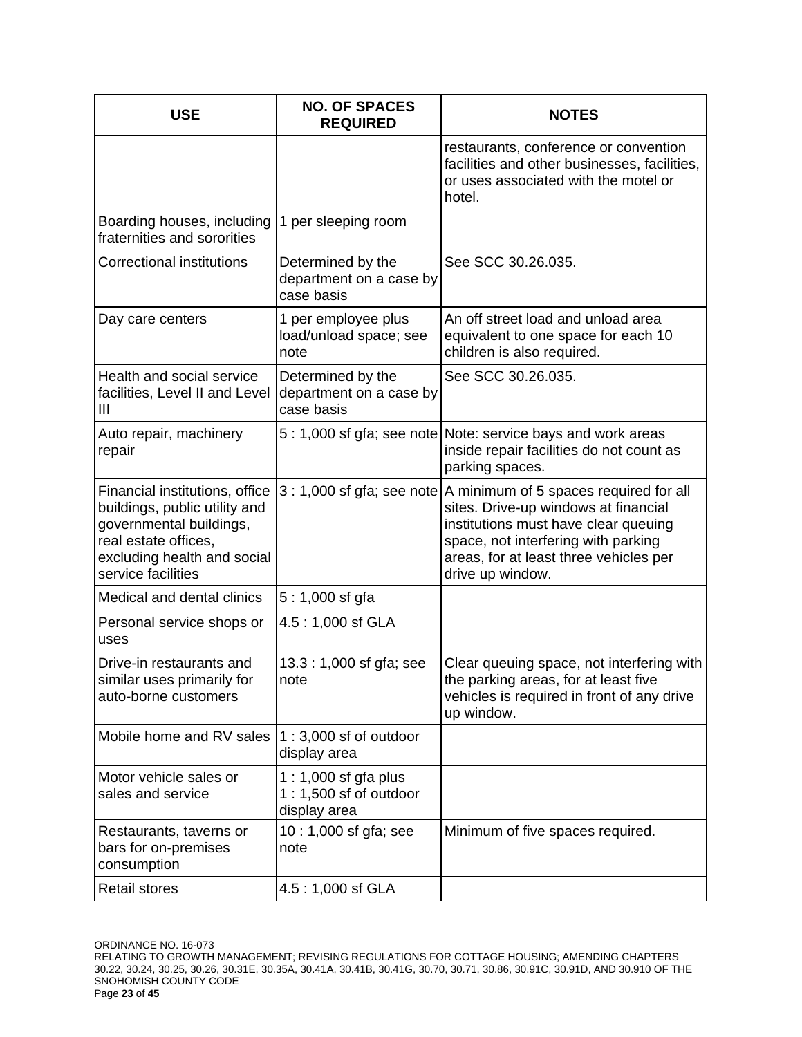| USE | NO. OF SPACES REQUIRED | NOTES |
|---|---|---|
| | | restaurants, conference or convention facilities and other businesses, facilities, or uses associated with the motel or hotel. |
| Boarding houses, including fraternities and sororities | 1 per sleeping room | |
| Correctional institutions | Determined by the department on a case by case basis | See SCC 30.26.035. |
| Day care centers | 1 per employee plus load/unload space; see note | An off street load and unload area equivalent to one space for each 10 children is also required. |
| Health and social service facilities, Level II and Level III | Determined by the department on a case by case basis | See SCC 30.26.035. |
| Auto repair, machinery repair | 5 : 1,000 sf gfa; see note | Note: service bays and work areas inside repair facilities do not count as parking spaces. |
| Financial institutions, office buildings, public utility and governmental buildings, real estate offices, excluding health and social service facilities | 3 : 1,000 sf gfa; see note | A minimum of 5 spaces required for all sites. Drive-up windows at financial institutions must have clear queuing space, not interfering with parking areas, for at least three vehicles per drive up window. |
| Medical and dental clinics | 5 : 1,000 sf gfa | |
| Personal service shops or uses | 4.5 : 1,000 sf GLA | |
| Drive-in restaurants and similar uses primarily for auto-borne customers | 13.3 : 1,000 sf gfa; see note | Clear queuing space, not interfering with the parking areas, for at least five vehicles is required in front of any drive up window. |
| Mobile home and RV sales | 1 : 3,000 sf of outdoor display area | |
| Motor vehicle sales or sales and service | 1 : 1,000 sf gfa plus 1 : 1,500 sf of outdoor display area | |
| Restaurants, taverns or bars for on-premises consumption | 10 : 1,000 sf gfa; see note | Minimum of five spaces required. |
| Retail stores | 4.5 : 1,000 sf GLA | |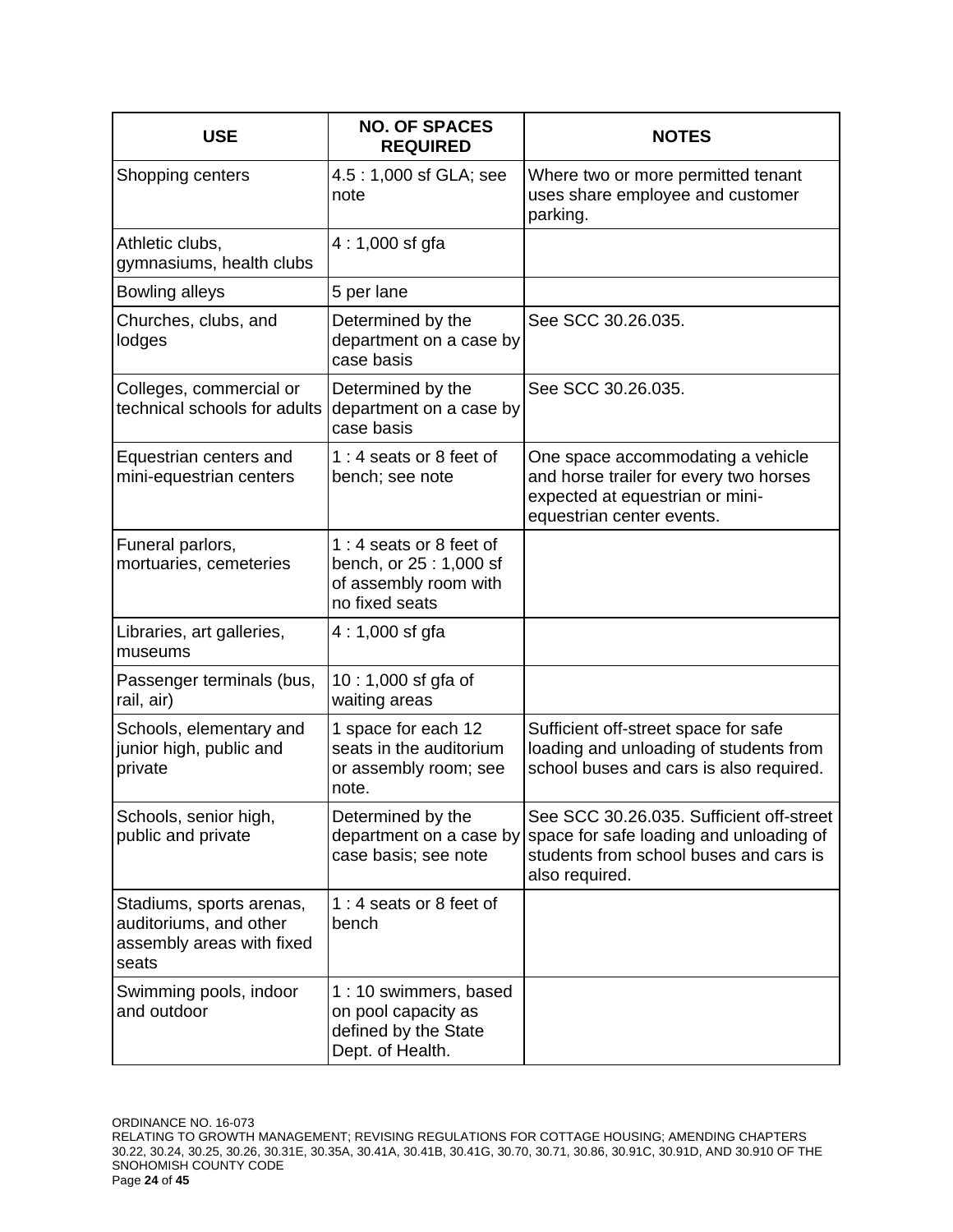| USE | NO. OF SPACES REQUIRED | NOTES |
|---|---|---|
| Shopping centers | 4.5 : 1,000 sf GLA; see note | Where two or more permitted tenant uses share employee and customer parking. |
| Athletic clubs, gymnasiums, health clubs | 4 : 1,000 sf gfa | |
| Bowling alleys | 5 per lane | |
| Churches, clubs, and lodges | Determined by the department on a case by case basis | See SCC 30.26.035. |
| Colleges, commercial or technical schools for adults | Determined by the department on a case by case basis | See SCC 30.26.035. |
| Equestrian centers and mini-equestrian centers | 1 : 4 seats or 8 feet of bench; see note | One space accommodating a vehicle and horse trailer for every two horses expected at equestrian or mini-equestrian center events. |
| Funeral parlors, mortuaries, cemeteries | 1 : 4 seats or 8 feet of bench, or 25 : 1,000 sf of assembly room with no fixed seats | |
| Libraries, art galleries, museums | 4 : 1,000 sf gfa | |
| Passenger terminals (bus, rail, air) | 10 : 1,000 sf gfa of waiting areas | |
| Schools, elementary and junior high, public and private | 1 space for each 12 seats in the auditorium or assembly room; see note. | Sufficient off-street space for safe loading and unloading of students from school buses and cars is also required. |
| Schools, senior high, public and private | Determined by the department on a case by case basis; see note | See SCC 30.26.035. Sufficient off-street space for safe loading and unloading of students from school buses and cars is also required. |
| Stadiums, sports arenas, auditoriums, and other assembly areas with fixed seats | 1 : 4 seats or 8 feet of bench | |
| Swimming pools, indoor and outdoor | 1 : 10 swimmers, based on pool capacity as defined by the State Dept. of Health. | |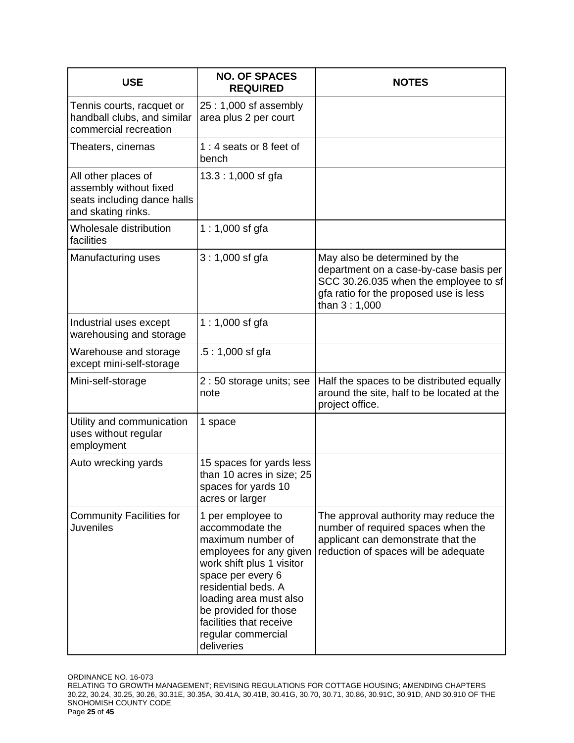| USE | NO. OF SPACES REQUIRED | NOTES |
|---|---|---|
| Tennis courts, racquet or handball clubs, and similar commercial recreation | 25 : 1,000 sf assembly area plus 2 per court | |
| Theaters, cinemas | 1 : 4 seats or 8 feet of bench | |
| All other places of assembly without fixed seats including dance halls and skating rinks. | 13.3 : 1,000 sf gfa | |
| Wholesale distribution facilities | 1 : 1,000 sf gfa | |
| Manufacturing uses | 3 : 1,000 sf gfa | May also be determined by the department on a case-by-case basis per SCC 30.26.035 when the employee to sf gfa ratio for the proposed use is less than 3 : 1,000 |
| Industrial uses except warehousing and storage | 1 : 1,000 sf gfa | |
| Warehouse and storage except mini-self-storage | .5 : 1,000 sf gfa | |
| Mini-self-storage | 2 : 50 storage units; see note | Half the spaces to be distributed equally around the site, half to be located at the project office. |
| Utility and communication uses without regular employment | 1 space | |
| Auto wrecking yards | 15 spaces for yards less than 10 acres in size; 25 spaces for yards 10 acres or larger | |
| Community Facilities for Juveniles | 1 per employee to accommodate the maximum number of employees for any given work shift plus 1 visitor space per every 6 residential beds. A loading area must also be provided for those facilities that receive regular commercial deliveries | The approval authority may reduce the number of required spaces when the applicant can demonstrate that the reduction of spaces will be adequate |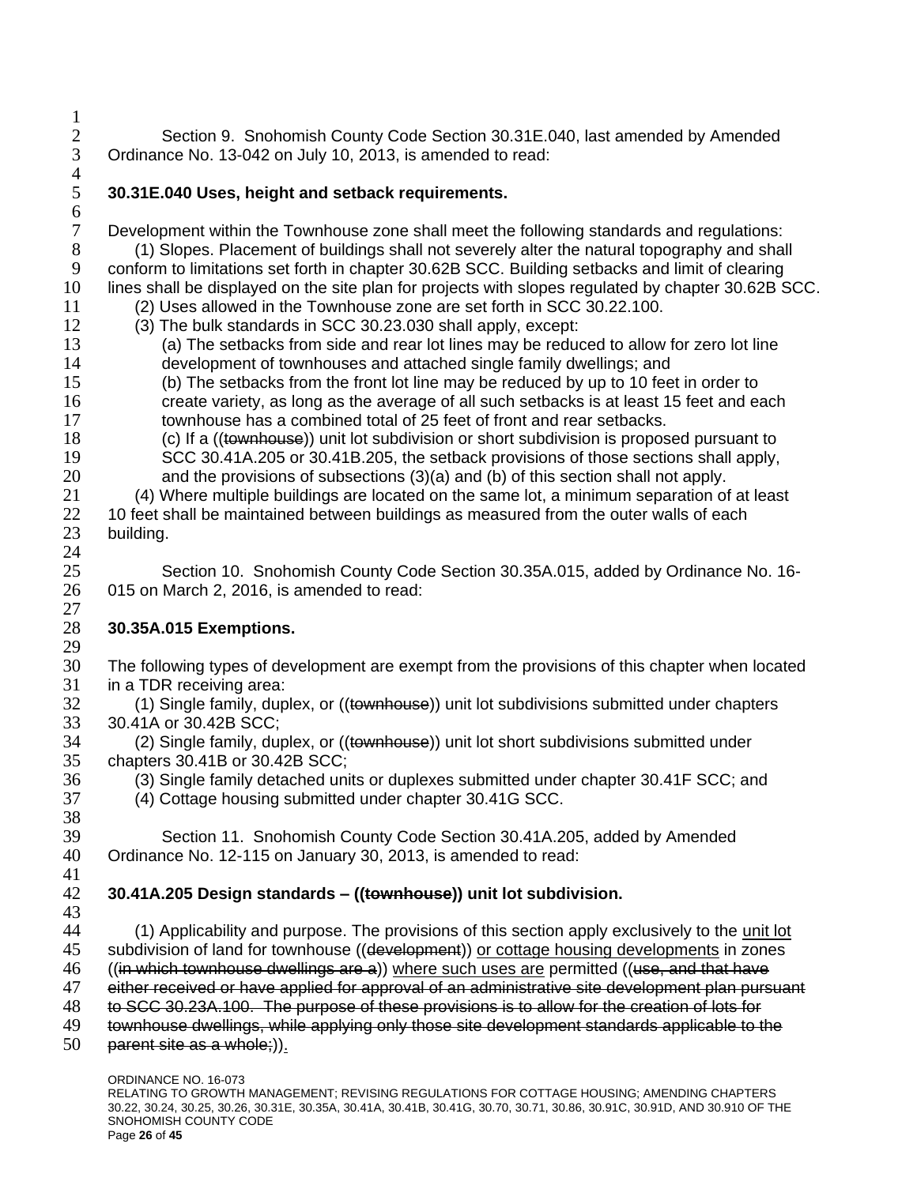Section 9. Snohomish County Code Section 30.31E.040, last amended by Amended Ordinance No. 13-042 on July 10, 2013, is amended to read:

**30.31E.040 Uses, height and setback requirements.**

Development within the Townhouse zone shall meet the following standards and regulations:

(1) Slopes. Placement of buildings shall not severely alter the natural topography and shall conform to limitations set forth in chapter 30.62B SCC. Building setbacks and limit of clearing lines shall be displayed on the site plan for projects with slopes regulated by chapter 30.62B SCC.

(2) Uses allowed in the Townhouse zone are set forth in SCC 30.22.100.

(3) The bulk standards in SCC 30.23.030 shall apply, except:

(a) The setbacks from side and rear lot lines may be reduced to allow for zero lot line development of townhouses and attached single family dwellings; and

(b) The setbacks from the front lot line may be reduced by up to 10 feet in order to create variety, as long as the average of all such setbacks is at least 15 feet and each townhouse has a combined total of 25 feet of front and rear setbacks.

(c) If a ((~~townhouse~~)) unit lot subdivision or short subdivision is proposed pursuant to SCC 30.41A.205 or 30.41B.205, the setback provisions of those sections shall apply, and the provisions of subsections (3)(a) and (b) of this section shall not apply.

(4) Where multiple buildings are located on the same lot, a minimum separation of at least 10 feet shall be maintained between buildings as measured from the outer walls of each building.

Section 10. Snohomish County Code Section 30.35A.015, added by Ordinance No. 16-015 on March 2, 2016, is amended to read:

**30.35A.015 Exemptions.**

The following types of development are exempt from the provisions of this chapter when located in a TDR receiving area:

(1) Single family, duplex, or ((~~townhouse~~)) unit lot subdivisions submitted under chapters 30.41A or 30.42B SCC;

(2) Single family, duplex, or ((~~townhouse~~)) unit lot short subdivisions submitted under chapters 30.41B or 30.42B SCC;

(3) Single family detached units or duplexes submitted under chapter 30.41F SCC; and

(4) Cottage housing submitted under chapter 30.41G SCC.

Section 11. Snohomish County Code Section 30.41A.205, added by Amended Ordinance No. 12-115 on January 30, 2013, is amended to read:

**30.41A.205 Design standards – ((~~townhouse~~)) unit lot subdivision.**

(1) Applicability and purpose. The provisions of this section apply exclusively to the <u>unit lot</u> subdivision of land for townhouse ((~~development~~)) <u>or cottage housing developments</u> in zones ((~~in which townhouse dwellings are a~~)) <u>where such uses are</u> permitted ((~~use, and that have either received or have applied for approval of an administrative site development plan pursuant to SCC 30.23A.100. The purpose of these provisions is to allow for the creation of lots for townhouse dwellings, while applying only those site development standards applicable to the parent site as a whole;~~))<u>.</u>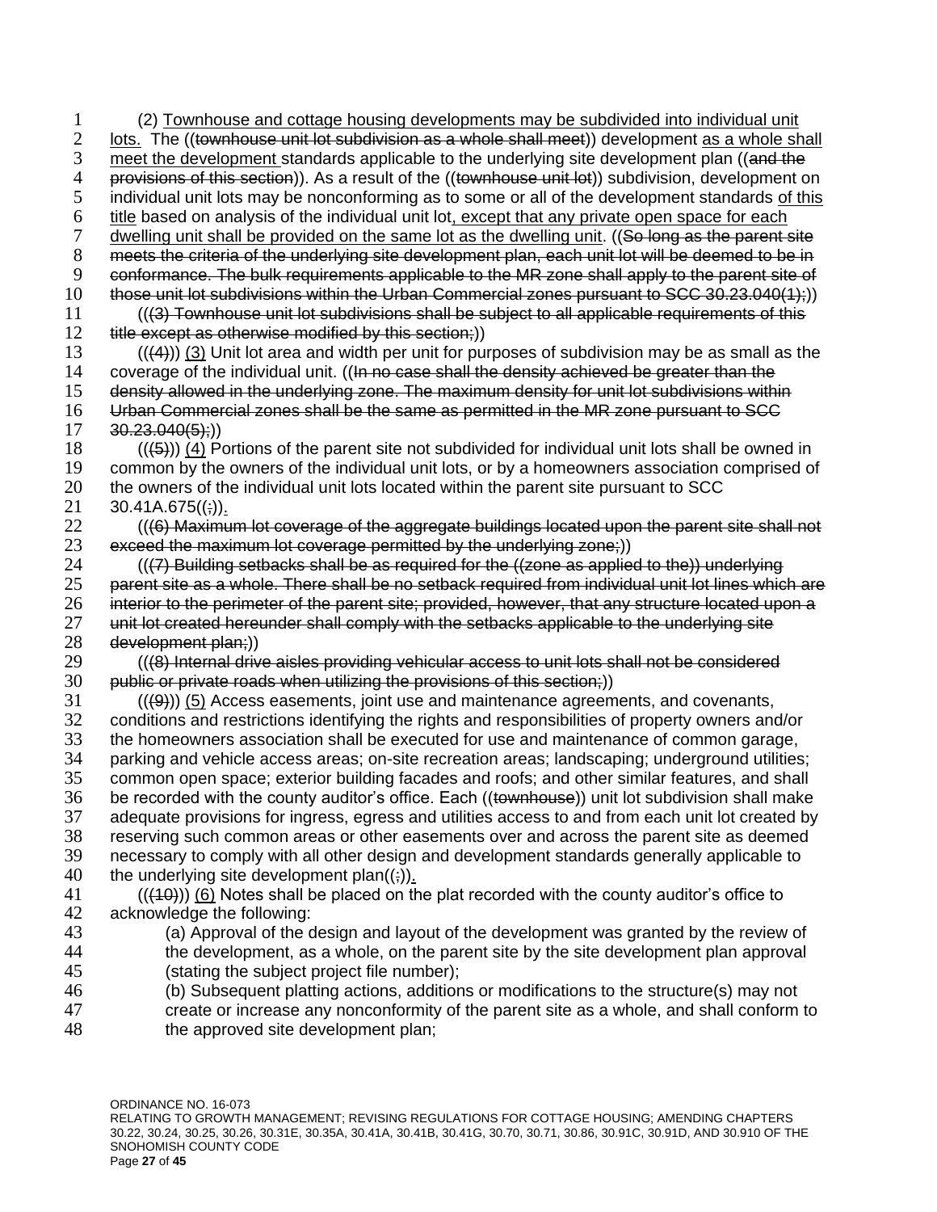(2) Townhouse and cottage housing developments may be subdivided into individual unit lots. The ((townhouse unit lot subdivision as a whole shall meet)) development as a whole shall meet the development standards applicable to the underlying site development plan ((and the provisions of this section)). As a result of the ((townhouse unit lot)) subdivision, development on individual unit lots may be nonconforming as to some or all of the development standards of this title based on analysis of the individual unit lot, except that any private open space for each dwelling unit shall be provided on the same lot as the dwelling unit. ((So long as the parent site meets the criteria of the underlying site development plan, each unit lot will be deemed to be in conformance. The bulk requirements applicable to the MR zone shall apply to the parent site of those unit lot subdivisions within the Urban Commercial zones pursuant to SCC 30.23.040(1);))

(((3) Townhouse unit lot subdivisions shall be subject to all applicable requirements of this title except as otherwise modified by this section;))

(((4))) (3) Unit lot area and width per unit for purposes of subdivision may be as small as the coverage of the individual unit. ((In no case shall the density achieved be greater than the density allowed in the underlying zone. The maximum density for unit lot subdivisions within Urban Commercial zones shall be the same as permitted in the MR zone pursuant to SCC 30.23.040(5);))

(((5))) (4) Portions of the parent site not subdivided for individual unit lots shall be owned in common by the owners of the individual unit lots, or by a homeowners association comprised of the owners of the individual unit lots located within the parent site pursuant to SCC 30.41A.675((;)).

(((6) Maximum lot coverage of the aggregate buildings located upon the parent site shall not exceed the maximum lot coverage permitted by the underlying zone;))

(((7) Building setbacks shall be as required for the ((zone as applied to the)) underlying parent site as a whole. There shall be no setback required from individual unit lot lines which are interior to the perimeter of the parent site; provided, however, that any structure located upon a unit lot created hereunder shall comply with the setbacks applicable to the underlying site development plan;))

(((8) Internal drive aisles providing vehicular access to unit lots shall not be considered public or private roads when utilizing the provisions of this section;))

(((9))) (5) Access easements, joint use and maintenance agreements, and covenants, conditions and restrictions identifying the rights and responsibilities of property owners and/or the homeowners association shall be executed for use and maintenance of common garage, parking and vehicle access areas; on-site recreation areas; landscaping; underground utilities; common open space; exterior building facades and roofs; and other similar features, and shall be recorded with the county auditor's office. Each ((townhouse)) unit lot subdivision shall make adequate provisions for ingress, egress and utilities access to and from each unit lot created by reserving such common areas or other easements over and across the parent site as deemed necessary to comply with all other design and development standards generally applicable to the underlying site development plan((;)).

(((10))) (6) Notes shall be placed on the plat recorded with the county auditor's office to acknowledge the following:

(a) Approval of the design and layout of the development was granted by the review of the development, as a whole, on the parent site by the site development plan approval (stating the subject project file number);

(b) Subsequent platting actions, additions or modifications to the structure(s) may not create or increase any nonconformity of the parent site as a whole, and shall conform to the approved site development plan;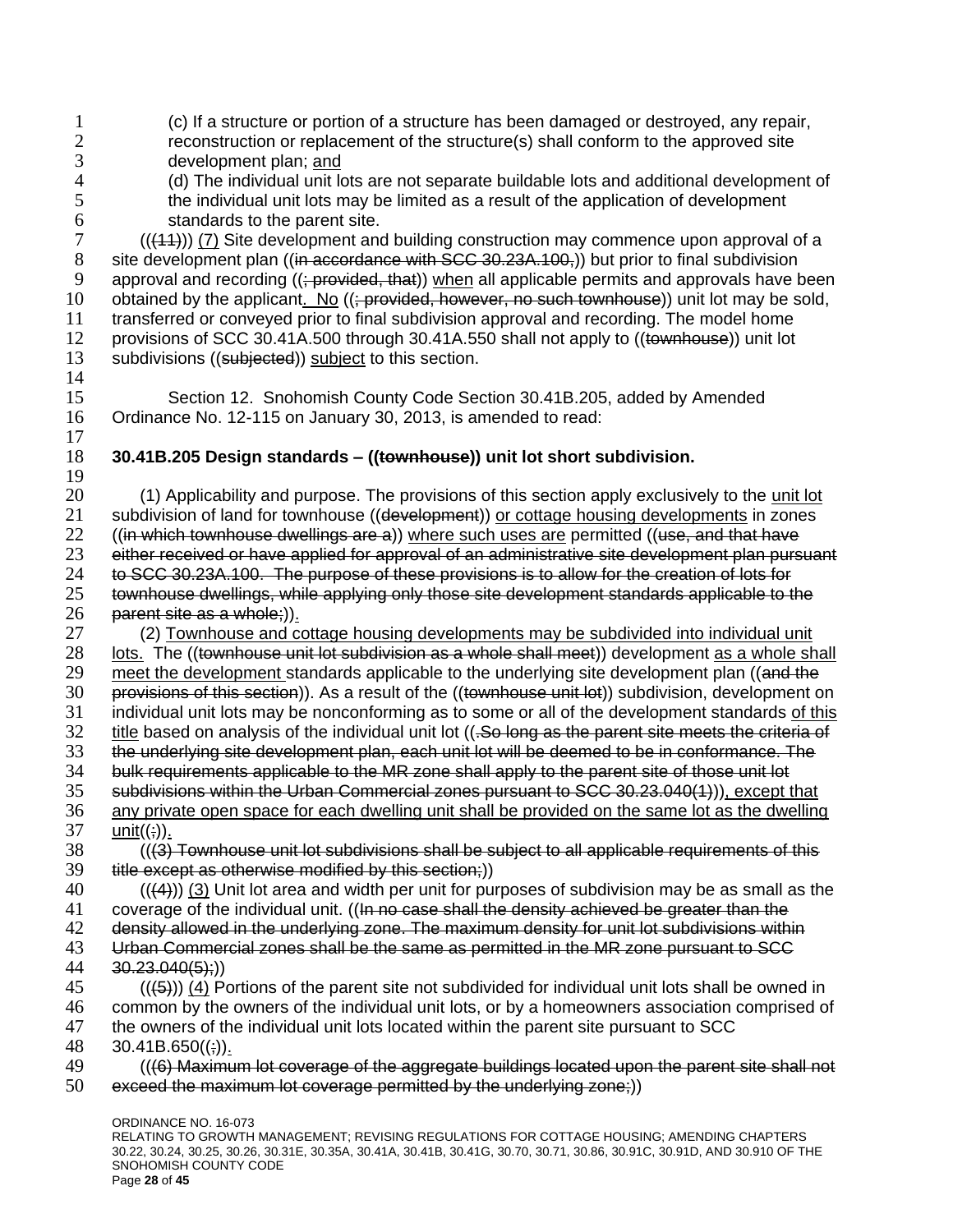(c) If a structure or portion of a structure has been damaged or destroyed, any repair, reconstruction or replacement of the structure(s) shall conform to the approved site development plan; and

(d) The individual unit lots are not separate buildable lots and additional development of the individual unit lots may be limited as a result of the application of development standards to the parent site.

(((11))) (7) Site development and building construction may commence upon approval of a site development plan ((in accordance with SCC 30.23A.100,)) but prior to final subdivision approval and recording ((; provided, that)) when all applicable permits and approvals have been obtained by the applicant. No ((; provided, however, no such townhouse)) unit lot may be sold, transferred or conveyed prior to final subdivision approval and recording. The model home provisions of SCC 30.41A.500 through 30.41A.550 shall not apply to ((townhouse)) unit lot subdivisions ((subjected)) subject to this section.

Section 12. Snohomish County Code Section 30.41B.205, added by Amended Ordinance No. 12-115 on January 30, 2013, is amended to read:

**30.41B.205 Design standards – ((townhouse)) unit lot short subdivision.**

(1) Applicability and purpose. The provisions of this section apply exclusively to the unit lot subdivision of land for townhouse ((development)) or cottage housing developments in zones ((in which townhouse dwellings are a)) where such uses are permitted ((use, and that have either received or have applied for approval of an administrative site development plan pursuant to SCC 30.23A.100. The purpose of these provisions is to allow for the creation of lots for townhouse dwellings, while applying only those site development standards applicable to the parent site as a whole;)).

(2) Townhouse and cottage housing developments may be subdivided into individual unit lots. The ((townhouse unit lot subdivision as a whole shall meet)) development as a whole shall meet the development standards applicable to the underlying site development plan ((and the provisions of this section)). As a result of the ((townhouse unit lot)) subdivision, development on individual unit lots may be nonconforming as to some or all of the development standards of this title based on analysis of the individual unit lot ((. So long as the parent site meets the criteria of the underlying site development plan, each unit lot will be deemed to be in conformance. The bulk requirements applicable to the MR zone shall apply to the parent site of those unit lot subdivisions within the Urban Commercial zones pursuant to SCC 30.23.040(1))), except that any private open space for each dwelling unit shall be provided on the same lot as the dwelling unit((;)).

(((3) Townhouse unit lot subdivisions shall be subject to all applicable requirements of this title except as otherwise modified by this section;))

(((4))) (3) Unit lot area and width per unit for purposes of subdivision may be as small as the coverage of the individual unit. ((In no case shall the density achieved be greater than the density allowed in the underlying zone. The maximum density for unit lot subdivisions within Urban Commercial zones shall be the same as permitted in the MR zone pursuant to SCC 30.23.040(5);))

(((5))) (4) Portions of the parent site not subdivided for individual unit lots shall be owned in common by the owners of the individual unit lots, or by a homeowners association comprised of the owners of the individual unit lots located within the parent site pursuant to SCC 30.41B.650((;)).

(((6) Maximum lot coverage of the aggregate buildings located upon the parent site shall not exceed the maximum lot coverage permitted by the underlying zone;))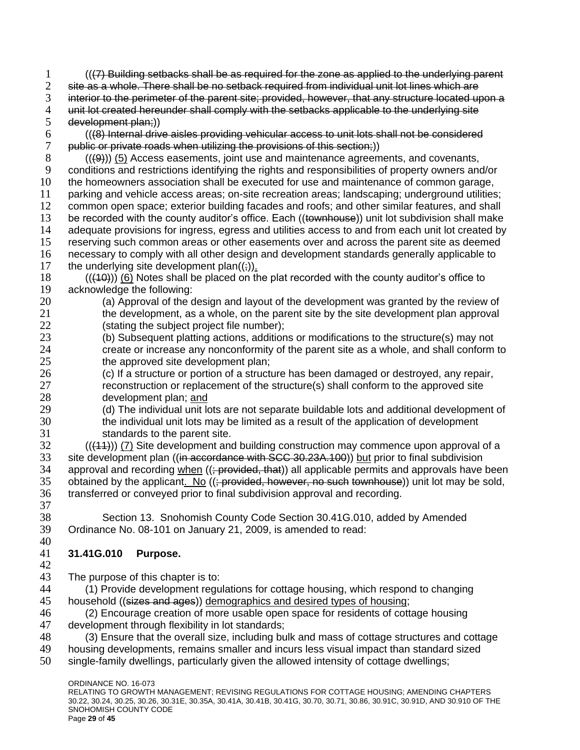((~~(7) Building setbacks shall be as required for the zone as applied to the underlying parent site as a whole. There shall be no setback required from individual unit lot lines which are interior to the perimeter of the parent site; provided, however, that any structure located upon a unit lot created hereunder shall comply with the setbacks applicable to the underlying site development plan;~~))

((~~(8) Internal drive aisles providing vehicular access to unit lots shall not be considered public or private roads when utilizing the provisions of this section;~~))

((~~(9)~~)) <u>(5)</u> Access easements, joint use and maintenance agreements, and covenants, conditions and restrictions identifying the rights and responsibilities of property owners and/or the homeowners association shall be executed for use and maintenance of common garage, parking and vehicle access areas; on-site recreation areas; landscaping; underground utilities; common open space; exterior building facades and roofs; and other similar features, and shall be recorded with the county auditor's office. Each ((~~townhouse~~)) unit lot subdivision shall make adequate provisions for ingress, egress and utilities access to and from each unit lot created by reserving such common areas or other easements over and across the parent site as deemed necessary to comply with all other design and development standards generally applicable to the underlying site development plan((~~;~~))<u>.</u>

((~~(10)~~)) <u>(6)</u> Notes shall be placed on the plat recorded with the county auditor's office to acknowledge the following:

(a) Approval of the design and layout of the development was granted by the review of the development, as a whole, on the parent site by the site development plan approval (stating the subject project file number);

(b) Subsequent platting actions, additions or modifications to the structure(s) may not create or increase any nonconformity of the parent site as a whole, and shall conform to the approved site development plan;

(c) If a structure or portion of a structure has been damaged or destroyed, any repair, reconstruction or replacement of the structure(s) shall conform to the approved site development plan; <u>and</u>

(d) The individual unit lots are not separate buildable lots and additional development of the individual unit lots may be limited as a result of the application of development standards to the parent site.

((~~(11)~~)) <u>(7)</u> Site development and building construction may commence upon approval of a site development plan ((~~in accordance with SCC 30.23A.100~~)) <u>but</u> prior to final subdivision approval and recording <u>when</u> ((~~; provided, that~~)) all applicable permits and approvals have been obtained by the applicant<u>. No</u> ((~~; provided, however, no such townhouse~~)) unit lot may be sold, transferred or conveyed prior to final subdivision approval and recording.

Section 13. Snohomish County Code Section 30.41G.010, added by Amended Ordinance No. 08-101 on January 21, 2009, is amended to read:

**31.41G.010 Purpose.**

The purpose of this chapter is to:

(1) Provide development regulations for cottage housing, which respond to changing household ((~~sizes and ages~~)) <u>demographics and desired types of housing</u>;

(2) Encourage creation of more usable open space for residents of cottage housing development through flexibility in lot standards;

(3) Ensure that the overall size, including bulk and mass of cottage structures and cottage housing developments, remains smaller and incurs less visual impact than standard sized single-family dwellings, particularly given the allowed intensity of cottage dwellings;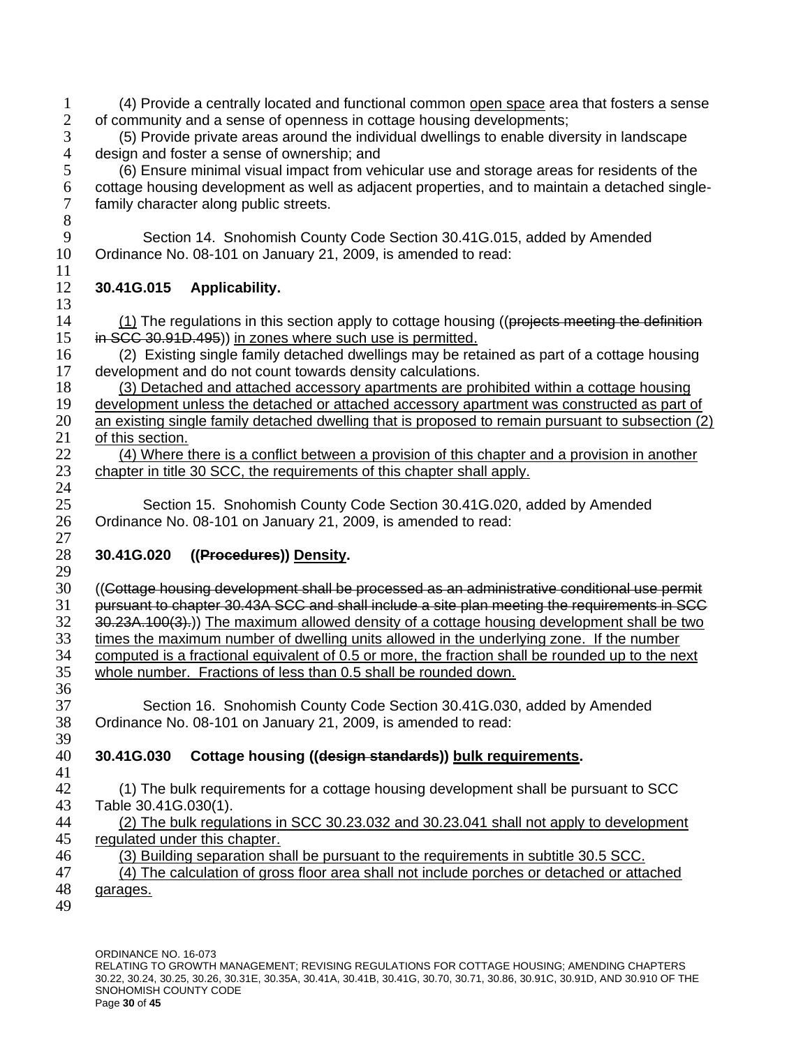(4) Provide a centrally located and functional common open space area that fosters a sense of community and a sense of openness in cottage housing developments;

(5) Provide private areas around the individual dwellings to enable diversity in landscape design and foster a sense of ownership; and

(6) Ensure minimal visual impact from vehicular use and storage areas for residents of the cottage housing development as well as adjacent properties, and to maintain a detached single-family character along public streets.

Section 14. Snohomish County Code Section 30.41G.015, added by Amended Ordinance No. 08-101 on January 21, 2009, is amended to read:

**30.41G.015 Applicability.**

(1) The regulations in this section apply to cottage housing ((~~projects meeting the definition in SCC 30.91D.495~~)) in zones where such use is permitted.

(2) Existing single family detached dwellings may be retained as part of a cottage housing development and do not count towards density calculations.

(3) Detached and attached accessory apartments are prohibited within a cottage housing development unless the detached or attached accessory apartment was constructed as part of an existing single family detached dwelling that is proposed to remain pursuant to subsection (2) of this section.

(4) Where there is a conflict between a provision of this chapter and a provision in another chapter in title 30 SCC, the requirements of this chapter shall apply.

Section 15. Snohomish County Code Section 30.41G.020, added by Amended Ordinance No. 08-101 on January 21, 2009, is amended to read:

**30.41G.020 ((~~Procedures~~)) Density.**

((~~Cottage housing development shall be processed as an administrative conditional use permit pursuant to chapter 30.43A SCC and shall include a site plan meeting the requirements in SCC 30.23A.100(3).~~)) The maximum allowed density of a cottage housing development shall be two times the maximum number of dwelling units allowed in the underlying zone. If the number computed is a fractional equivalent of 0.5 or more, the fraction shall be rounded up to the next whole number. Fractions of less than 0.5 shall be rounded down.

Section 16. Snohomish County Code Section 30.41G.030, added by Amended Ordinance No. 08-101 on January 21, 2009, is amended to read:

**30.41G.030 Cottage housing ((~~design standards~~)) bulk requirements.**

(1) The bulk requirements for a cottage housing development shall be pursuant to SCC Table 30.41G.030(1).

(2) The bulk regulations in SCC 30.23.032 and 30.23.041 shall not apply to development regulated under this chapter.

(3) Building separation shall be pursuant to the requirements in subtitle 30.5 SCC.

(4) The calculation of gross floor area shall not include porches or detached or attached garages.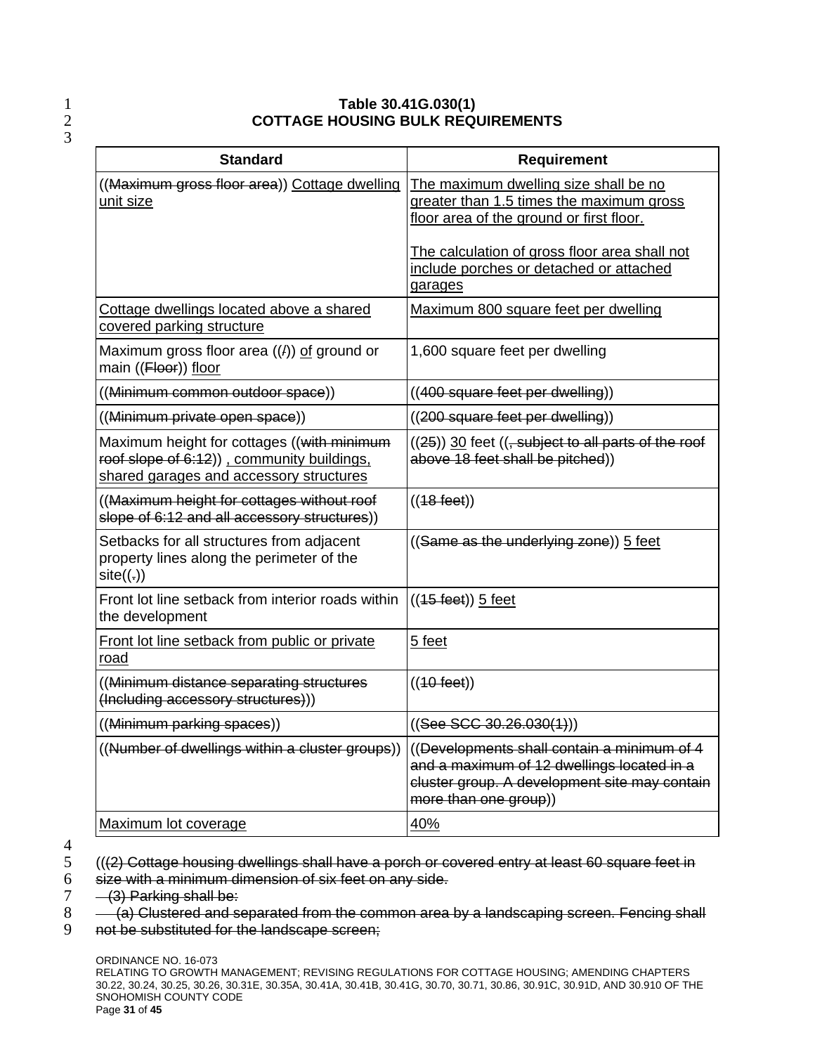**Table 30.41G.030(1)**
**COTTAGE HOUSING BULK REQUIREMENTS**

| Standard | Requirement |
|---|---|
| ((~~Maximum gross floor area~~)) <u>Cottage dwelling unit size</u> | <u>The maximum dwelling size shall be no greater than 1.5 times the maximum gross floor area of the ground or first floor.</u><br><br><u>The calculation of gross floor area shall not include porches or detached or attached garages</u> |
| <u>Cottage dwellings located above a shared covered parking structure</u> | <u>Maximum 800 square feet per dwelling</u> |
| Maximum gross floor area ((~~/~~)) <u>of</u> ground or main ((~~Floor~~)) <u>floor</u> | 1,600 square feet per dwelling |
| ((~~Minimum common outdoor space~~)) | ((~~400 square feet per dwelling~~)) |
| ((~~Minimum private open space~~)) | ((~~200 square feet per dwelling~~)) |
| Maximum height for cottages ((~~with minimum roof slope of 6:12~~)) <u>, community buildings, shared garages and accessory structures</u> | ((~~25~~)) <u>30</u> feet ((~~, subject to all parts of the roof above 18 feet shall be pitched~~)) |
| ((~~Maximum height for cottages without roof slope of 6:12 and all accessory structures~~)) | ((~~18 feet~~)) |
| Setbacks for all structures from adjacent property lines along the perimeter of the site((~~.~~)) | ((~~Same as the underlying zone~~)) <u>5 feet</u> |
| Front lot line setback from interior roads within the development | ((~~15 feet~~)) <u>5 feet</u> |
| <u>Front lot line setback from public or private road</u> | <u>5 feet</u> |
| ((~~Minimum distance separating structures (Including accessory structures)~~)) | ((~~10 feet~~)) |
| ((~~Minimum parking spaces~~)) | ((~~See SCC 30.26.030(1)~~)) |
| ((~~Number of dwellings within a cluster groups~~)) | ((~~Developments shall contain a minimum of 4 and a maximum of 12 dwellings located in a cluster group. A development site may contain more than one group~~)) |
| <u>Maximum lot coverage</u> | <u>40%</u> |

((~~(2) Cottage housing dwellings shall have a porch or covered entry at least 60 square feet in size with a minimum dimension of six feet on any side.~~

~~(3) Parking shall be:~~

~~(a) Clustered and separated from the common area by a landscaping screen. Fencing shall not be substituted for the landscape screen;~~

ORDINANCE NO. 16-073
RELATING TO GROWTH MANAGEMENT; REVISING REGULATIONS FOR COTTAGE HOUSING; AMENDING CHAPTERS 30.22, 30.24, 30.25, 30.26, 30.31E, 30.35A, 30.41A, 30.41B, 30.41G, 30.70, 30.71, 30.86, 30.91C, 30.91D, AND 30.910 OF THE SNOHOMISH COUNTY CODE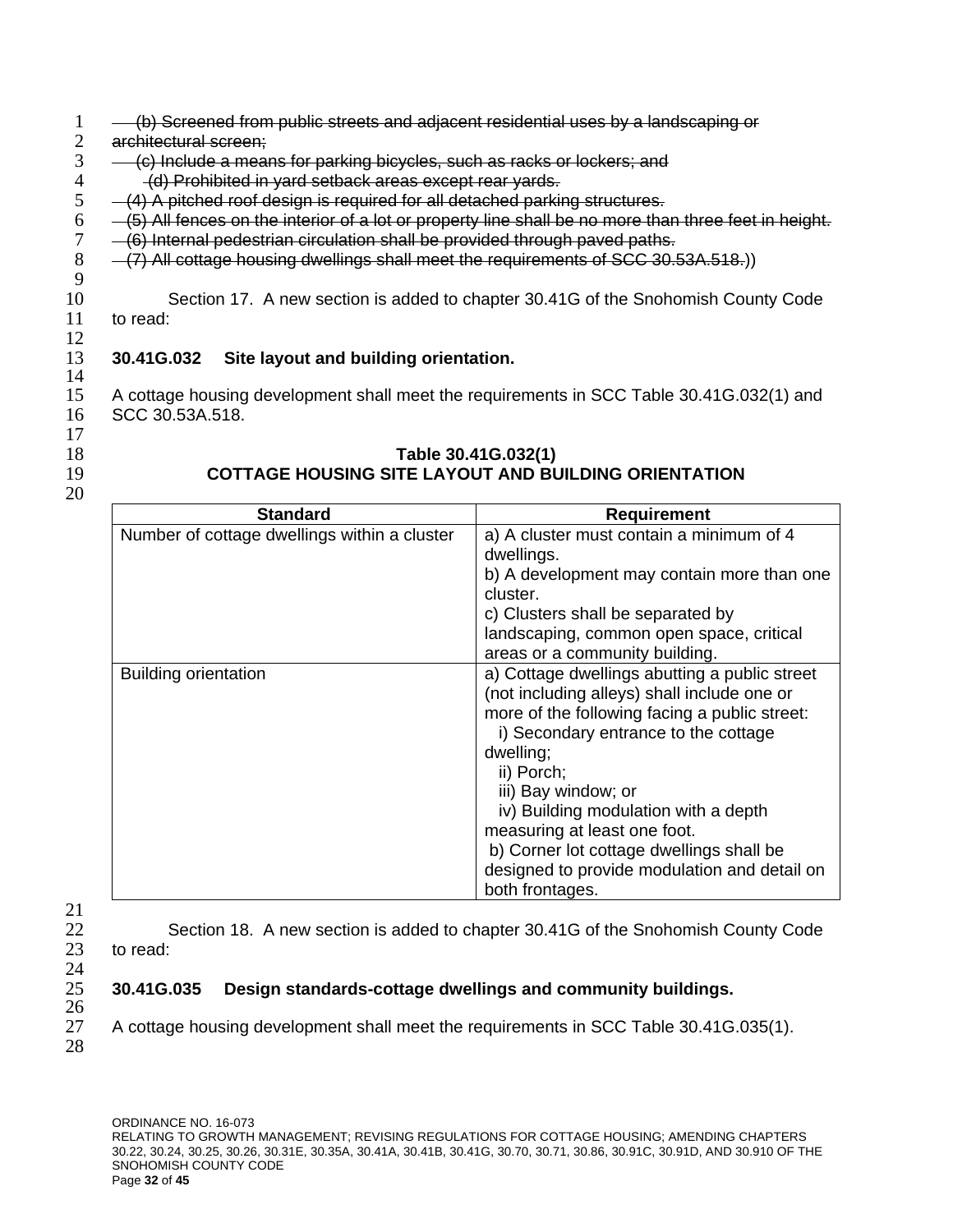~~(b) Screened from public streets and adjacent residential uses by a landscaping or architectural screen;~~

~~(c) Include a means for parking bicycles, such as racks or lockers; and~~

~~(d) Prohibited in yard setback areas except rear yards.~~

~~(4) A pitched roof design is required for all detached parking structures.~~

~~(5) All fences on the interior of a lot or property line shall be no more than three feet in height.~~

~~(6) Internal pedestrian circulation shall be provided through paved paths.~~

~~(7) All cottage housing dwellings shall meet the requirements of SCC 30.53A.518.~~))

Section 17. A new section is added to chapter 30.41G of the Snohomish County Code to read:

**30.41G.032 Site layout and building orientation.**

A cottage housing development shall meet the requirements in SCC Table 30.41G.032(1) and SCC 30.53A.518.

**Table 30.41G.032(1)**
**COTTAGE HOUSING SITE LAYOUT AND BUILDING ORIENTATION**

| Standard | Requirement |
|---|---|
| Number of cottage dwellings within a cluster | a) A cluster must contain a minimum of 4 dwellings.<br>b) A development may contain more than one cluster.<br>c) Clusters shall be separated by landscaping, common open space, critical areas or a community building. |
| Building orientation | a) Cottage dwellings abutting a public street (not including alleys) shall include one or more of the following facing a public street:<br>i) Secondary entrance to the cottage dwelling;<br>ii) Porch;<br>iii) Bay window; or<br>iv) Building modulation with a depth measuring at least one foot.<br>b) Corner lot cottage dwellings shall be designed to provide modulation and detail on both frontages. |

Section 18. A new section is added to chapter 30.41G of the Snohomish County Code to read:

**30.41G.035 Design standards-cottage dwellings and community buildings.**

A cottage housing development shall meet the requirements in SCC Table 30.41G.035(1).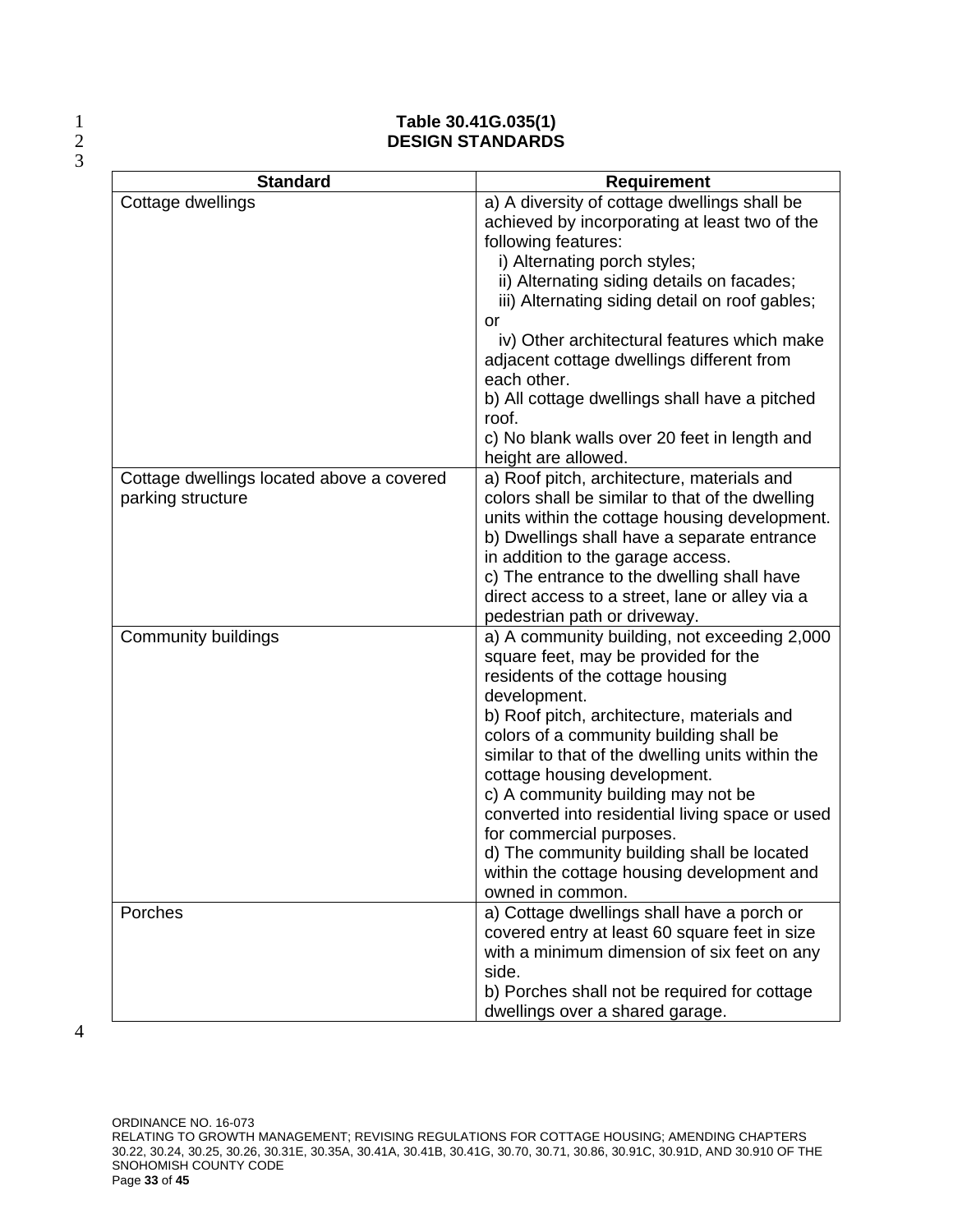**Table 30.41G.035(1)**
**DESIGN STANDARDS**

| Standard | Requirement |
|---|---|
| Cottage dwellings | a) A diversity of cottage dwellings shall be achieved by incorporating at least two of the following features:<br>i) Alternating porch styles;<br>ii) Alternating siding details on facades;<br>iii) Alternating siding detail on roof gables; or<br>iv) Other architectural features which make adjacent cottage dwellings different from each other.<br>b) All cottage dwellings shall have a pitched roof.<br>c) No blank walls over 20 feet in length and height are allowed. |
| Cottage dwellings located above a covered parking structure | a) Roof pitch, architecture, materials and colors shall be similar to that of the dwelling units within the cottage housing development.<br>b) Dwellings shall have a separate entrance in addition to the garage access.<br>c) The entrance to the dwelling shall have direct access to a street, lane or alley via a pedestrian path or driveway. |
| Community buildings | a) A community building, not exceeding 2,000 square feet, may be provided for the residents of the cottage housing development.<br>b) Roof pitch, architecture, materials and colors of a community building shall be similar to that of the dwelling units within the cottage housing development.<br>c) A community building may not be converted into residential living space or used for commercial purposes.<br>d) The community building shall be located within the cottage housing development and owned in common. |
| Porches | a) Cottage dwellings shall have a porch or covered entry at least 60 square feet in size with a minimum dimension of six feet on any side.<br>b) Porches shall not be required for cottage dwellings over a shared garage. |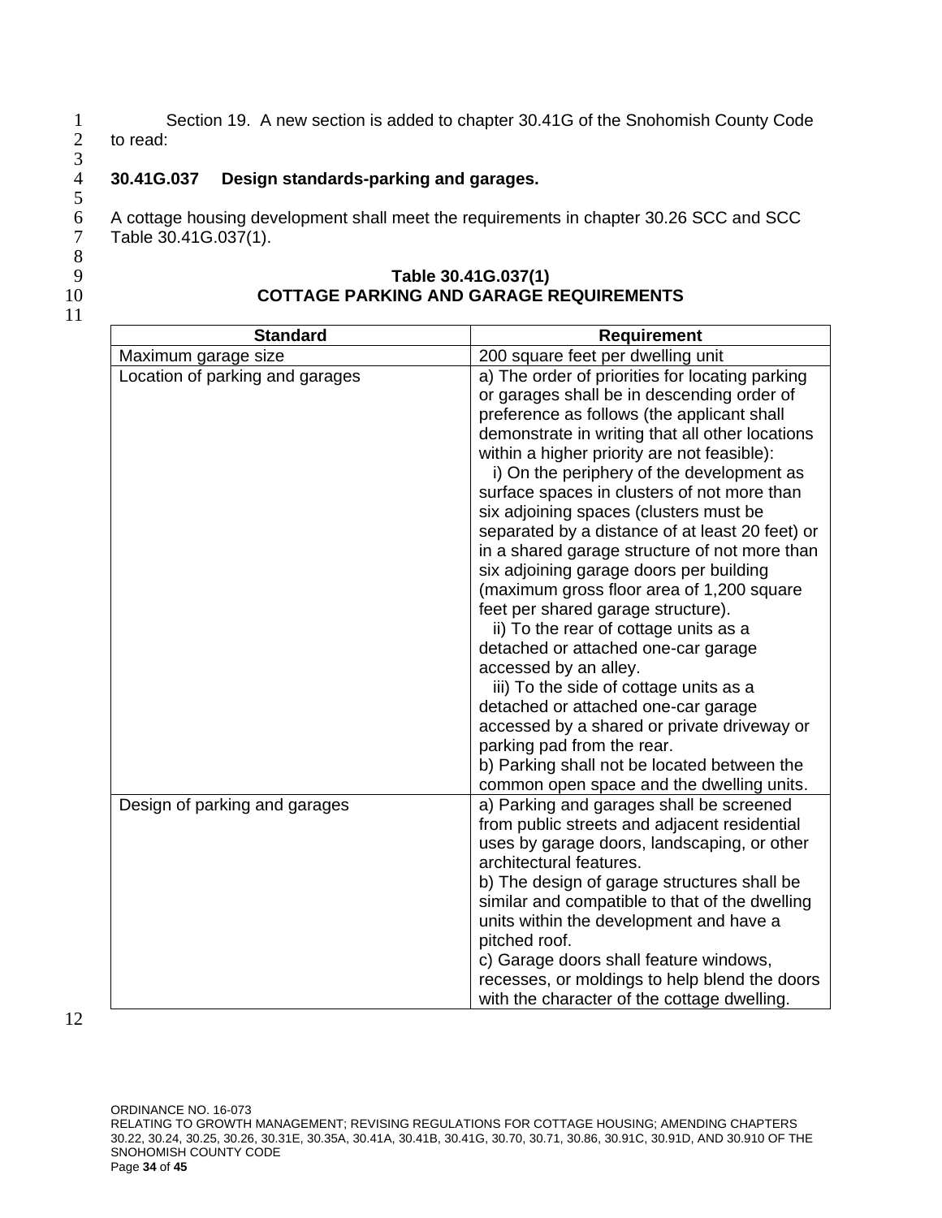Section 19. A new section is added to chapter 30.41G of the Snohomish County Code to read:

**30.41G.037 Design standards-parking and garages.**

A cottage housing development shall meet the requirements in chapter 30.26 SCC and SCC Table 30.41G.037(1).

**Table 30.41G.037(1)**
**COTTAGE PARKING AND GARAGE REQUIREMENTS**

| Standard | Requirement |
|---|---|
| Maximum garage size | 200 square feet per dwelling unit |
| Location of parking and garages | a) The order of priorities for locating parking or garages shall be in descending order of preference as follows (the applicant shall demonstrate in writing that all other locations within a higher priority are not feasible):<br>i) On the periphery of the development as surface spaces in clusters of not more than six adjoining spaces (clusters must be separated by a distance of at least 20 feet) or in a shared garage structure of not more than six adjoining garage doors per building (maximum gross floor area of 1,200 square feet per shared garage structure).<br>ii) To the rear of cottage units as a detached or attached one-car garage accessed by an alley.<br>iii) To the side of cottage units as a detached or attached one-car garage accessed by a shared or private driveway or parking pad from the rear.<br>b) Parking shall not be located between the common open space and the dwelling units. |
| Design of parking and garages | a) Parking and garages shall be screened from public streets and adjacent residential uses by garage doors, landscaping, or other architectural features.<br>b) The design of garage structures shall be similar and compatible to that of the dwelling units within the development and have a pitched roof.<br>c) Garage doors shall feature windows, recesses, or moldings to help blend the doors with the character of the cottage dwelling. |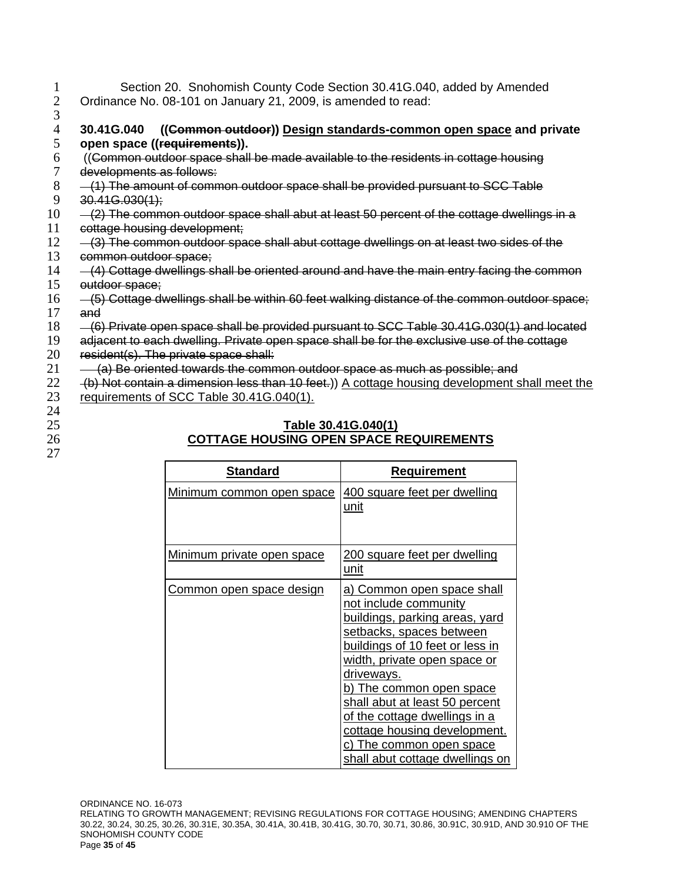Section 20. Snohomish County Code Section 30.41G.040, added by Amended Ordinance No. 08-101 on January 21, 2009, is amended to read:

**30.41G.040 ((~~Common outdoor~~)) <u>Design standards-common open space</u> and private open space ((~~requirements~~)).**

((~~Common outdoor space shall be made available to the residents in cottage housing developments as follows:~~

~~(1) The amount of common outdoor space shall be provided pursuant to SCC Table 30.41G.030(1);~~

~~(2) The common outdoor space shall abut at least 50 percent of the cottage dwellings in a cottage housing development;~~

~~(3) The common outdoor space shall abut cottage dwellings on at least two sides of the common outdoor space;~~

~~(4) Cottage dwellings shall be oriented around and have the main entry facing the common outdoor space;~~

~~(5) Cottage dwellings shall be within 60 feet walking distance of the common outdoor space; and~~

~~(6) Private open space shall be provided pursuant to SCC Table 30.41G.030(1) and located adjacent to each dwelling. Private open space shall be for the exclusive use of the cottage resident(s). The private space shall:~~

~~(a) Be oriented towards the common outdoor space as much as possible; and~~

~~(b) Not contain a dimension less than 10 feet.~~)) <u>A cottage housing development shall meet the requirements of SCC Table 30.41G.040(1).</u>

**<u>Table 30.41G.040(1)</u>**
**<u>COTTAGE HOUSING OPEN SPACE REQUIREMENTS</u>**

| <u>Standard</u> | <u>Requirement</u> |
|---|---|
| <u>Minimum common open space</u> | <u>400 square feet per dwelling unit</u> |
| <u>Minimum private open space</u> | <u>200 square feet per dwelling unit</u> |
| <u>Common open space design</u> | <u>a) Common open space shall not include community buildings, parking areas, yard setbacks, spaces between buildings of 10 feet or less in width, private open space or driveways.</u><br><u>b) The common open space shall abut at least 50 percent of the cottage dwellings in a cottage housing development.</u><br><u>c) The common open space shall abut cottage dwellings on</u> |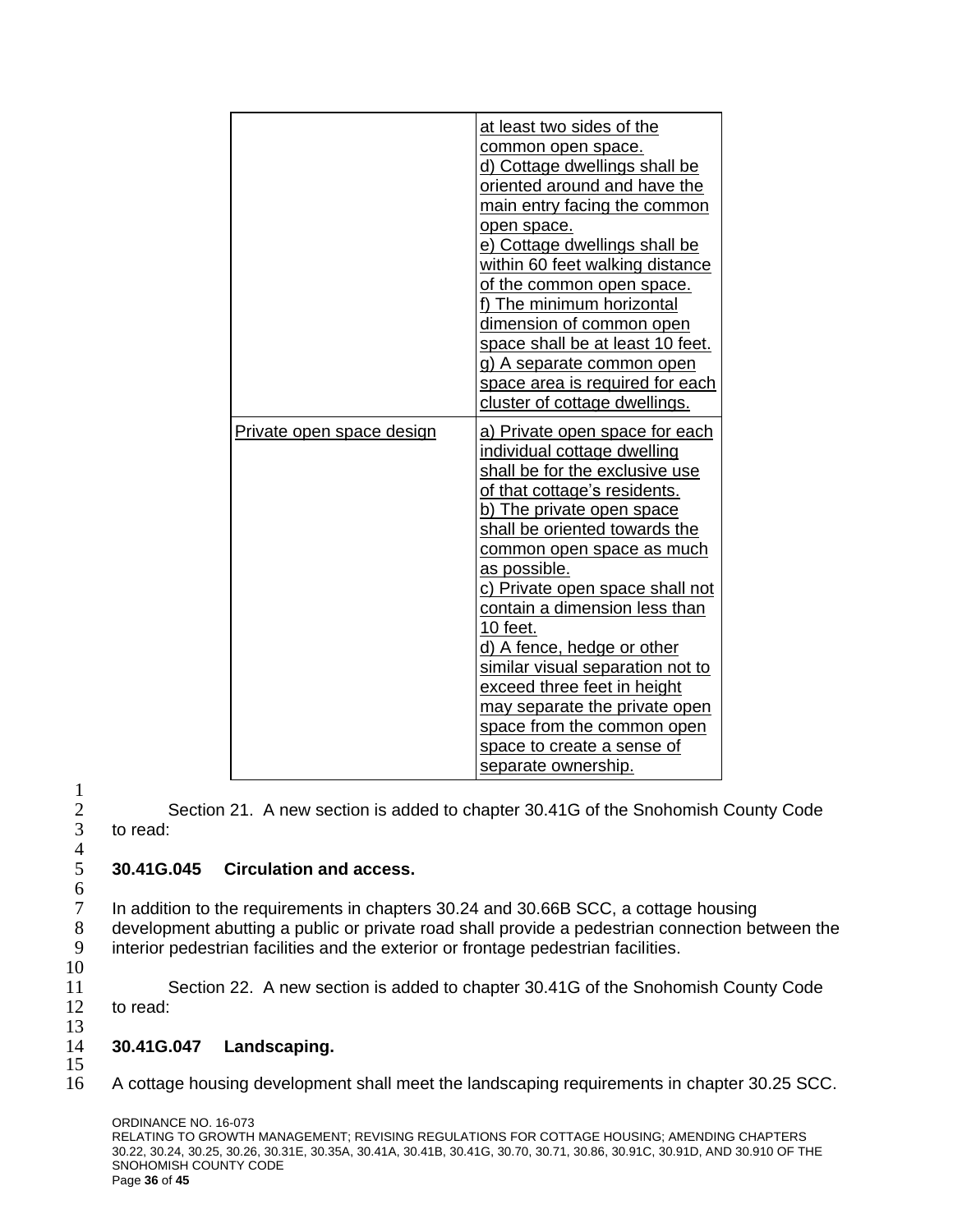| | |
|---|---|
| | at least two sides of the common open space.<br>d) Cottage dwellings shall be oriented around and have the main entry facing the common open space.<br>e) Cottage dwellings shall be within 60 feet walking distance of the common open space.<br>f) The minimum horizontal dimension of common open space shall be at least 10 feet.<br>g) A separate common open space area is required for each cluster of cottage dwellings. |
| Private open space design | a) Private open space for each individual cottage dwelling shall be for the exclusive use of that cottage's residents.<br>b) The private open space shall be oriented towards the common open space as much as possible.<br>c) Private open space shall not contain a dimension less than 10 feet.<br>d) A fence, hedge or other similar visual separation not to exceed three feet in height may separate the private open space from the common open space to create a sense of separate ownership. |

Section 21. A new section is added to chapter 30.41G of the Snohomish County Code to read:

**30.41G.045 Circulation and access.**

In addition to the requirements in chapters 30.24 and 30.66B SCC, a cottage housing development abutting a public or private road shall provide a pedestrian connection between the interior pedestrian facilities and the exterior or frontage pedestrian facilities.

Section 22. A new section is added to chapter 30.41G of the Snohomish County Code to read:

**30.41G.047 Landscaping.**

A cottage housing development shall meet the landscaping requirements in chapter 30.25 SCC.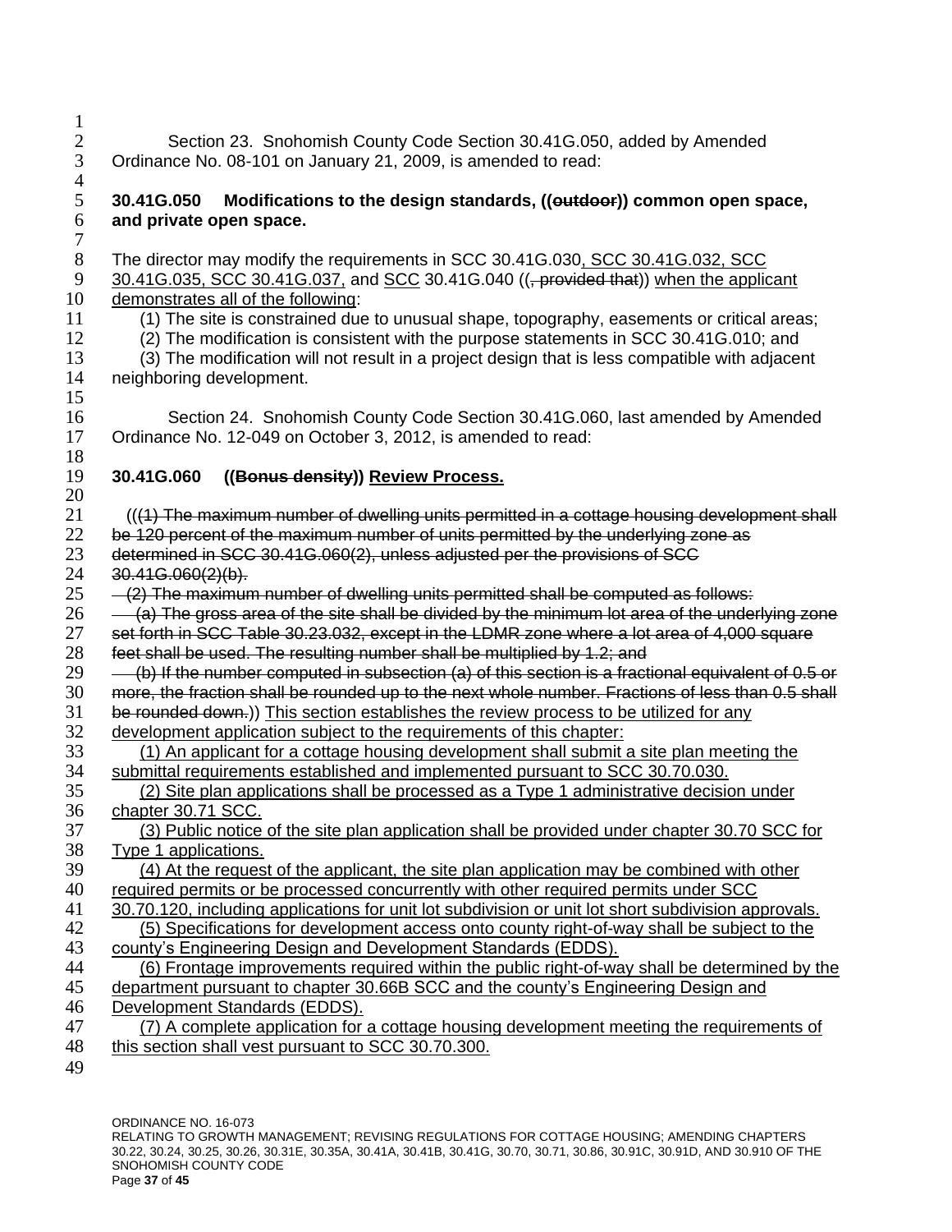Section 23. Snohomish County Code Section 30.41G.050, added by Amended Ordinance No. 08-101 on January 21, 2009, is amended to read:

**30.41G.050 Modifications to the design standards, ((~~outdoor~~)) common open space, and private open space.**

The director may modify the requirements in SCC 30.41G.030, SCC 30.41G.032, SCC 30.41G.035, SCC 30.41G.037, and SCC 30.41G.040 ((~~, provided that~~)) when the applicant demonstrates all of the following:

(1) The site is constrained due to unusual shape, topography, easements or critical areas;

(2) The modification is consistent with the purpose statements in SCC 30.41G.010; and

(3) The modification will not result in a project design that is less compatible with adjacent neighboring development.

Section 24. Snohomish County Code Section 30.41G.060, last amended by Amended Ordinance No. 12-049 on October 3, 2012, is amended to read:

**30.41G.060 ((~~Bonus density~~)) Review Process.**

((~~(1) The maximum number of dwelling units permitted in a cottage housing development shall be 120 percent of the maximum number of units permitted by the underlying zone as determined in SCC 30.41G.060(2), unless adjusted per the provisions of SCC 30.41G.060(2)(b).~~

~~(2) The maximum number of dwelling units permitted shall be computed as follows:~~

~~(a) The gross area of the site shall be divided by the minimum lot area of the underlying zone set forth in SCC Table 30.23.032, except in the LDMR zone where a lot area of 4,000 square feet shall be used. The resulting number shall be multiplied by 1.2; and~~

~~(b) If the number computed in subsection (a) of this section is a fractional equivalent of 0.5 or more, the fraction shall be rounded up to the next whole number. Fractions of less than 0.5 shall be rounded down.~~)) This section establishes the review process to be utilized for any development application subject to the requirements of this chapter:

(1) An applicant for a cottage housing development shall submit a site plan meeting the submittal requirements established and implemented pursuant to SCC 30.70.030.

(2) Site plan applications shall be processed as a Type 1 administrative decision under chapter 30.71 SCC.

(3) Public notice of the site plan application shall be provided under chapter 30.70 SCC for Type 1 applications.

(4) At the request of the applicant, the site plan application may be combined with other required permits or be processed concurrently with other required permits under SCC 30.70.120, including applications for unit lot subdivision or unit lot short subdivision approvals.

(5) Specifications for development access onto county right-of-way shall be subject to the county's Engineering Design and Development Standards (EDDS).

(6) Frontage improvements required within the public right-of-way shall be determined by the department pursuant to chapter 30.66B SCC and the county's Engineering Design and Development Standards (EDDS).

(7) A complete application for a cottage housing development meeting the requirements of this section shall vest pursuant to SCC 30.70.300.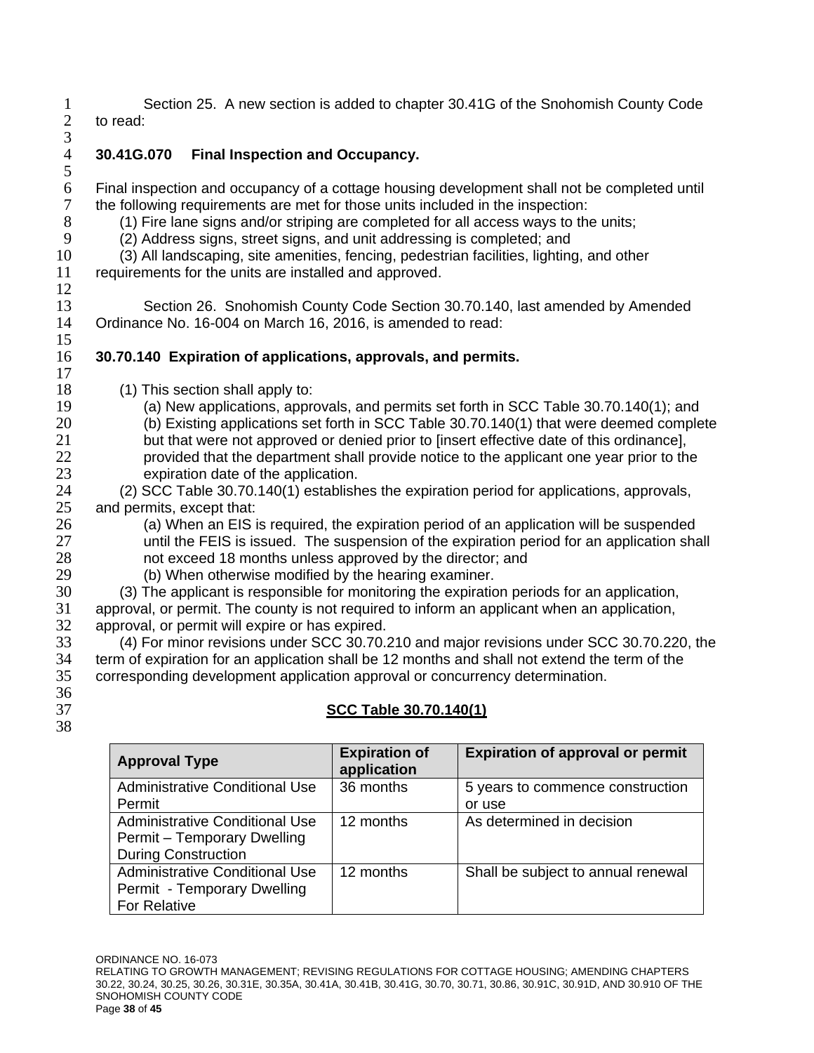Section 25. A new section is added to chapter 30.41G of the Snohomish County Code to read:

**30.41G.070 Final Inspection and Occupancy.**

Final inspection and occupancy of a cottage housing development shall not be completed until the following requirements are met for those units included in the inspection:

(1) Fire lane signs and/or striping are completed for all access ways to the units;

(2) Address signs, street signs, and unit addressing is completed; and

(3) All landscaping, site amenities, fencing, pedestrian facilities, lighting, and other requirements for the units are installed and approved.

Section 26. Snohomish County Code Section 30.70.140, last amended by Amended Ordinance No. 16-004 on March 16, 2016, is amended to read:

**30.70.140 Expiration of applications, approvals, and permits.**

(1) This section shall apply to:

(a) New applications, approvals, and permits set forth in SCC Table 30.70.140(1); and

(b) Existing applications set forth in SCC Table 30.70.140(1) that were deemed complete but that were not approved or denied prior to [insert effective date of this ordinance], provided that the department shall provide notice to the applicant one year prior to the expiration date of the application.

(2) SCC Table 30.70.140(1) establishes the expiration period for applications, approvals, and permits, except that:

(a) When an EIS is required, the expiration period of an application will be suspended until the FEIS is issued. The suspension of the expiration period for an application shall not exceed 18 months unless approved by the director; and

(b) When otherwise modified by the hearing examiner.

(3) The applicant is responsible for monitoring the expiration periods for an application, approval, or permit. The county is not required to inform an applicant when an application, approval, or permit will expire or has expired.

(4) For minor revisions under SCC 30.70.210 and major revisions under SCC 30.70.220, the term of expiration for an application shall be 12 months and shall not extend the term of the corresponding development application approval or concurrency determination.

**SCC Table 30.70.140(1)**

| Approval Type | Expiration of application | Expiration of approval or permit |
|---|---|---|
| Administrative Conditional Use Permit | 36 months | 5 years to commence construction or use |
| Administrative Conditional Use Permit – Temporary Dwelling During Construction | 12 months | As determined in decision |
| Administrative Conditional Use Permit - Temporary Dwelling For Relative | 12 months | Shall be subject to annual renewal |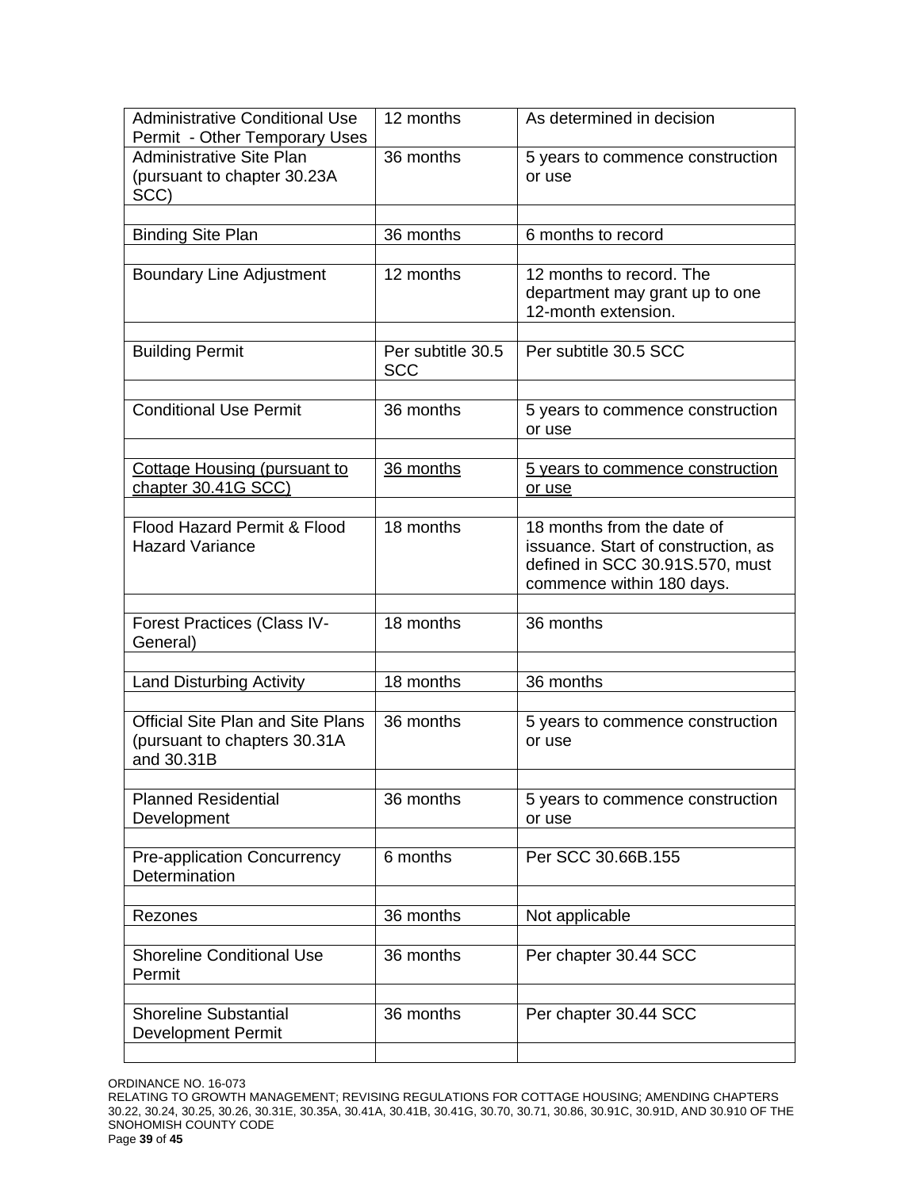| | | |
|---|---|---|
| Administrative Conditional Use Permit - Other Temporary Uses | 12 months | As determined in decision |
| Administrative Site Plan (pursuant to chapter 30.23A SCC) | 36 months | 5 years to commence construction or use |
| | | |
| Binding Site Plan | 36 months | 6 months to record |
| | | |
| Boundary Line Adjustment | 12 months | 12 months to record. The department may grant up to one 12-month extension. |
| | | |
| Building Permit | Per subtitle 30.5 SCC | Per subtitle 30.5 SCC |
| | | |
| Conditional Use Permit | 36 months | 5 years to commence construction or use |
| | | |
| <u>Cottage Housing (pursuant to chapter 30.41G SCC)</u> | <u>36 months</u> | <u>5 years to commence construction or use</u> |
| | | |
| Flood Hazard Permit & Flood Hazard Variance | 18 months | 18 months from the date of issuance. Start of construction, as defined in SCC 30.91S.570, must commence within 180 days. |
| | | |
| Forest Practices (Class IV-General) | 18 months | 36 months |
| | | |
| Land Disturbing Activity | 18 months | 36 months |
| | | |
| Official Site Plan and Site Plans (pursuant to chapters 30.31A and 30.31B | 36 months | 5 years to commence construction or use |
| | | |
| Planned Residential Development | 36 months | 5 years to commence construction or use |
| | | |
| Pre-application Concurrency Determination | 6 months | Per SCC 30.66B.155 |
| | | |
| Rezones | 36 months | Not applicable |
| | | |
| Shoreline Conditional Use Permit | 36 months | Per chapter 30.44 SCC |
| | | |
| Shoreline Substantial Development Permit | 36 months | Per chapter 30.44 SCC |
| | | |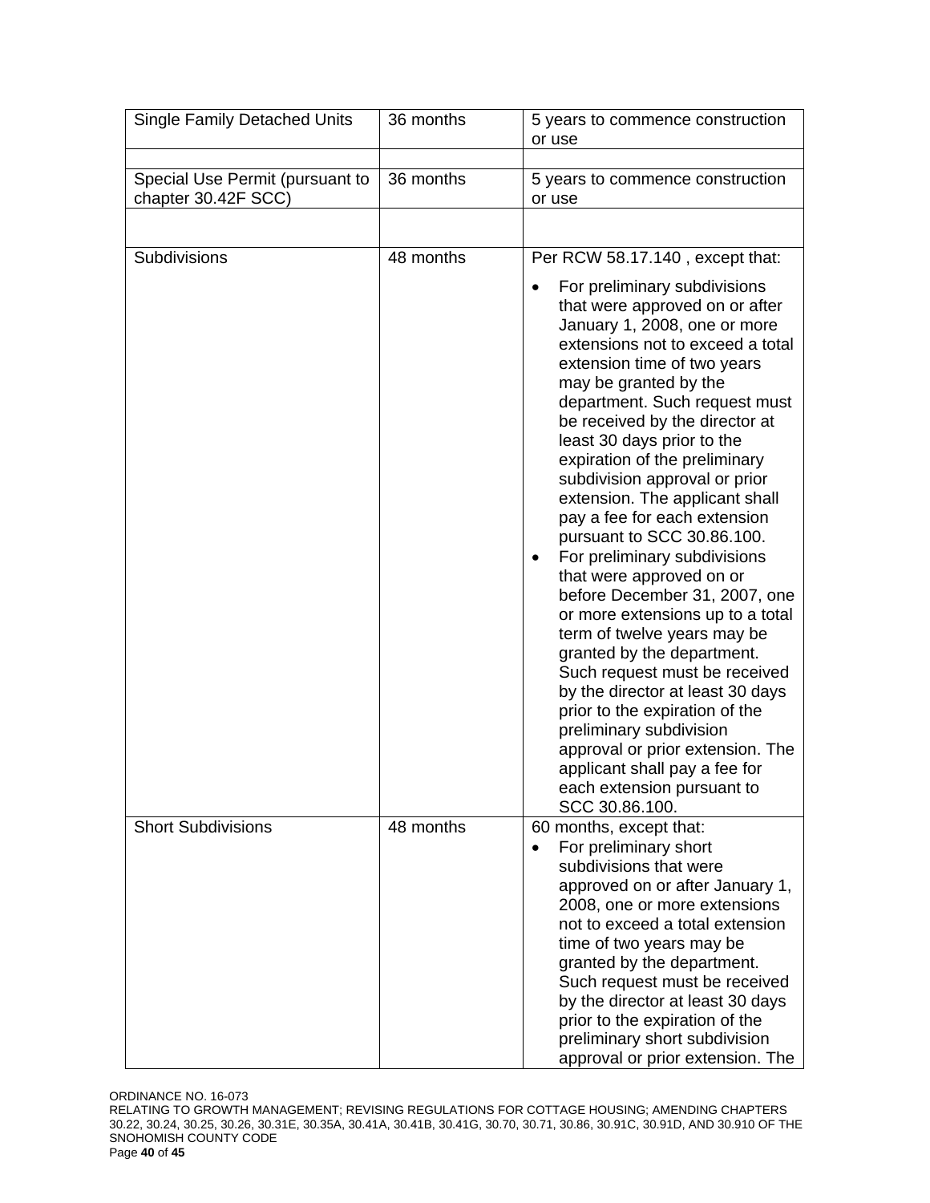| | | |
|---|---|---|
| Single Family Detached Units | 36 months | 5 years to commence construction or use |
| | | |
| Special Use Permit (pursuant to chapter 30.42F SCC) | 36 months | 5 years to commence construction or use |
| | | |
| Subdivisions | 48 months | Per RCW 58.17.140 , except that:<br>• For preliminary subdivisions that were approved on or after January 1, 2008, one or more extensions not to exceed a total extension time of two years may be granted by the department. Such request must be received by the director at least 30 days prior to the expiration of the preliminary subdivision approval or prior extension. The applicant shall pay a fee for each extension pursuant to SCC 30.86.100.<br>• For preliminary subdivisions that were approved on or before December 31, 2007, one or more extensions up to a total term of twelve years may be granted by the department. Such request must be received by the director at least 30 days prior to the expiration of the preliminary subdivision approval or prior extension. The applicant shall pay a fee for each extension pursuant to SCC 30.86.100. |
| Short Subdivisions | 48 months | 60 months, except that:<br>• For preliminary short subdivisions that were approved on or after January 1, 2008, one or more extensions not to exceed a total extension time of two years may be granted by the department. Such request must be received by the director at least 30 days prior to the expiration of the preliminary short subdivision approval or prior extension. The |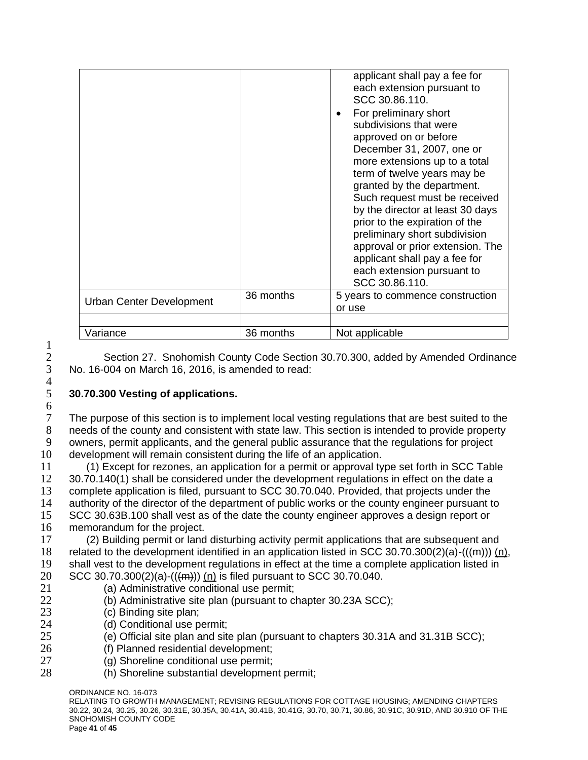| | | applicant shall pay a fee for each extension pursuant to SCC 30.86.110.<br>• For preliminary short subdivisions that were approved on or before December 31, 2007, one or more extensions up to a total term of twelve years may be granted by the department. Such request must be received by the director at least 30 days prior to the expiration of the preliminary short subdivision approval or prior extension. The applicant shall pay a fee for each extension pursuant to SCC 30.86.110. |
|---|---|---|
| Urban Center Development | 36 months | 5 years to commence construction or use |
| | | |
| Variance | 36 months | Not applicable |

Section 27. Snohomish County Code Section 30.70.300, added by Amended Ordinance No. 16-004 on March 16, 2016, is amended to read:

**30.70.300 Vesting of applications.**

The purpose of this section is to implement local vesting regulations that are best suited to the needs of the county and consistent with state law. This section is intended to provide property owners, permit applicants, and the general public assurance that the regulations for project development will remain consistent during the life of an application.

(1) Except for rezones, an application for a permit or approval type set forth in SCC Table 30.70.140(1) shall be considered under the development regulations in effect on the date a complete application is filed, pursuant to SCC 30.70.040. Provided, that projects under the authority of the director of the department of public works or the county engineer pursuant to SCC 30.63B.100 shall vest as of the date the county engineer approves a design report or memorandum for the project.

(2) Building permit or land disturbing activity permit applications that are subsequent and related to the development identified in an application listed in SCC 30.70.300(2)(a)-((~~(m)~~)) (n), shall vest to the development regulations in effect at the time a complete application listed in SCC 30.70.300(2)(a)-((~~(m)~~)) (n) is filed pursuant to SCC 30.70.040.

(a) Administrative conditional use permit;

(b) Administrative site plan (pursuant to chapter 30.23A SCC);

(c) Binding site plan;

(d) Conditional use permit;

(e) Official site plan and site plan (pursuant to chapters 30.31A and 31.31B SCC);

(f) Planned residential development;

(g) Shoreline conditional use permit;

(h) Shoreline substantial development permit;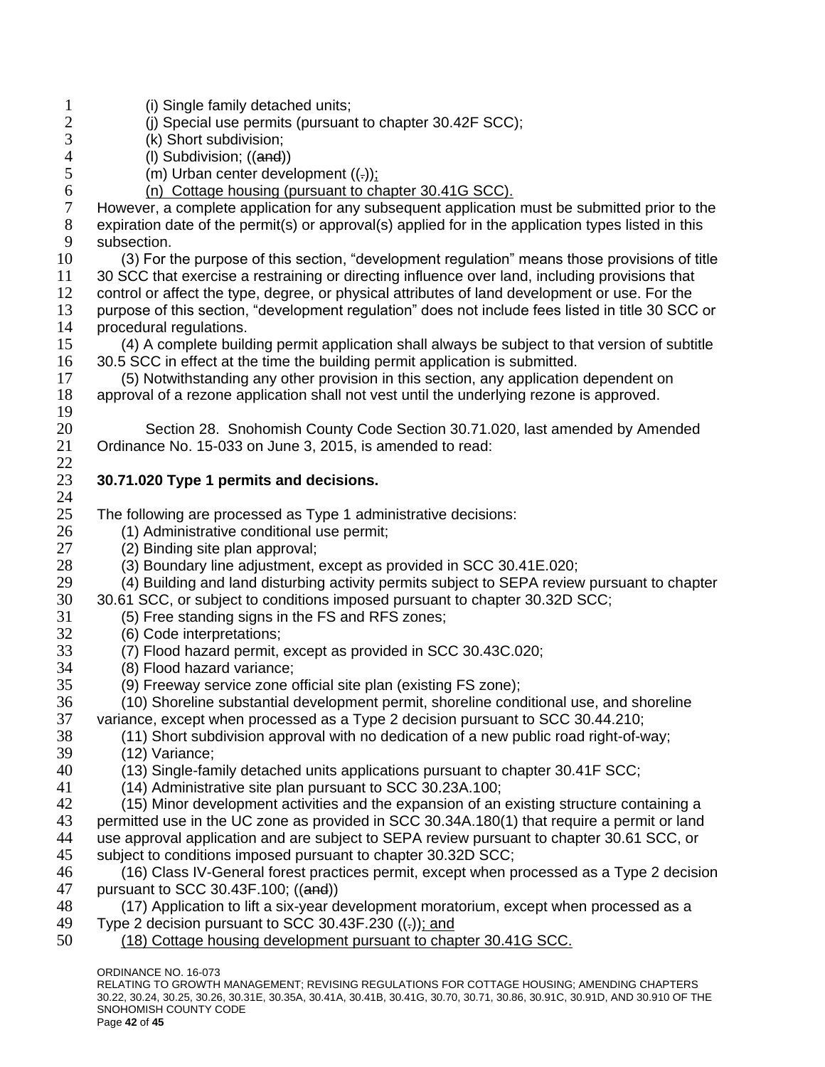(i) Single family detached units;

(j) Special use permits (pursuant to chapter 30.42F SCC);

(k) Short subdivision;

(l) Subdivision; ((~~and~~))

(m) Urban center development ((~~.~~))<u>;</u>

<u>(n) Cottage housing (pursuant to chapter 30.41G SCC).</u>

However, a complete application for any subsequent application must be submitted prior to the expiration date of the permit(s) or approval(s) applied for in the application types listed in this subsection.

(3) For the purpose of this section, "development regulation" means those provisions of title 30 SCC that exercise a restraining or directing influence over land, including provisions that control or affect the type, degree, or physical attributes of land development or use. For the purpose of this section, "development regulation" does not include fees listed in title 30 SCC or procedural regulations.

(4) A complete building permit application shall always be subject to that version of subtitle 30.5 SCC in effect at the time the building permit application is submitted.

(5) Notwithstanding any other provision in this section, any application dependent on approval of a rezone application shall not vest until the underlying rezone is approved.

Section 28. Snohomish County Code Section 30.71.020, last amended by Amended Ordinance No. 15-033 on June 3, 2015, is amended to read:

**30.71.020 Type 1 permits and decisions.**

The following are processed as Type 1 administrative decisions:

(1) Administrative conditional use permit;

(2) Binding site plan approval;

(3) Boundary line adjustment, except as provided in SCC 30.41E.020;

(4) Building and land disturbing activity permits subject to SEPA review pursuant to chapter 30.61 SCC, or subject to conditions imposed pursuant to chapter 30.32D SCC;

(5) Free standing signs in the FS and RFS zones;

(6) Code interpretations;

(7) Flood hazard permit, except as provided in SCC 30.43C.020;

(8) Flood hazard variance;

(9) Freeway service zone official site plan (existing FS zone);

(10) Shoreline substantial development permit, shoreline conditional use, and shoreline variance, except when processed as a Type 2 pursuant to SCC 30.44.210;

(11) Short subdivision approval with no dedication of a new public road right-of-way;

(12) Variance;

(13) Single-family detached units applications pursuant to chapter 30.41F SCC;

(14) Administrative site plan pursuant to SCC 30.23A.100;

(15) Minor development activities and the expansion of an existing structure containing a permitted use in the UC zone as provided in SCC 30.34A.180(1) that require a permit or land use approval application and are subject to SEPA review pursuant to chapter 30.61 SCC, or subject to conditions imposed pursuant to chapter 30.32D SCC;

(16) Class IV-General forest practices permit, except when processed as a Type 2 decision pursuant to SCC 30.43F.100; ((~~and~~))

(17) Application to lift a six-year development moratorium, except when processed as a Type 2 decision pursuant to SCC 30.43F.230 ((~~.~~))<u>; and</u>

<u>(18) Cottage housing development pursuant to chapter 30.41G SCC.</u>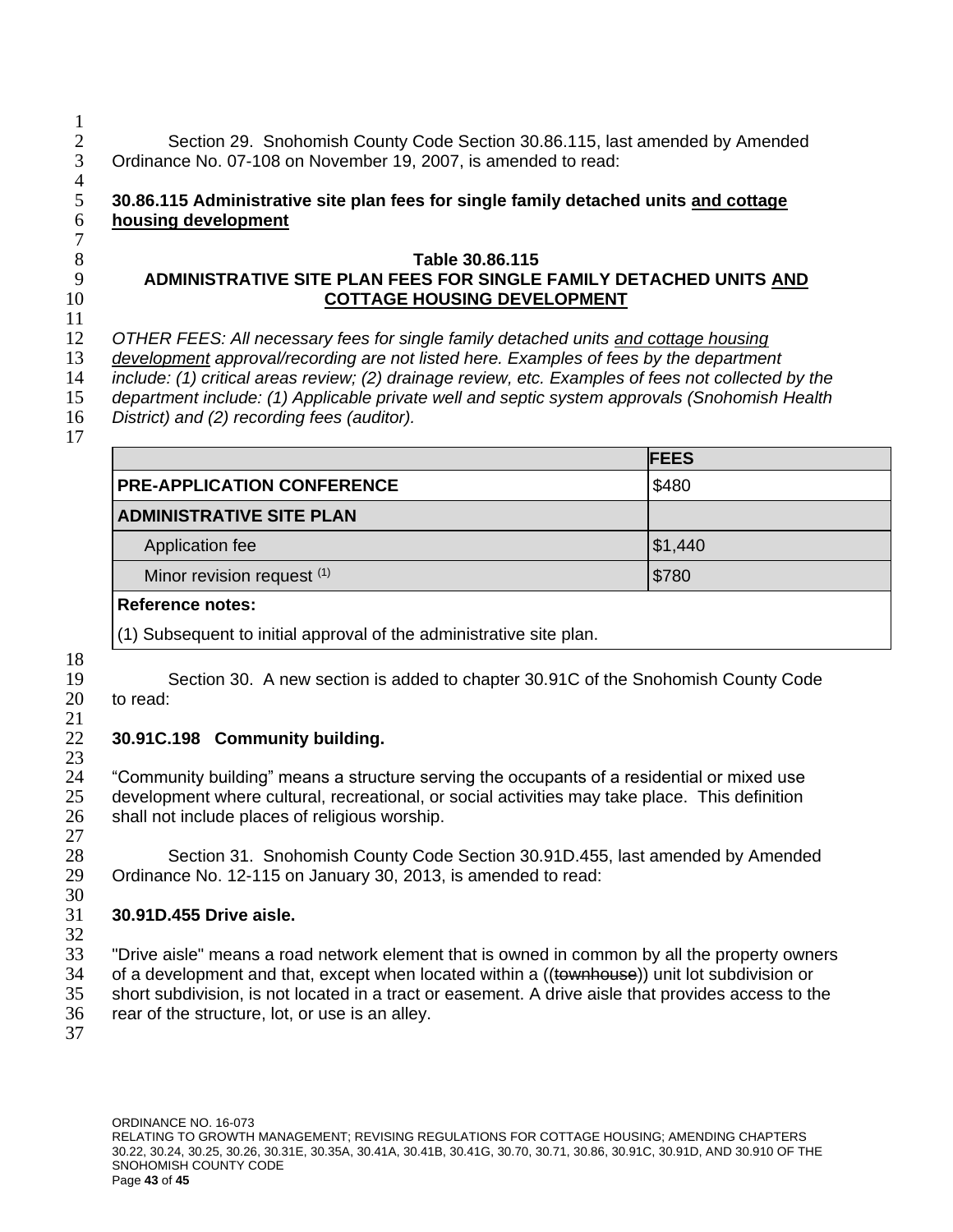Section 29. Snohomish County Code Section 30.86.115, last amended by Amended Ordinance No. 07-108 on November 19, 2007, is amended to read:

**30.86.115 Administrative site plan fees for single family detached units <u>and cottage housing development</u>**

**Table 30.86.115**
**ADMINISTRATIVE SITE PLAN FEES FOR SINGLE FAMILY DETACHED UNITS <u>AND COTTAGE HOUSING DEVELOPMENT</u>**

*OTHER FEES: All necessary fees for single family detached units <u>and cottage housing development</u> approval/recording are not listed here. Examples of fees by the department include: (1) critical areas review; (2) drainage review, etc. Examples of fees not collected by the department include: (1) Applicable private well and septic system approvals (Snohomish Health District) and (2) recording fees (auditor).*

| | **FEES** |
|---|---|
| **PRE-APPLICATION CONFERENCE** | $480 |
| **ADMINISTRATIVE SITE PLAN** | |
| Application fee | $1,440 |
| Minor revision request (1) | $780 |
| **Reference notes:** | |
| (1) Subsequent to initial approval of the administrative site plan. | |

Section 30. A new section is added to chapter 30.91C of the Snohomish County Code to read:

**30.91C.198 Community building.**

"Community building" means a structure serving the occupants of a residential or mixed use development where cultural, recreational, or social activities may take place. This definition shall not include places of religious worship.

Section 31. Snohomish County Code Section 30.91D.455, last amended by Amended Ordinance No. 12-115 on January 30, 2013, is amended to read:

**30.91D.455 Drive aisle.**

"Drive aisle" means a road network element that is owned in common by all the property owners of a development and that, except when located within a ((~~townhouse~~)) unit lot subdivision or short subdivision, is not located in a tract or easement. A drive aisle that provides access to the rear of the structure, lot, or use is an alley.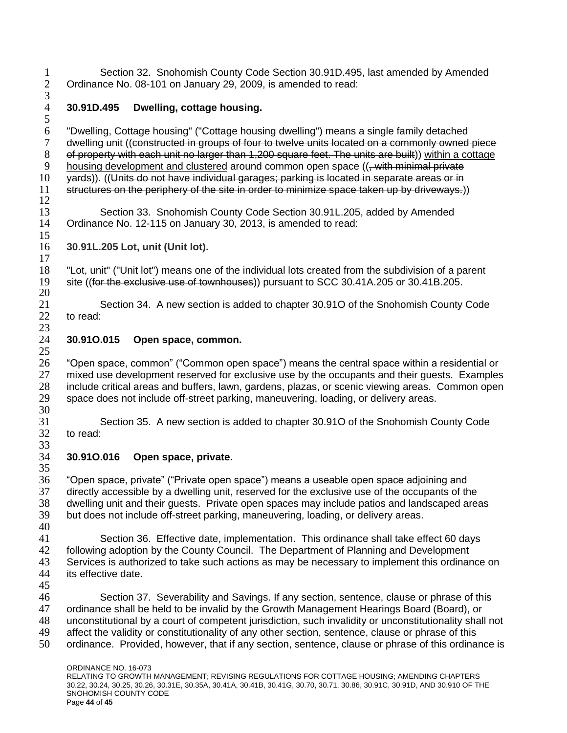Section 32. Snohomish County Code Section 30.91D.495, last amended by Amended Ordinance No. 08-101 on January 29, 2009, is amended to read:

**30.91D.495 Dwelling, cottage housing.**

"Dwelling, Cottage housing" ("Cottage housing dwelling") means a single family detached dwelling unit ((~~constructed in groups of four to twelve units located on a commonly owned piece of property with each unit no larger than 1,200 square feet. The units are built~~)) <u>within a cottage housing development and clustered</u> around common open space ((~~, with minimal private yards~~)). ((~~Units do not have individual garages; parking is located in separate areas or in structures on the periphery of the site in order to minimize space taken up by driveways.~~))

Section 33. Snohomish County Code Section 30.91L.205, added by Amended Ordinance No. 12-115 on January 30, 2013, is amended to read:

**30.91L.205 Lot, unit (Unit lot).**

"Lot, unit" ("Unit lot") means one of the individual lots created from the subdivision of a parent site ((~~for the exclusive use of townhouses~~)) pursuant to SCC 30.41A.205 or 30.41B.205.

Section 34. A new section is added to chapter 30.91O of the Snohomish County Code to read:

**30.91O.015 Open space, common.**

"Open space, common" ("Common open space") means the central space within a residential or mixed use development reserved for exclusive use by the occupants and their guests. Examples include critical areas and buffers, lawn, gardens, plazas, or scenic viewing areas. Common open space does not include off-street parking, maneuvering, loading, or delivery areas.

Section 35. A new section is added to chapter 30.91O of the Snohomish County Code to read:

**30.91O.016 Open space, private.**

"Open space, private" ("Private open space") means a useable open space adjoining and directly accessible by a dwelling unit, reserved for the exclusive use of the occupants of the dwelling unit and their guests. Private open spaces may include patios and landscaped areas but does not include off-street parking, maneuvering, loading, or delivery areas.

Section 36. Effective date, implementation. This ordinance shall take effect 60 days following adoption by the County Council. The Department of Planning and Development Services is authorized to take such actions as may be necessary to implement this ordinance on its effective date.

Section 37. Severability and Savings. If any section, sentence, clause or phrase of this ordinance shall be held to be invalid by the Growth Management Hearings Board (Board), or unconstitutional by a court of competent jurisdiction, such invalidity or unconstitutionality shall not affect the validity or constitutionality of any other section, sentence, clause or phrase of this ordinance. Provided, however, that if any section, sentence, clause or phrase of this ordinance is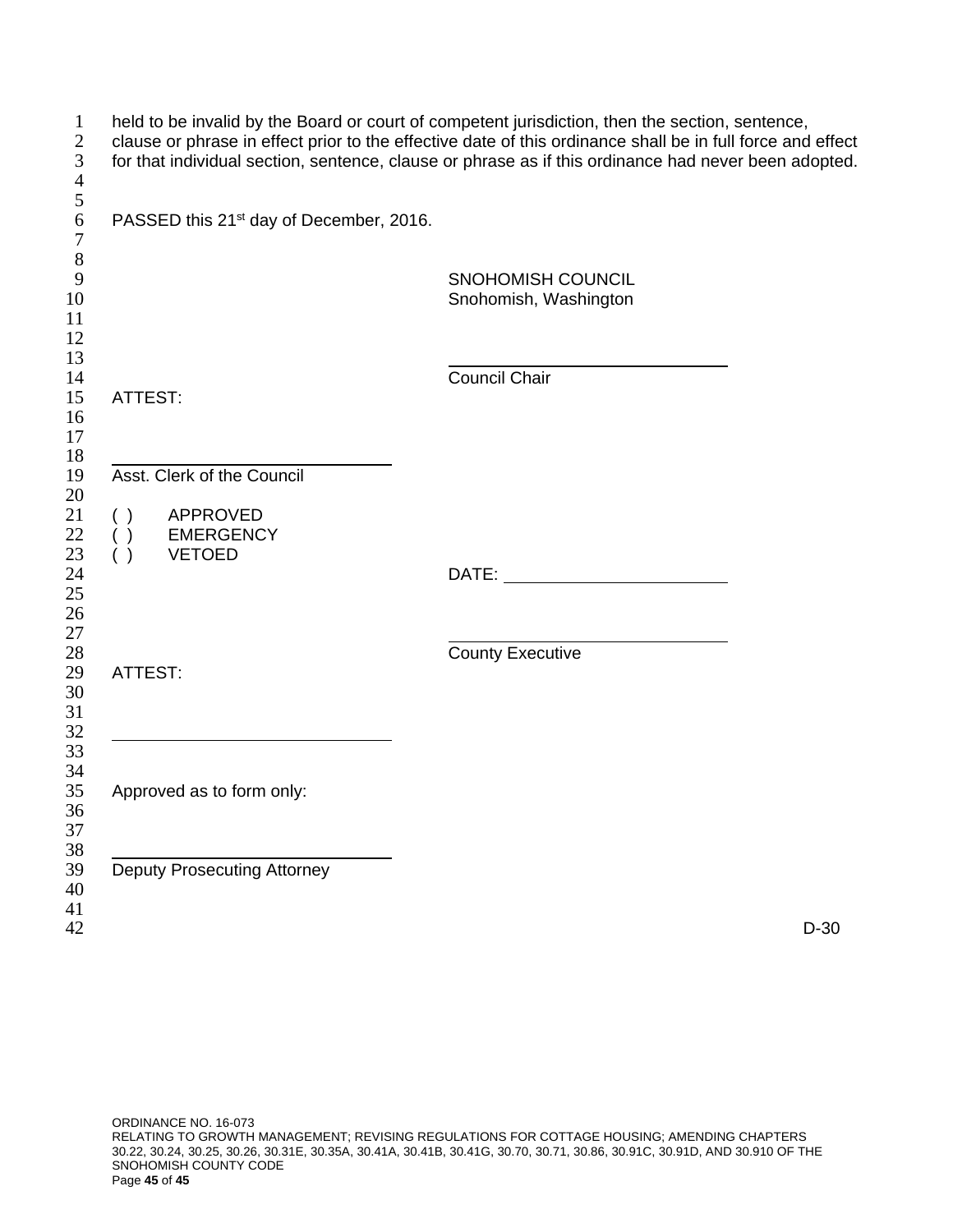held to be invalid by the Board or court of competent jurisdiction, then the section, sentence, clause or phrase in effect prior to the effective date of this ordinance shall be in full force and effect for that individual section, sentence, clause or phrase as if this ordinance had never been adopted.

PASSED this 21st day of December, 2016.

SNOHOMISH COUNCIL
Snohomish, Washington

\_\_\_\_\_\_\_\_\_\_\_\_\_\_\_\_\_\_\_\_\_\_\_\_\_\_\_\_\_\_
Council Chair

ATTEST:

\_\_\_\_\_\_\_\_\_\_\_\_\_\_\_\_\_\_\_\_\_\_\_\_\_\_\_\_\_\_
Asst. Clerk of the Council

( ) APPROVED
( ) EMERGENCY
( ) VETOED

DATE: \_\_\_\_\_\_\_\_\_\_\_\_\_\_\_\_\_\_\_\_\_\_\_

\_\_\_\_\_\_\_\_\_\_\_\_\_\_\_\_\_\_\_\_\_\_\_\_\_\_\_\_\_\_
County Executive

ATTEST:

\_\_\_\_\_\_\_\_\_\_\_\_\_\_\_\_\_\_\_\_\_\_\_\_\_\_\_\_\_\_

Approved as to form only:

\_\_\_\_\_\_\_\_\_\_\_\_\_\_\_\_\_\_\_\_\_\_\_\_\_\_\_\_\_\_
Deputy Prosecuting Attorney

D-30